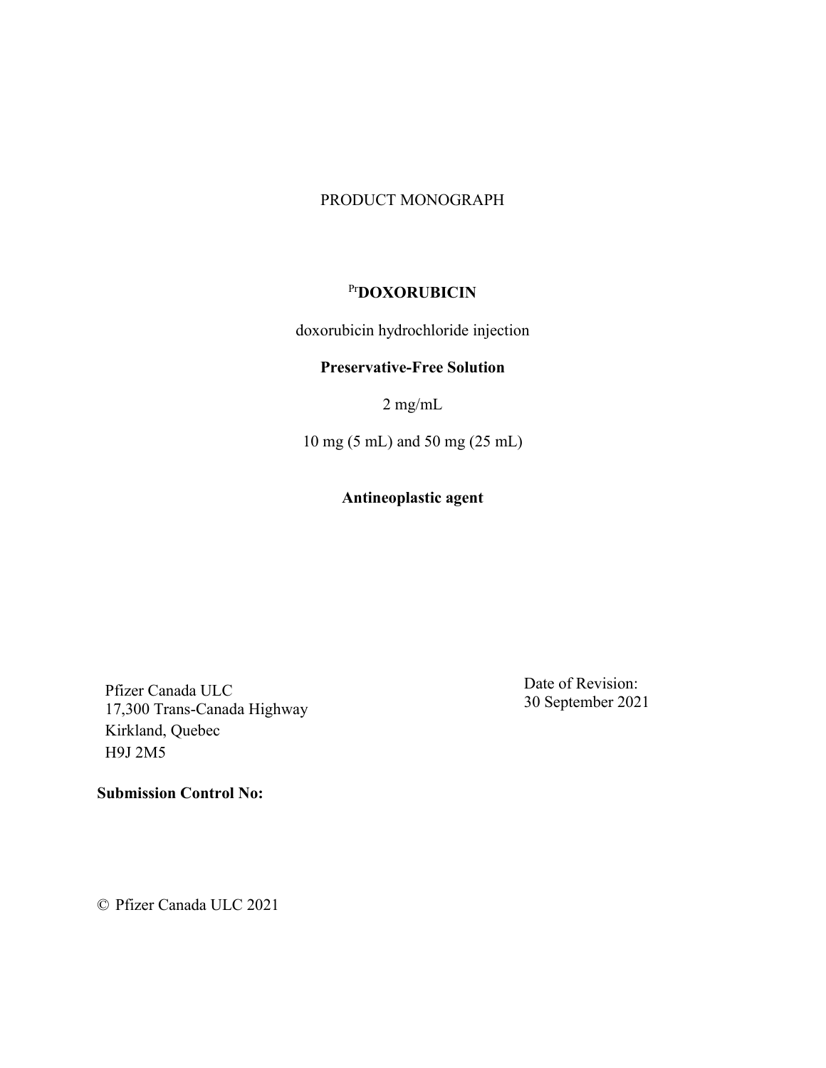PRODUCT MONOGRAPH

# [Pr]DOXORUBICIN

doxorubicin hydrochloride injection

**Preservative-Free Solution**

2 mg/mL

10 mg (5 mL) and 50 mg (25 mL)

**Antineoplastic agent**

Pfizer Canada ULC
17,300 Trans-Canada Highway
Kirkland, Quebec
H9J 2M5

Date of Revision:
30 September 2021

**Submission Control No:**

© Pfizer Canada ULC 2021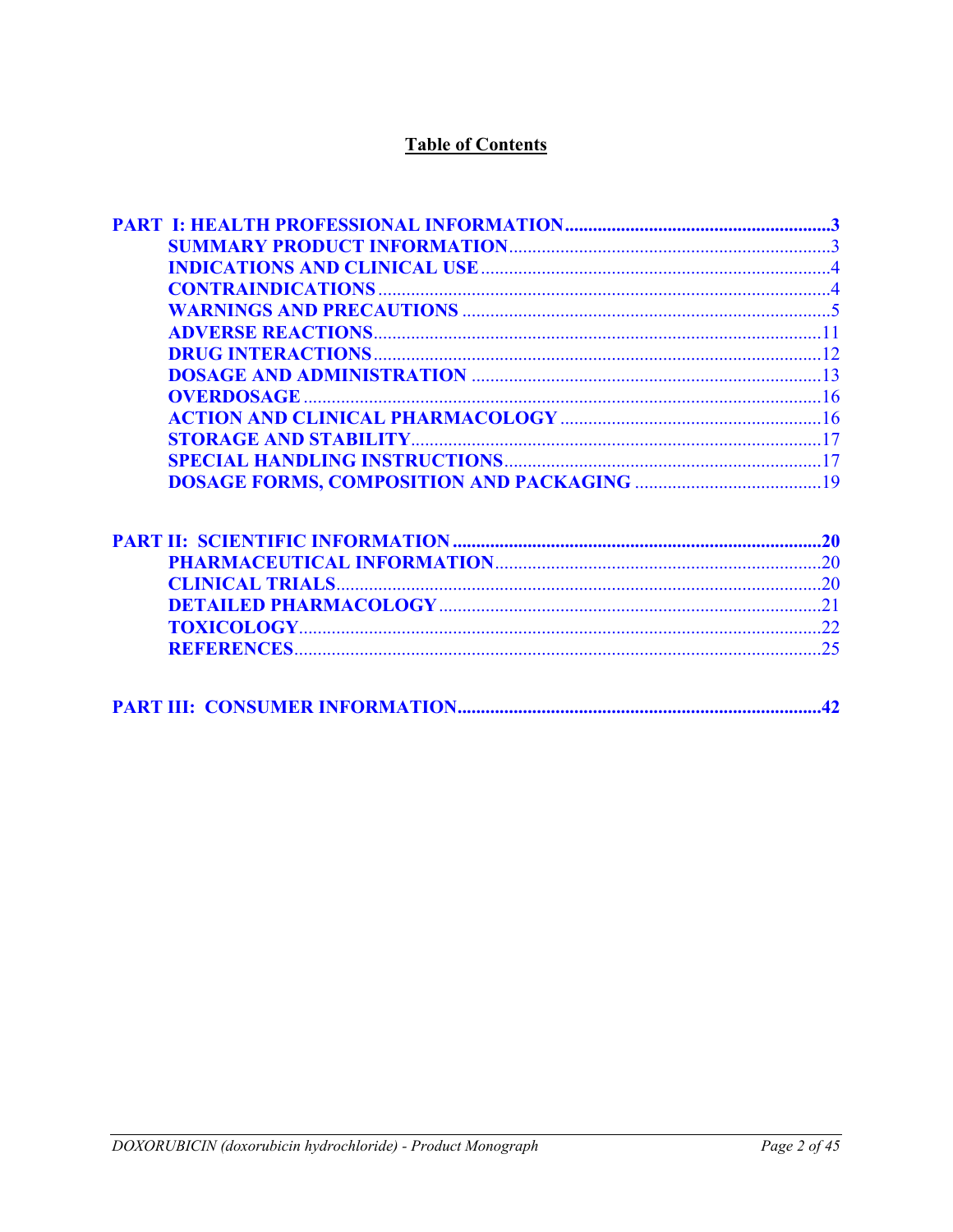# Table of Contents

**PART I: HEALTH PROFESSIONAL INFORMATION** ........................................................ 3
- SUMMARY PRODUCT INFORMATION ........................................................ 3
- INDICATIONS AND CLINICAL USE ........................................................ 4
- CONTRAINDICATIONS ........................................................ 4
- WARNINGS AND PRECAUTIONS ........................................................ 5
- ADVERSE REACTIONS ........................................................ 11
- DRUG INTERACTIONS ........................................................ 12
- DOSAGE AND ADMINISTRATION ........................................................ 13
- OVERDOSAGE ........................................................ 16
- ACTION AND CLINICAL PHARMACOLOGY ........................................................ 16
- STORAGE AND STABILITY ........................................................ 17
- SPECIAL HANDLING INSTRUCTIONS ........................................................ 17
- DOSAGE FORMS, COMPOSITION AND PACKAGING ........................................................ 19

**PART II: SCIENTIFIC INFORMATION** ........................................................ 20
- PHARMACEUTICAL INFORMATION ........................................................ 20
- CLINICAL TRIALS ........................................................ 20
- DETAILED PHARMACOLOGY ........................................................ 21
- TOXICOLOGY ........................................................ 22
- REFERENCES ........................................................ 25

**PART III: CONSUMER INFORMATION** ........................................................ 42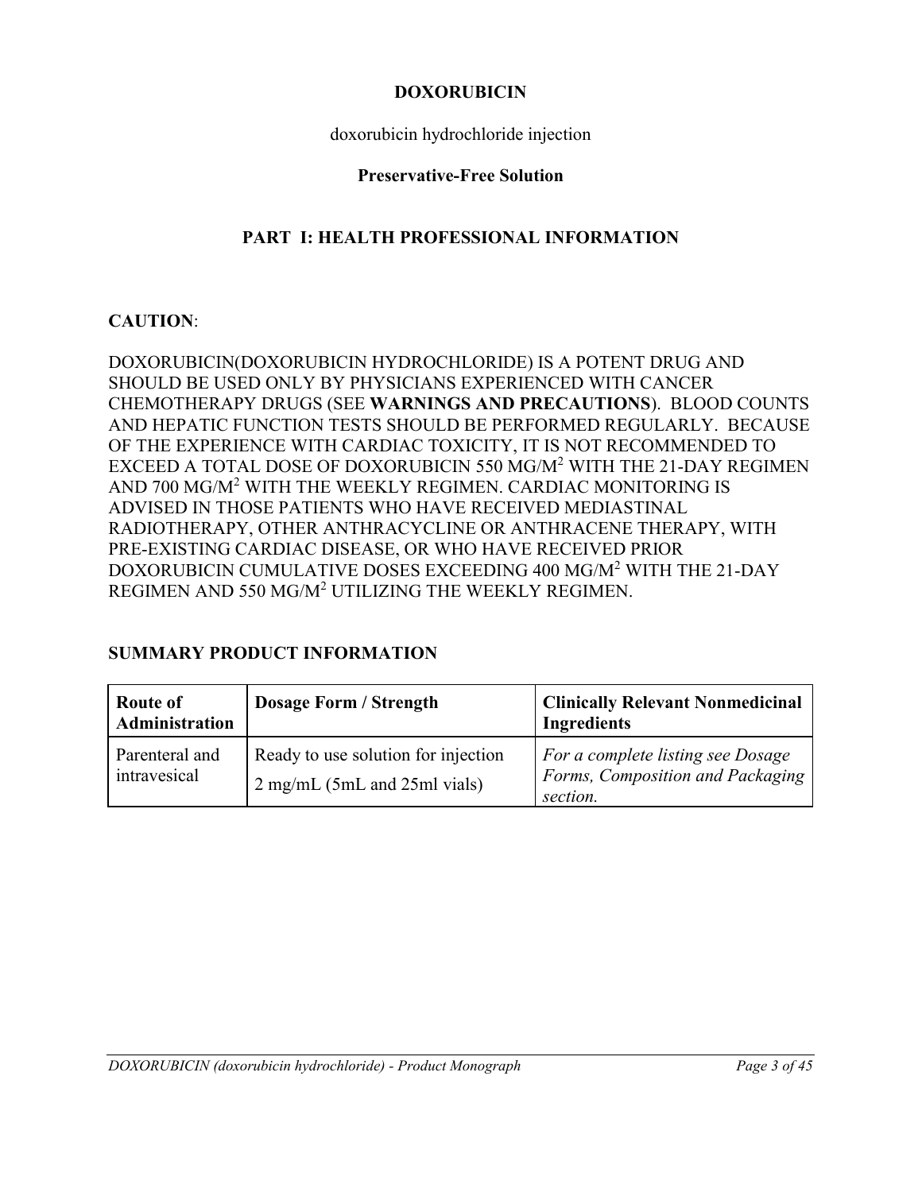**DOXORUBICIN**

doxorubicin hydrochloride injection

**Preservative-Free Solution**

## PART I: HEALTH PROFESSIONAL INFORMATION

**CAUTION**:

DOXORUBICIN(DOXORUBICIN HYDROCHLORIDE) IS A POTENT DRUG AND SHOULD BE USED ONLY BY PHYSICIANS EXPERIENCED WITH CANCER CHEMOTHERAPY DRUGS (SEE **WARNINGS AND PRECAUTIONS**). BLOOD COUNTS AND HEPATIC FUNCTION TESTS SHOULD BE PERFORMED REGULARLY. BECAUSE OF THE EXPERIENCE WITH CARDIAC TOXICITY, IT IS NOT RECOMMENDED TO EXCEED A TOTAL DOSE OF DOXORUBICIN 550 MG/M$^2$ WITH THE 21-DAY REGIMEN AND 700 MG/M$^2$ WITH THE WEEKLY REGIMEN. CARDIAC MONITORING IS ADVISED IN THOSE PATIENTS WHO HAVE RECEIVED MEDIASTINAL RADIOTHERAPY, OTHER ANTHRACYCLINE OR ANTHRACENE THERAPY, WITH PRE-EXISTING CARDIAC DISEASE, OR WHO HAVE RECEIVED PRIOR DOXORUBICIN CUMULATIVE DOSES EXCEEDING 400 MG/M$^2$ WITH THE 21-DAY REGIMEN AND 550 MG/M$^2$ UTILIZING THE WEEKLY REGIMEN.

### SUMMARY PRODUCT INFORMATION

| Route of Administration | Dosage Form / Strength | Clinically Relevant Nonmedicinal Ingredients |
|---|---|---|
| Parenteral and intravesical | Ready to use solution for injection<br>2 mg/mL (5mL and 25ml vials) | *For a complete listing see Dosage Forms, Composition and Packaging section.* |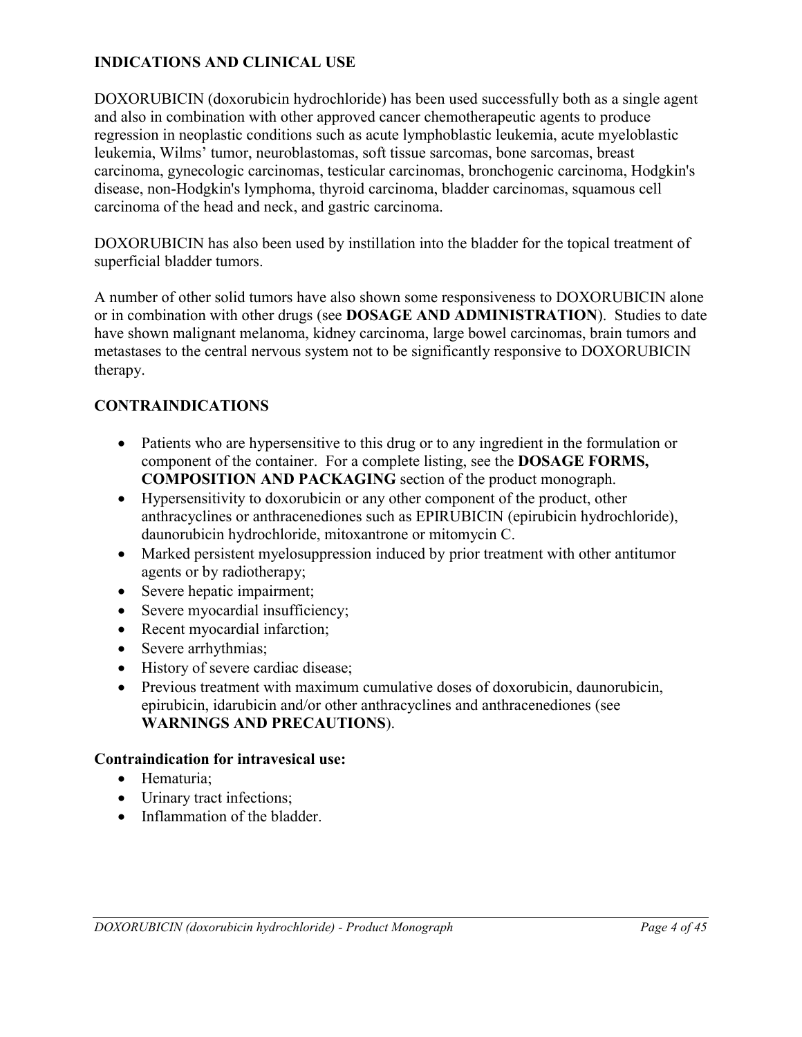## INDICATIONS AND CLINICAL USE

DOXORUBICIN (doxorubicin hydrochloride) has been used successfully both as a single agent and also in combination with other approved cancer chemotherapeutic agents to produce regression in neoplastic conditions such as acute lymphoblastic leukemia, acute myeloblastic leukemia, Wilms' tumor, neuroblastomas, soft tissue sarcomas, bone sarcomas, breast carcinoma, gynecologic carcinomas, testicular carcinomas, bronchogenic carcinoma, Hodgkin's disease, non-Hodgkin's lymphoma, thyroid carcinoma, bladder carcinomas, squamous cell carcinoma of the head and neck, and gastric carcinoma.

DOXORUBICIN has also been used by instillation into the bladder for the topical treatment of superficial bladder tumors.

A number of other solid tumors have also shown some responsiveness to DOXORUBICIN alone or in combination with other drugs (see **DOSAGE AND ADMINISTRATION**). Studies to date have shown malignant melanoma, kidney carcinoma, large bowel carcinomas, brain tumors and metastases to the central nervous system not to be significantly responsive to DOXORUBICIN therapy.

## CONTRAINDICATIONS

- Patients who are hypersensitive to this drug or to any ingredient in the formulation or component of the container. For a complete listing, see the **DOSAGE FORMS, COMPOSITION AND PACKAGING** section of the product monograph.
- Hypersensitivity to doxorubicin or any other component of the product, other anthracyclines or anthracenediones such as EPIRUBICIN (epirubicin hydrochloride), daunorubicin hydrochloride, mitoxantrone or mitomycin C.
- Marked persistent myelosuppression induced by prior treatment with other antitumor agents or by radiotherapy;
- Severe hepatic impairment;
- Severe myocardial insufficiency;
- Recent myocardial infarction;
- Severe arrhythmias;
- History of severe cardiac disease;
- Previous treatment with maximum cumulative doses of doxorubicin, daunorubicin, epirubicin, idarubicin and/or other anthracyclines and anthracenediones (see **WARNINGS AND PRECAUTIONS**).

**Contraindication for intravesical use:**

- Hematuria;
- Urinary tract infections;
- Inflammation of the bladder.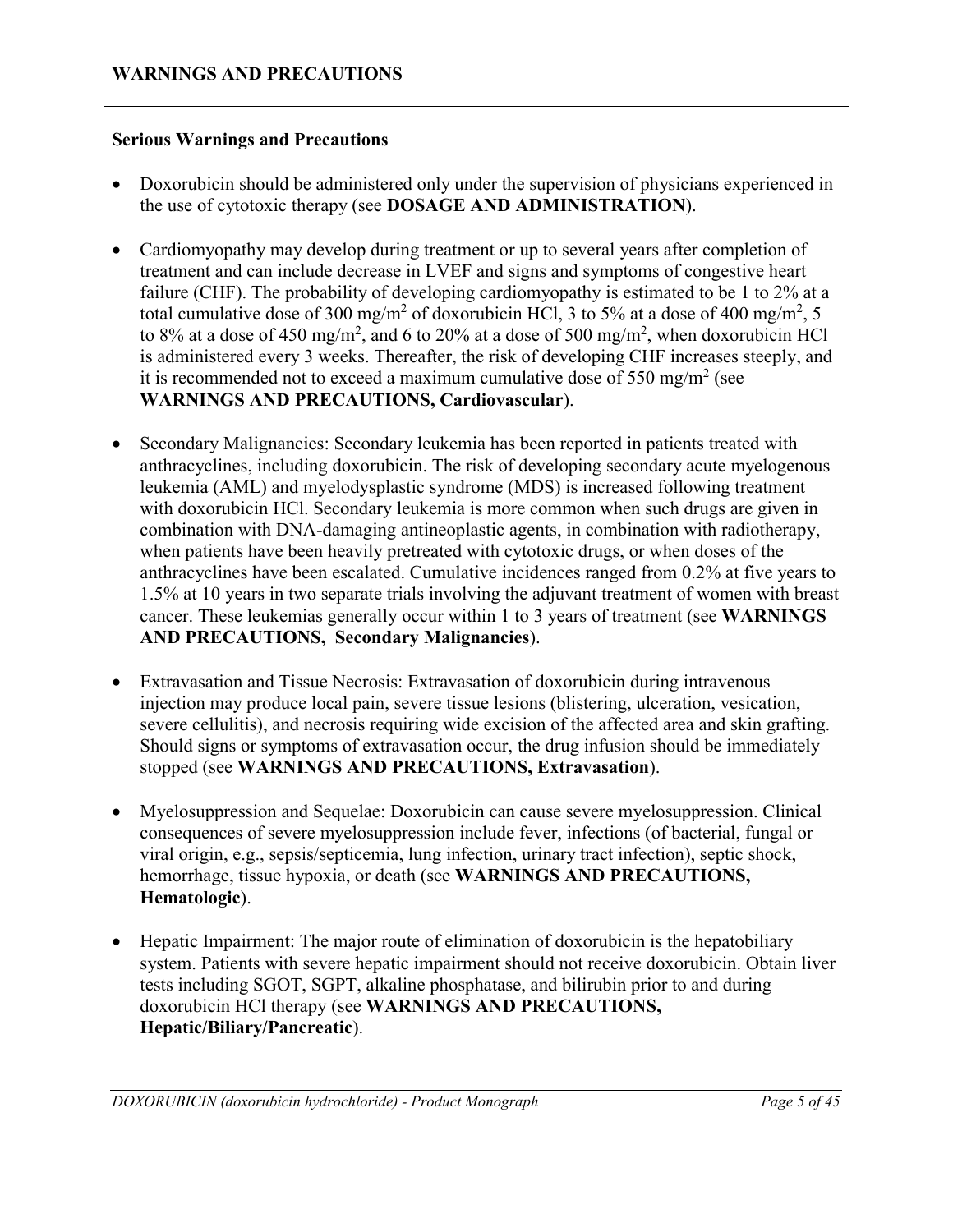## WARNINGS AND PRECAUTIONS

### Serious Warnings and Precautions

- Doxorubicin should be administered only under the supervision of physicians experienced in the use of cytotoxic therapy (see **DOSAGE AND ADMINISTRATION**).
- Cardiomyopathy may develop during treatment or up to several years after completion of treatment and can include decrease in LVEF and signs and symptoms of congestive heart failure (CHF). The probability of developing cardiomyopathy is estimated to be 1 to 2% at a total cumulative dose of 300 mg/m$^2$ of doxorubicin HCl, 3 to 5% at a dose of 400 mg/m$^2$, 5 to 8% at a dose of 450 mg/m$^2$, and 6 to 20% at a dose of 500 mg/m$^2$, when doxorubicin HCl is administered every 3 weeks. Thereafter, the risk of developing CHF increases steeply, and it is recommended not to exceed a maximum cumulative dose of 550 mg/m$^2$ (see **WARNINGS AND PRECAUTIONS, Cardiovascular**).
- Secondary Malignancies: Secondary leukemia has been reported in patients treated with anthracyclines, including doxorubicin. The risk of developing secondary acute myelogenous leukemia (AML) and myelodysplastic syndrome (MDS) is increased following treatment with doxorubicin HCl. Secondary leukemia is more common when such drugs are given in combination with DNA-damaging antineoplastic agents, in combination with radiotherapy, when patients have been heavily pretreated with cytotoxic drugs, or when doses of the anthracyclines have been escalated. Cumulative incidences ranged from 0.2% at five years to 1.5% at 10 years in two separate trials involving the adjuvant treatment of women with breast cancer. These leukemias generally occur within 1 to 3 years of treatment (see **WARNINGS AND PRECAUTIONS, Secondary Malignancies**).
- Extravasation and Tissue Necrosis: Extravasation of doxorubicin during intravenous injection may produce local pain, severe tissue lesions (blistering, ulceration, vesication, severe cellulitis), and necrosis requiring wide excision of the affected area and skin grafting. Should signs or symptoms of extravasation occur, the drug infusion should be immediately stopped (see **WARNINGS AND PRECAUTIONS, Extravasation**).
- Myelosuppression and Sequelae: Doxorubicin can cause severe myelosuppression. Clinical consequences of severe myelosuppression include fever, infections (of bacterial, fungal or viral origin, e.g., sepsis/septicemia, lung infection, urinary tract infection), septic shock, hemorrhage, tissue hypoxia, or death (see **WARNINGS AND PRECAUTIONS, Hematologic**).
- Hepatic Impairment: The major route of elimination of doxorubicin is the hepatobiliary system. Patients with severe hepatic impairment should not receive doxorubicin. Obtain liver tests including SGOT, SGPT, alkaline phosphatase, and bilirubin prior to and during doxorubicin HCl therapy (see **WARNINGS AND PRECAUTIONS, Hepatic/Biliary/Pancreatic**).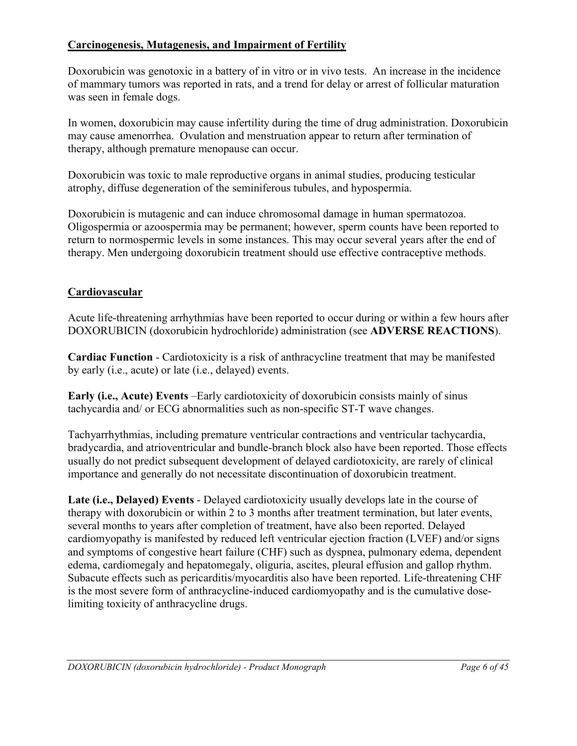## Carcinogenesis, Mutagenesis, and Impairment of Fertility

Doxorubicin was genotoxic in a battery of in vitro or in vivo tests. An increase in the incidence of mammary tumors was reported in rats, and a trend for delay or arrest of follicular maturation was seen in female dogs.

In women, doxorubicin may cause infertility during the time of drug administration. Doxorubicin may cause amenorrhea. Ovulation and menstruation appear to return after termination of therapy, although premature menopause can occur.

Doxorubicin was toxic to male reproductive organs in animal studies, producing testicular atrophy, diffuse degeneration of the seminiferous tubules, and hypospermia.

Doxorubicin is mutagenic and can induce chromosomal damage in human spermatozoa. Oligospermia or azoospermia may be permanent; however, sperm counts have been reported to return to normospermic levels in some instances. This may occur several years after the end of therapy. Men undergoing doxorubicin treatment should use effective contraceptive methods.

## Cardiovascular

Acute life-threatening arrhythmias have been reported to occur during or within a few hours after DOXORUBICIN (doxorubicin hydrochloride) administration (see **ADVERSE REACTIONS**).

**Cardiac Function** - Cardiotoxicity is a risk of anthracycline treatment that may be manifested by early (i.e., acute) or late (i.e., delayed) events.

**Early (i.e., Acute) Events** –Early cardiotoxicity of doxorubicin consists mainly of sinus tachycardia and/ or ECG abnormalities such as non-specific ST-T wave changes.

Tachyarrhythmias, including premature ventricular contractions and ventricular tachycardia, bradycardia, and atrioventricular and bundle-branch block also have been reported. Those effects usually do not predict subsequent development of delayed cardiotoxicity, are rarely of clinical importance and generally do not necessitate discontinuation of doxorubicin treatment.

**Late (i.e., Delayed) Events** - Delayed cardiotoxicity usually develops late in the course of therapy with doxorubicin or within 2 to 3 months after treatment termination, but later events, several months to years after completion of treatment, have also been reported. Delayed cardiomyopathy is manifested by reduced left ventricular ejection fraction (LVEF) and/or signs and symptoms of congestive heart failure (CHF) such as dyspnea, pulmonary edema, dependent edema, cardiomegaly and hepatomegaly, oliguria, ascites, pleural effusion and gallop rhythm. Subacute effects such as pericarditis/myocarditis also have been reported. Life-threatening CHF is the most severe form of anthracycline-induced cardiomyopathy and is the cumulative dose-limiting toxicity of anthracycline drugs.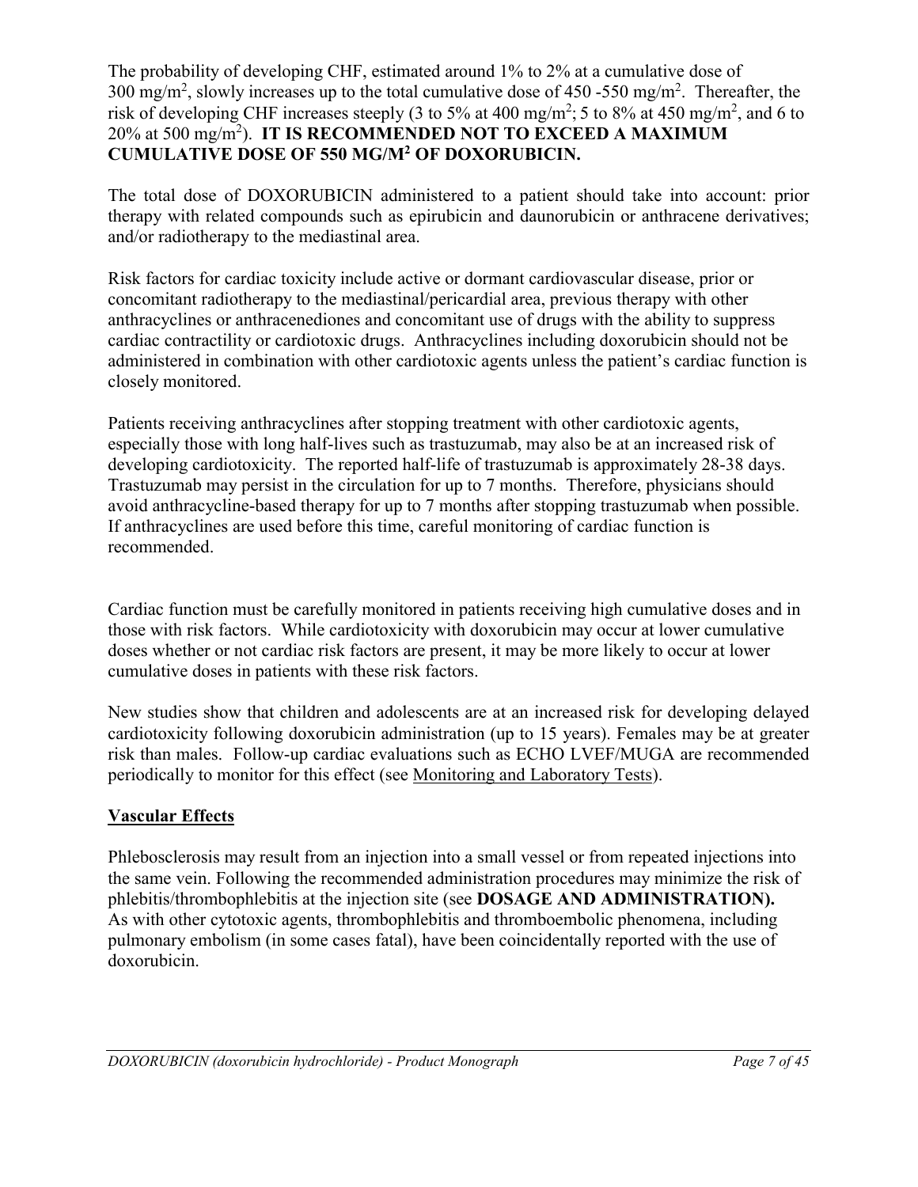The probability of developing CHF, estimated around 1% to 2% at a cumulative dose of 300 mg/m$^2$, slowly increases up to the total cumulative dose of 450 -550 mg/m$^2$. Thereafter, the risk of developing CHF increases steeply (3 to 5% at 400 mg/m$^2$; 5 to 8% at 450 mg/m$^2$, and 6 to 20% at 500 mg/m$^2$). **IT IS RECOMMENDED NOT TO EXCEED A MAXIMUM CUMULATIVE DOSE OF 550 MG/M$^2$ OF DOXORUBICIN.**

The total dose of DOXORUBICIN administered to a patient should take into account: prior therapy with related compounds such as epirubicin and daunorubicin or anthracene derivatives; and/or radiotherapy to the mediastinal area.

Risk factors for cardiac toxicity include active or dormant cardiovascular disease, prior or concomitant radiotherapy to the mediastinal/pericardial area, previous therapy with other anthracyclines or anthracenediones and concomitant use of drugs with the ability to suppress cardiac contractility or cardiotoxic drugs. Anthracyclines including doxorubicin should not be administered in combination with other cardiotoxic agents unless the patient's cardiac function is closely monitored.

Patients receiving anthracyclines after stopping treatment with other cardiotoxic agents, especially those with long half-lives such as trastuzumab, may also be at an increased risk of developing cardiotoxicity. The reported half-life of trastuzumab is approximately 28-38 days. Trastuzumab may persist in the circulation for up to 7 months. Therefore, physicians should avoid anthracycline-based therapy for up to 7 months after stopping trastuzumab when possible. If anthracyclines are used before this time, careful monitoring of cardiac function is recommended.

Cardiac function must be carefully monitored in patients receiving high cumulative doses and in those with risk factors. While cardiotoxicity with doxorubicin may occur at lower cumulative doses whether or not cardiac risk factors are present, it may be more likely to occur at lower cumulative doses in patients with these risk factors.

New studies show that children and adolescents are at an increased risk for developing delayed cardiotoxicity following doxorubicin administration (up to 15 years). Females may be at greater risk than males. Follow-up cardiac evaluations such as ECHO LVEF/MUGA are recommended periodically to monitor for this effect (see Monitoring and Laboratory Tests).

**Vascular Effects**

Phlebosclerosis may result from an injection into a small vessel or from repeated injections into the same vein. Following the recommended administration procedures may minimize the risk of phlebitis/thrombophlebitis at the injection site (see **DOSAGE AND ADMINISTRATION).** As with other cytotoxic agents, thrombophlebitis and thromboembolic phenomena, including pulmonary embolism (in some cases fatal), have been coincidentally reported with the use of doxorubicin.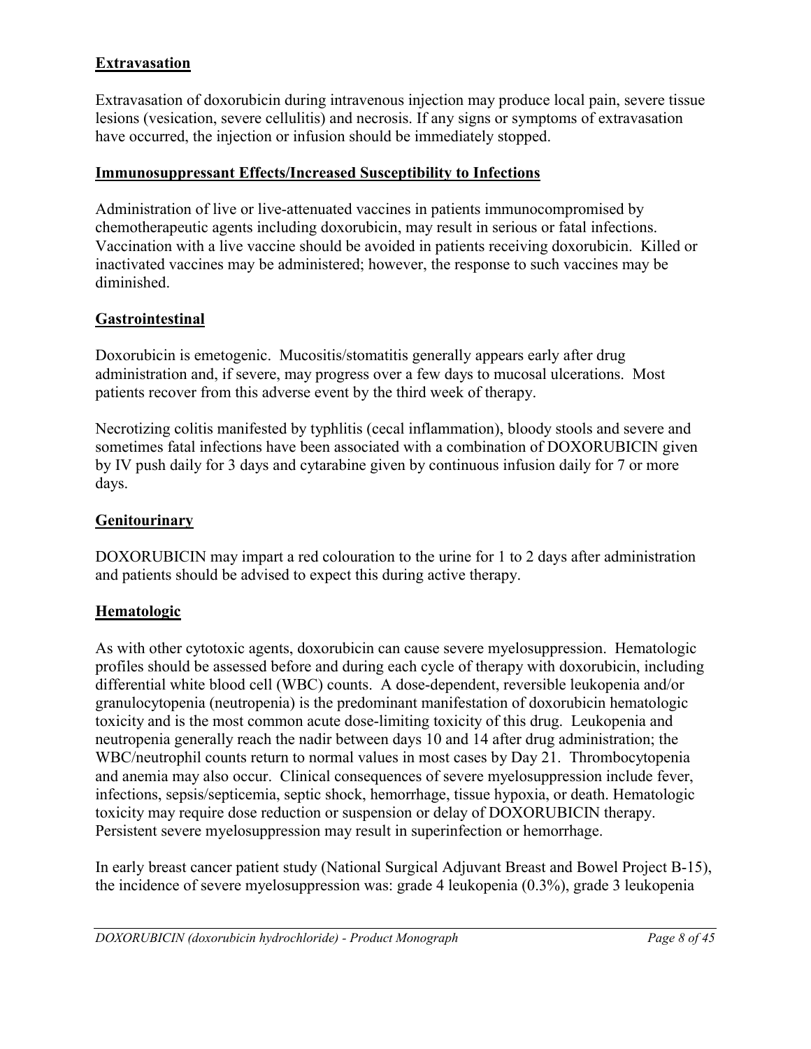**Extravasation**

Extravasation of doxorubicin during intravenous injection may produce local pain, severe tissue lesions (vesication, severe cellulitis) and necrosis. If any signs or symptoms of extravasation have occurred, the injection or infusion should be immediately stopped.

**Immunosuppressant Effects/Increased Susceptibility to Infections**

Administration of live or live-attenuated vaccines in patients immunocompromised by chemotherapeutic agents including doxorubicin, may result in serious or fatal infections. Vaccination with a live vaccine should be avoided in patients receiving doxorubicin. Killed or inactivated vaccines may be administered; however, the response to such vaccines may be diminished.

**Gastrointestinal**

Doxorubicin is emetogenic. Mucositis/stomatitis generally appears early after drug administration and, if severe, may progress over a few days to mucosal ulcerations. Most patients recover from this adverse event by the third week of therapy.

Necrotizing colitis manifested by typhlitis (cecal inflammation), bloody stools and severe and sometimes fatal infections have been associated with a combination of DOXORUBICIN given by IV push daily for 3 days and cytarabine given by continuous infusion daily for 7 or more days.

**Genitourinary**

DOXORUBICIN may impart a red colouration to the urine for 1 to 2 days after administration and patients should be advised to expect this during active therapy.

**Hematologic**

As with other cytotoxic agents, doxorubicin can cause severe myelosuppression. Hematologic profiles should be assessed before and during each cycle of therapy with doxorubicin, including differential white blood cell (WBC) counts. A dose-dependent, reversible leukopenia and/or granulocytopenia (neutropenia) is the predominant manifestation of doxorubicin hematologic toxicity and is the most common acute dose-limiting toxicity of this drug. Leukopenia and neutropenia generally reach the nadir between days 10 and 14 after drug administration; the WBC/neutrophil counts return to normal values in most cases by Day 21. Thrombocytopenia and anemia may also occur. Clinical consequences of severe myelosuppression include fever, infections, sepsis/septicemia, septic shock, hemorrhage, tissue hypoxia, or death. Hematologic toxicity may require dose reduction or suspension or delay of DOXORUBICIN therapy. Persistent severe myelosuppression may result in superinfection or hemorrhage.

In early breast cancer patient study (National Surgical Adjuvant Breast and Bowel Project B-15), the incidence of severe myelosuppression was: grade 4 leukopenia (0.3%), grade 3 leukopenia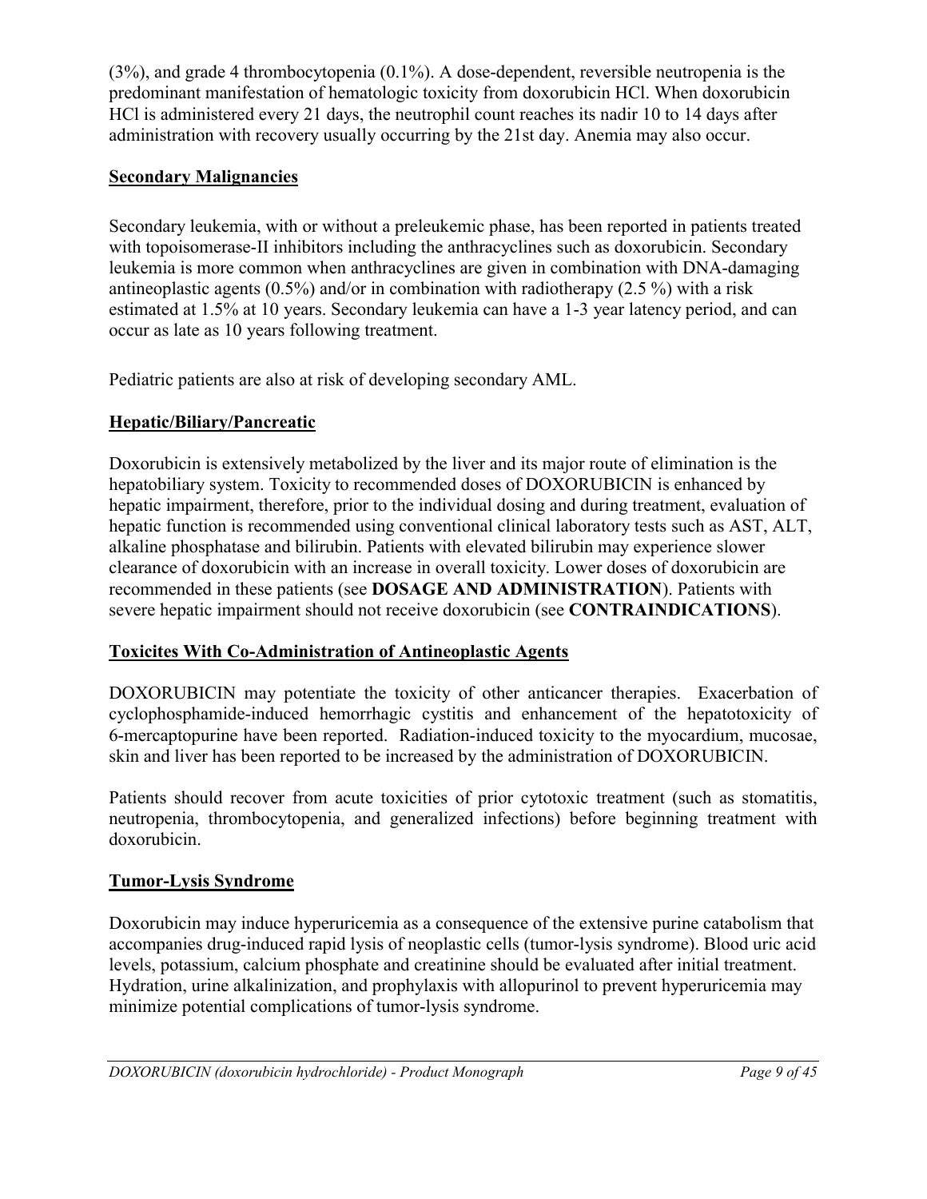(3%), and grade 4 thrombocytopenia (0.1%). A dose-dependent, reversible neutropenia is the predominant manifestation of hematologic toxicity from doxorubicin HCl. When doxorubicin HCl is administered every 21 days, the neutrophil count reaches its nadir 10 to 14 days after administration with recovery usually occurring by the 21st day. Anemia may also occur.

**Secondary Malignancies**

Secondary leukemia, with or without a preleukemic phase, has been reported in patients treated with topoisomerase-II inhibitors including the anthracyclines such as doxorubicin. Secondary leukemia is more common when anthracyclines are given in combination with DNA-damaging antineoplastic agents (0.5%) and/or in combination with radiotherapy (2.5 %) with a risk estimated at 1.5% at 10 years. Secondary leukemia can have a 1-3 year latency period, and can occur as late as 10 years following treatment.

Pediatric patients are also at risk of developing secondary AML.

**Hepatic/Biliary/Pancreatic**

Doxorubicin is extensively metabolized by the liver and its major route of elimination is the hepatobiliary system. Toxicity to recommended doses of DOXORUBICIN is enhanced by hepatic impairment, therefore, prior to the individual dosing and during treatment, evaluation of hepatic function is recommended using conventional clinical laboratory tests such as AST, ALT, alkaline phosphatase and bilirubin. Patients with elevated bilirubin may experience slower clearance of doxorubicin with an increase in overall toxicity. Lower doses of doxorubicin are recommended in these patients (see **DOSAGE AND ADMINISTRATION**). Patients with severe hepatic impairment should not receive doxorubicin (see **CONTRAINDICATIONS**).

**Toxicites With Co-Administration of Antineoplastic Agents**

DOXORUBICIN may potentiate the toxicity of other anticancer therapies. Exacerbation of cyclophosphamide-induced hemorrhagic cystitis and enhancement of the hepatotoxicity of 6-mercaptopurine have been reported. Radiation-induced toxicity to the myocardium, mucosae, skin and liver has been reported to be increased by the administration of DOXORUBICIN.

Patients should recover from acute toxicities of prior cytotoxic treatment (such as stomatitis, neutropenia, thrombocytopenia, and generalized infections) before beginning treatment with doxorubicin.

**Tumor-Lysis Syndrome**

Doxorubicin may induce hyperuricemia as a consequence of the extensive purine catabolism that accompanies drug-induced rapid lysis of neoplastic cells (tumor-lysis syndrome). Blood uric acid levels, potassium, calcium phosphate and creatinine should be evaluated after initial treatment. Hydration, urine alkalinization, and prophylaxis with allopurinol to prevent hyperuricemia may minimize potential complications of tumor-lysis syndrome.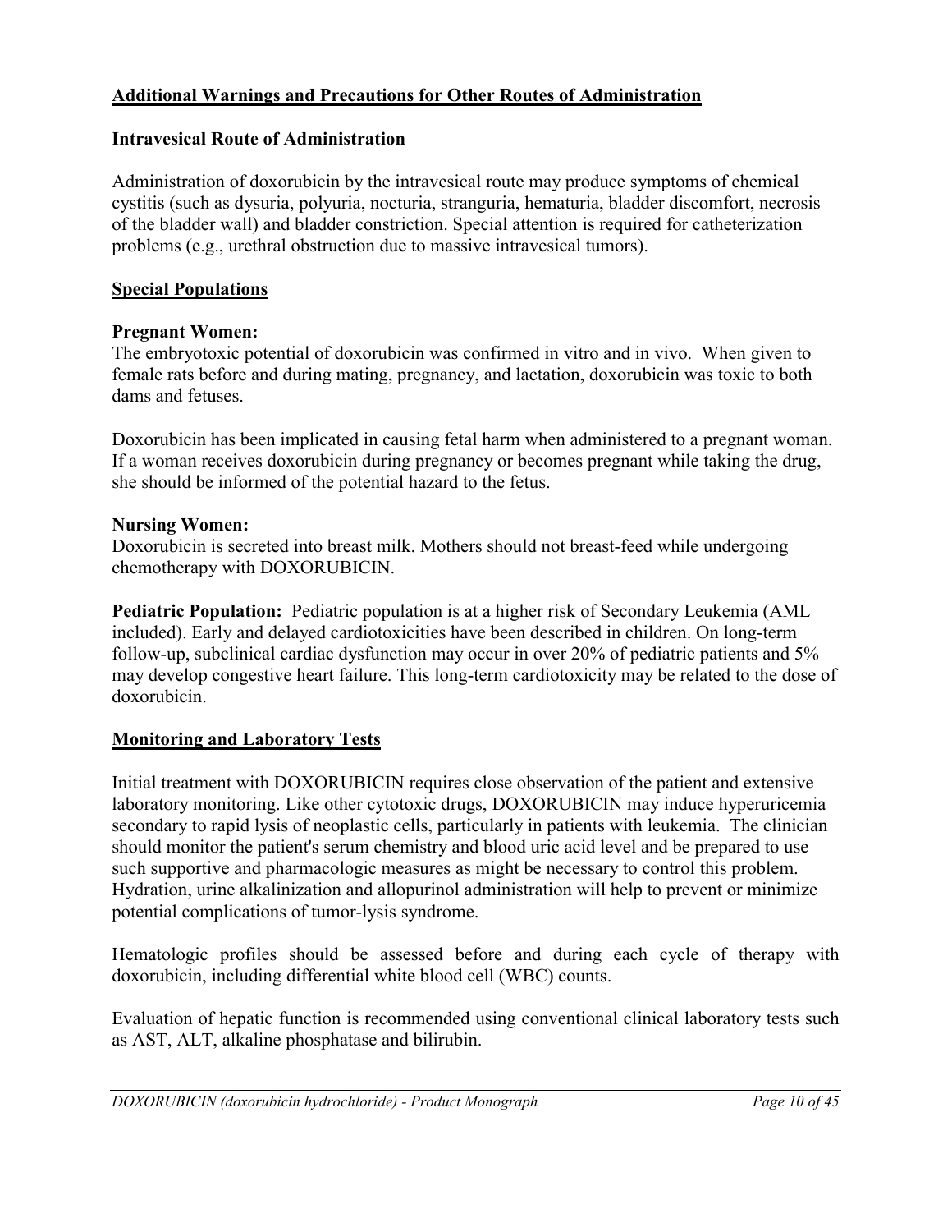## Additional Warnings and Precautions for Other Routes of Administration

### Intravesical Route of Administration

Administration of doxorubicin by the intravesical route may produce symptoms of chemical cystitis (such as dysuria, polyuria, nocturia, stranguria, hematuria, bladder discomfort, necrosis of the bladder wall) and bladder constriction. Special attention is required for catheterization problems (e.g., urethral obstruction due to massive intravesical tumors).

## Special Populations

**Pregnant Women:**
The embryotoxic potential of doxorubicin was confirmed in vitro and in vivo. When given to female rats before and during mating, pregnancy, and lactation, doxorubicin was toxic to both dams and fetuses.

Doxorubicin has been implicated in causing fetal harm when administered to a pregnant woman. If a woman receives doxorubicin during pregnancy or becomes pregnant while taking the drug, she should be informed of the potential hazard to the fetus.

**Nursing Women:**
Doxorubicin is secreted into breast milk. Mothers should not breast-feed while undergoing chemotherapy with DOXORUBICIN.

**Pediatric Population:** Pediatric population is at a higher risk of Secondary Leukemia (AML included). Early and delayed cardiotoxicities have been described in children. On long-term follow-up, subclinical cardiac dysfunction may occur in over 20% of pediatric patients and 5% may develop congestive heart failure. This long-term cardiotoxicity may be related to the dose of doxorubicin.

## Monitoring and Laboratory Tests

Initial treatment with DOXORUBICIN requires close observation of the patient and extensive laboratory monitoring. Like other cytotoxic drugs, DOXORUBICIN may induce hyperuricemia secondary to rapid lysis of neoplastic cells, particularly in patients with leukemia. The clinician should monitor the patient's serum chemistry and blood uric acid level and be prepared to use such supportive and pharmacologic measures as might be necessary to control this problem. Hydration, urine alkalinization and allopurinol administration will help to prevent or minimize potential complications of tumor-lysis syndrome.

Hematologic profiles should be assessed before and during each cycle of therapy with doxorubicin, including differential white blood cell (WBC) counts.

Evaluation of hepatic function is recommended using conventional clinical laboratory tests such as AST, ALT, alkaline phosphatase and bilirubin.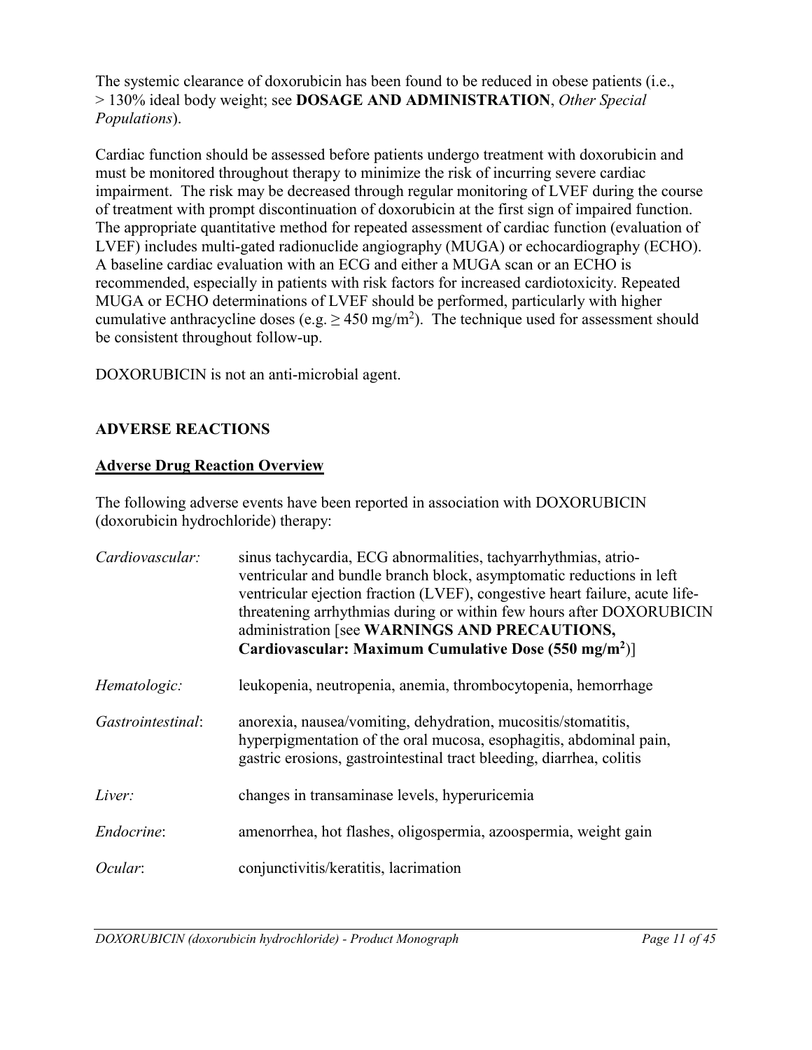The systemic clearance of doxorubicin has been found to be reduced in obese patients (i.e., > 130% ideal body weight; see **DOSAGE AND ADMINISTRATION**, *Other Special Populations*).

Cardiac function should be assessed before patients undergo treatment with doxorubicin and must be monitored throughout therapy to minimize the risk of incurring severe cardiac impairment. The risk may be decreased through regular monitoring of LVEF during the course of treatment with prompt discontinuation of doxorubicin at the first sign of impaired function. The appropriate quantitative method for repeated assessment of cardiac function (evaluation of LVEF) includes multi-gated radionuclide angiography (MUGA) or echocardiography (ECHO). A baseline cardiac evaluation with an ECG and either a MUGA scan or an ECHO is recommended, especially in patients with risk factors for increased cardiotoxicity. Repeated MUGA or ECHO determinations of LVEF should be performed, particularly with higher cumulative anthracycline doses (e.g. ≥ 450 mg/m$^2$). The technique used for assessment should be consistent throughout follow-up.

DOXORUBICIN is not an anti-microbial agent.

## ADVERSE REACTIONS

### Adverse Drug Reaction Overview

The following adverse events have been reported in association with DOXORUBICIN (doxorubicin hydrochloride) therapy:

*Cardiovascular:* sinus tachycardia, ECG abnormalities, tachyarrhythmias, atrio-ventricular and bundle branch block, asymptomatic reductions in left ventricular ejection fraction (LVEF), congestive heart failure, acute life-threatening arrhythmias during or within few hours after DOXORUBICIN administration [see **WARNINGS AND PRECAUTIONS, Cardiovascular: Maximum Cumulative Dose (550 mg/m$^2$)**]

*Hematologic:* leukopenia, neutropenia, anemia, thrombocytopenia, hemorrhage

*Gastrointestinal*: anorexia, nausea/vomiting, dehydration, mucositis/stomatitis, hyperpigmentation of the oral mucosa, esophagitis, abdominal pain, gastric erosions, gastrointestinal tract bleeding, diarrhea, colitis

*Liver:* changes in transaminase levels, hyperuricemia

*Endocrine*: amenorrhea, hot flashes, oligospermia, azoospermia, weight gain

*Ocular*: conjunctivitis/keratitis, lacrimation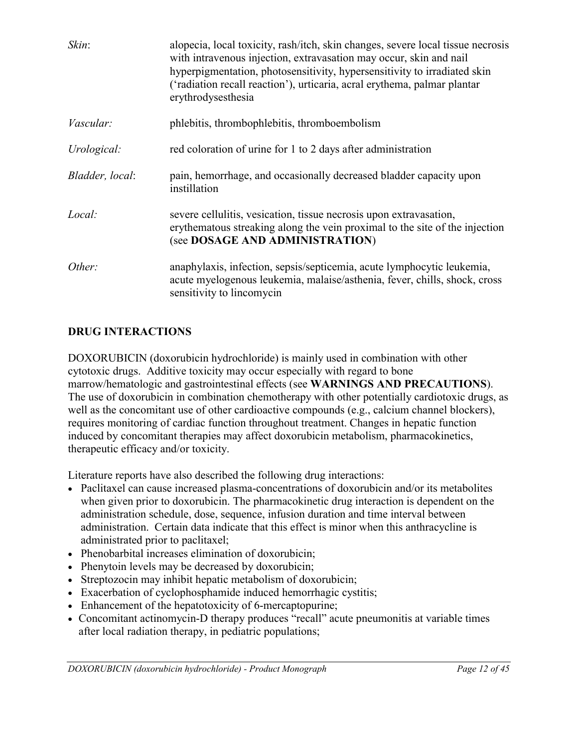| | |
|---|---|
| *Skin*: | alopecia, local toxicity, rash/itch, skin changes, severe local tissue necrosis with intravenous injection, extravasation may occur, skin and nail hyperpigmentation, photosensitivity, hypersensitivity to irradiated skin ('radiation recall reaction'), urticaria, acral erythema, palmar plantar erythrodysesthesia |
| *Vascular:* | phlebitis, thrombophlebitis, thromboembolism |
| *Urological:* | red coloration of urine for 1 to 2 days after administration |
| *Bladder, local*: | pain, hemorrhage, and occasionally decreased bladder capacity upon instillation |
| *Local:* | severe cellulitis, vesication, tissue necrosis upon extravasation, erythematous streaking along the vein proximal to the site of the injection (see **DOSAGE AND ADMINISTRATION**) |
| *Other:* | anaphylaxis, infection, sepsis/septicemia, acute lymphocytic leukemia, acute myelogenous leukemia, malaise/asthenia, fever, chills, shock, cross sensitivity to lincomycin |

## DRUG INTERACTIONS

DOXORUBICIN (doxorubicin hydrochloride) is mainly used in combination with other cytotoxic drugs. Additive toxicity may occur especially with regard to bone marrow/hematologic and gastrointestinal effects (see **WARNINGS AND PRECAUTIONS**). The use of doxorubicin in combination chemotherapy with other potentially cardiotoxic drugs, as well as the concomitant use of other cardioactive compounds (e.g., calcium channel blockers), requires monitoring of cardiac function throughout treatment. Changes in hepatic function induced by concomitant therapies may affect doxorubicin metabolism, pharmacokinetics, therapeutic efficacy and/or toxicity.

Literature reports have also described the following drug interactions:

- Paclitaxel can cause increased plasma-concentrations of doxorubicin and/or its metabolites when given prior to doxorubicin. The pharmacokinetic drug interaction is dependent on the administration schedule, dose, sequence, infusion duration and time interval between administration. Certain data indicate that this effect is minor when this anthracycline is administrated prior to paclitaxel;
- Phenobarbital increases elimination of doxorubicin;
- Phenytoin levels may be decreased by doxorubicin;
- Streptozocin may inhibit hepatic metabolism of doxorubicin;
- Exacerbation of cyclophosphamide induced hemorrhagic cystitis;
- Enhancement of the hepatotoxicity of 6-mercaptopurine;
- Concomitant actinomycin-D therapy produces "recall" acute pneumonitis at variable times after local radiation therapy, in pediatric populations;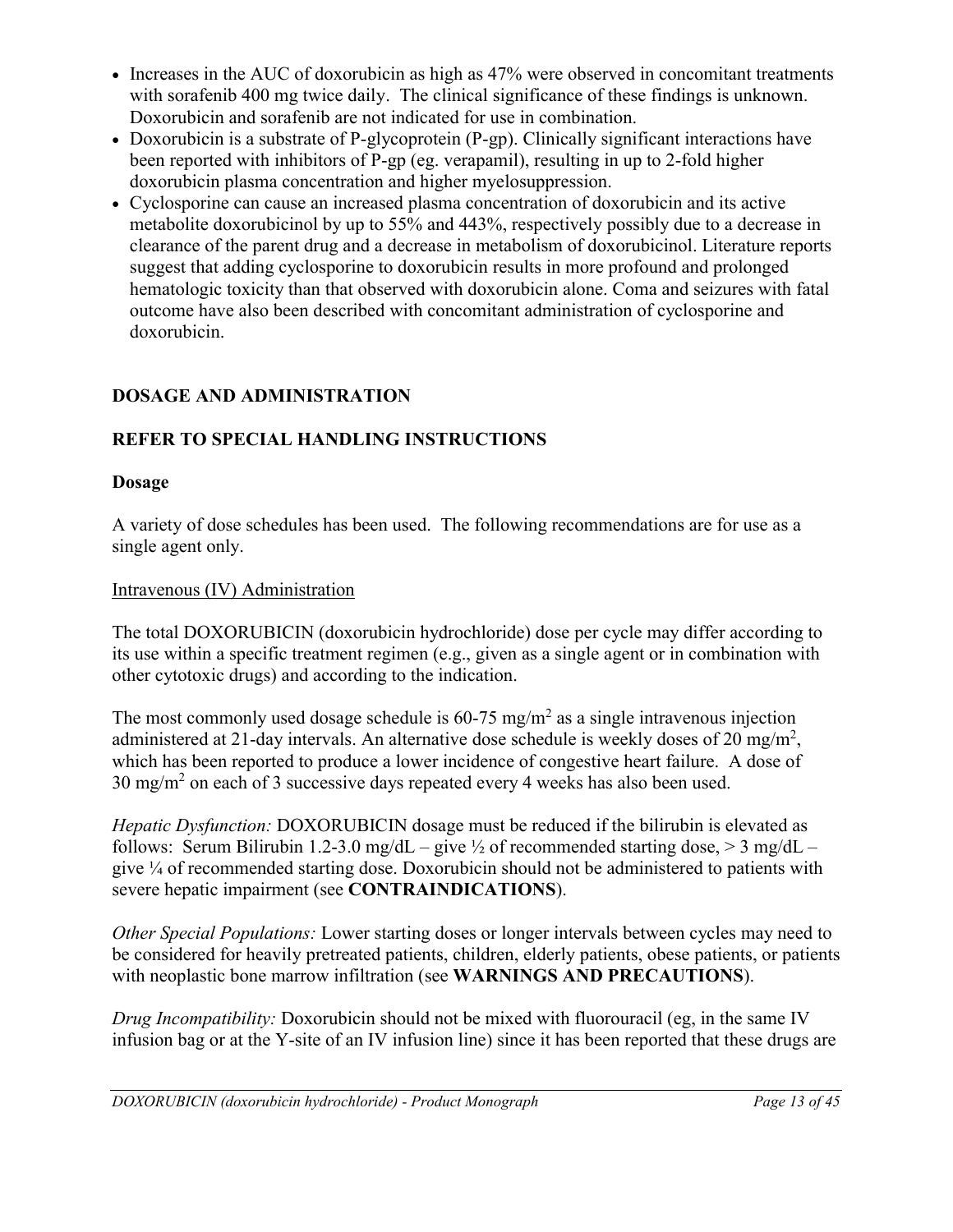- Increases in the AUC of doxorubicin as high as 47% were observed in concomitant treatments with sorafenib 400 mg twice daily. The clinical significance of these findings is unknown. Doxorubicin and sorafenib are not indicated for use in combination.
- Doxorubicin is a substrate of P-glycoprotein (P-gp). Clinically significant interactions have been reported with inhibitors of P-gp (eg. verapamil), resulting in up to 2-fold higher doxorubicin plasma concentration and higher myelosuppression.
- Cyclosporine can cause an increased plasma concentration of doxorubicin and its active metabolite doxorubicinol by up to 55% and 443%, respectively possibly due to a decrease in clearance of the parent drug and a decrease in metabolism of doxorubicinol. Literature reports suggest that adding cyclosporine to doxorubicin results in more profound and prolonged hematologic toxicity than that observed with doxorubicin alone. Coma and seizures with fatal outcome have also been described with concomitant administration of cyclosporine and doxorubicin.

## DOSAGE AND ADMINISTRATION

## REFER TO SPECIAL HANDLING INSTRUCTIONS

### Dosage

A variety of dose schedules has been used. The following recommendations are for use as a single agent only.

Intravenous (IV) Administration

The total DOXORUBICIN (doxorubicin hydrochloride) dose per cycle may differ according to its use within a specific treatment regimen (e.g., given as a single agent or in combination with other cytotoxic drugs) and according to the indication.

The most commonly used dosage schedule is 60-75 mg/m$^2$ as a single intravenous injection administered at 21-day intervals. An alternative dose schedule is weekly doses of 20 mg/m$^2$, which has been reported to produce a lower incidence of congestive heart failure. A dose of 30 mg/m$^2$ on each of 3 successive days repeated every 4 weeks has also been used.

*Hepatic Dysfunction:* DOXORUBICIN dosage must be reduced if the bilirubin is elevated as follows: Serum Bilirubin 1.2-3.0 mg/dL – give ½ of recommended starting dose, > 3 mg/dL – give ¼ of recommended starting dose. Doxorubicin should not be administered to patients with severe hepatic impairment (see **CONTRAINDICATIONS**).

*Other Special Populations:* Lower starting doses or longer intervals between cycles may need to be considered for heavily pretreated patients, children, elderly patients, obese patients, or patients with neoplastic bone marrow infiltration (see **WARNINGS AND PRECAUTIONS**).

*Drug Incompatibility:* Doxorubicin should not be mixed with fluorouracil (eg, in the same IV infusion bag or at the Y-site of an IV infusion line) since it has been reported that these drugs are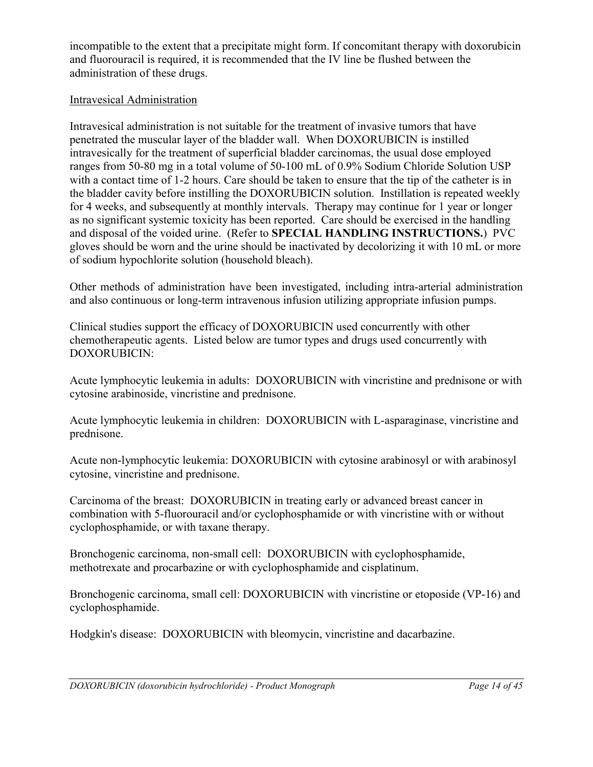incompatible to the extent that a precipitate might form. If concomitant therapy with doxorubicin and fluorouracil is required, it is recommended that the IV line be flushed between the administration of these drugs.

Intravesical Administration

Intravesical administration is not suitable for the treatment of invasive tumors that have penetrated the muscular layer of the bladder wall. When DOXORUBICIN is instilled intravesically for the treatment of superficial bladder carcinomas, the usual dose employed ranges from 50-80 mg in a total volume of 50-100 mL of 0.9% Sodium Chloride Solution USP with a contact time of 1-2 hours. Care should be taken to ensure that the tip of the catheter is in the bladder cavity before instilling the DOXORUBICIN solution. Instillation is repeated weekly for 4 weeks, and subsequently at monthly intervals. Therapy may continue for 1 year or longer as no significant systemic toxicity has been reported. Care should be exercised in the handling and disposal of the voided urine. (Refer to **SPECIAL HANDLING INSTRUCTIONS.**) PVC gloves should be worn and the urine should be inactivated by decolorizing it with 10 mL or more of sodium hypochlorite solution (household bleach).

Other methods of administration have been investigated, including intra-arterial administration and also continuous or long-term intravenous infusion utilizing appropriate infusion pumps.

Clinical studies support the efficacy of DOXORUBICIN used concurrently with other chemotherapeutic agents. Listed below are tumor types and drugs used concurrently with DOXORUBICIN:

Acute lymphocytic leukemia in adults: DOXORUBICIN with vincristine and prednisone or with cytosine arabinoside, vincristine and prednisone.

Acute lymphocytic leukemia in children: DOXORUBICIN with L-asparaginase, vincristine and prednisone.

Acute non-lymphocytic leukemia: DOXORUBICIN with cytosine arabinosyl or with arabinosyl cytosine, vincristine and prednisone.

Carcinoma of the breast: DOXORUBICIN in treating early or advanced breast cancer in combination with 5-fluorouracil and/or cyclophosphamide or with vincristine with or without cyclophosphamide, or with taxane therapy.

Bronchogenic carcinoma, non-small cell: DOXORUBICIN with cyclophosphamide, methotrexate and procarbazine or with cyclophosphamide and cisplatinum.

Bronchogenic carcinoma, small cell: DOXORUBICIN with vincristine or etoposide (VP-16) and cyclophosphamide.

Hodgkin's disease: DOXORUBICIN with bleomycin, vincristine and dacarbazine.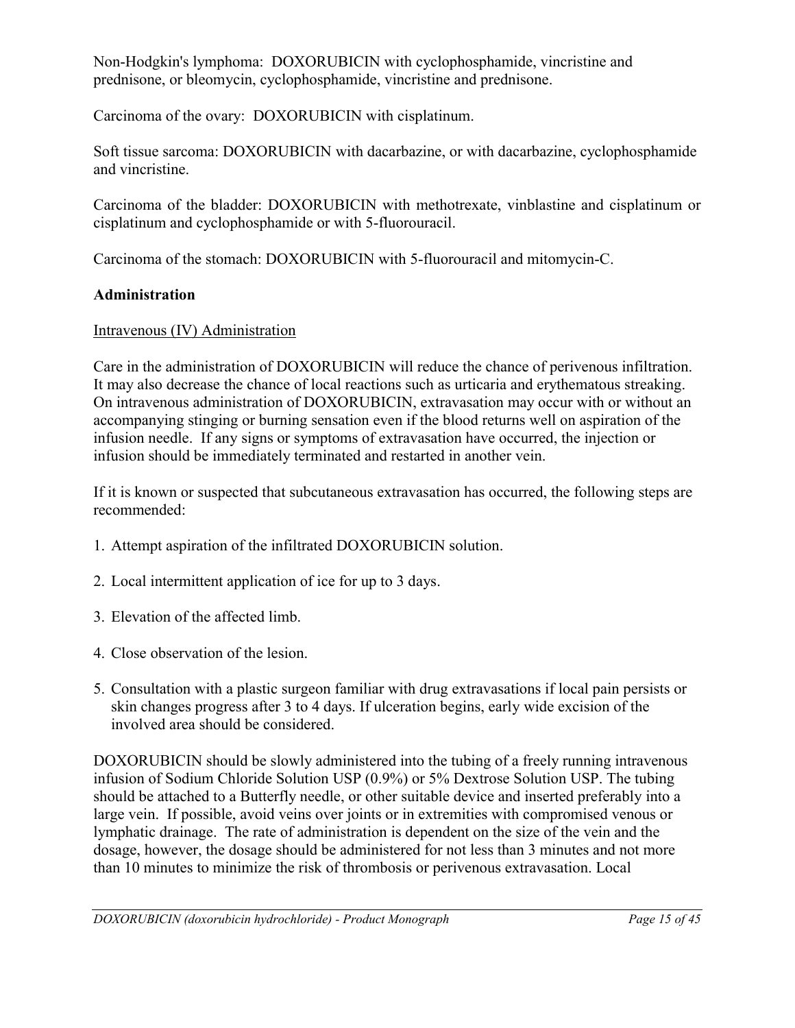Non-Hodgkin's lymphoma: DOXORUBICIN with cyclophosphamide, vincristine and prednisone, or bleomycin, cyclophosphamide, vincristine and prednisone.

Carcinoma of the ovary: DOXORUBICIN with cisplatinum.

Soft tissue sarcoma: DOXORUBICIN with dacarbazine, or with dacarbazine, cyclophosphamide and vincristine.

Carcinoma of the bladder: DOXORUBICIN with methotrexate, vinblastine and cisplatinum or cisplatinum and cyclophosphamide or with 5-fluorouracil.

Carcinoma of the stomach: DOXORUBICIN with 5-fluorouracil and mitomycin-C.

**Administration**

Intravenous (IV) Administration

Care in the administration of DOXORUBICIN will reduce the chance of perivenous infiltration. It may also decrease the chance of local reactions such as urticaria and erythematous streaking. On intravenous administration of DOXORUBICIN, extravasation may occur with or without an accompanying stinging or burning sensation even if the blood returns well on aspiration of the infusion needle. If any signs or symptoms of extravasation have occurred, the injection or infusion should be immediately terminated and restarted in another vein.

If it is known or suspected that subcutaneous extravasation has occurred, the following steps are recommended:

1. Attempt aspiration of the infiltrated DOXORUBICIN solution.
2. Local intermittent application of ice for up to 3 days.
3. Elevation of the affected limb.
4. Close observation of the lesion.
5. Consultation with a plastic surgeon familiar with drug extravasations if local pain persists or skin changes progress after 3 to 4 days. If ulceration begins, early wide excision of the involved area should be considered.

DOXORUBICIN should be slowly administered into the tubing of a freely running intravenous infusion of Sodium Chloride Solution USP (0.9%) or 5% Dextrose Solution USP. The tubing should be attached to a Butterfly needle, or other suitable device and inserted preferably into a large vein. If possible, avoid veins over joints or in extremities with compromised venous or lymphatic drainage. The rate of administration is dependent on the size of the vein and the dosage, however, the dosage should be administered for not less than 3 minutes and not more than 10 minutes to minimize the risk of thrombosis or perivenous extravasation. Local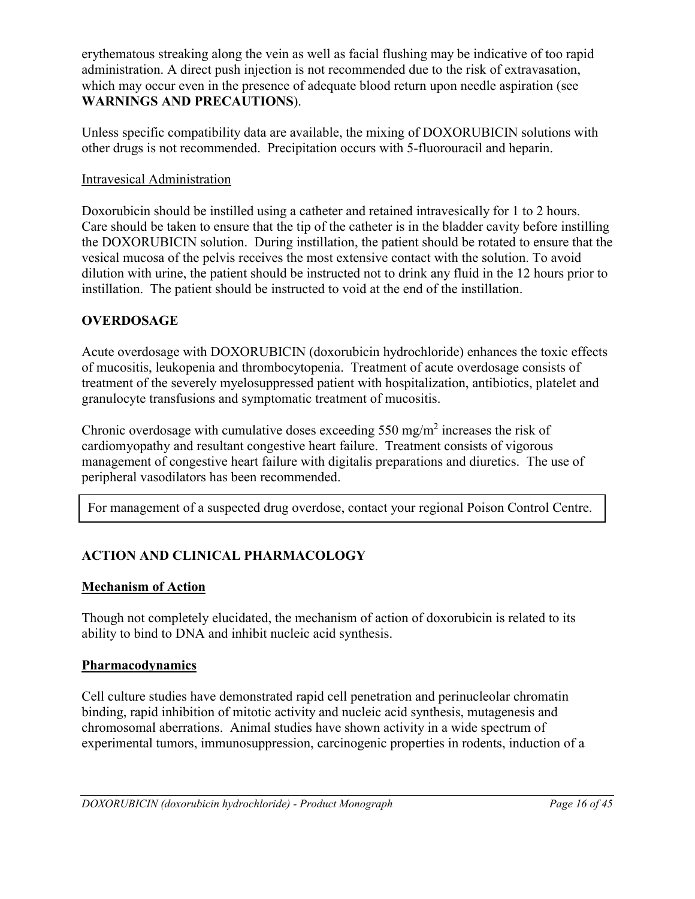erythematous streaking along the vein as well as facial flushing may be indicative of too rapid administration. A direct push injection is not recommended due to the risk of extravasation, which may occur even in the presence of adequate blood return upon needle aspiration (see **WARNINGS AND PRECAUTIONS**).

Unless specific compatibility data are available, the mixing of DOXORUBICIN solutions with other drugs is not recommended. Precipitation occurs with 5-fluorouracil and heparin.

Intravesical Administration

Doxorubicin should be instilled using a catheter and retained intravesically for 1 to 2 hours. Care should be taken to ensure that the tip of the catheter is in the bladder cavity before instilling the DOXORUBICIN solution. During instillation, the patient should be rotated to ensure that the vesical mucosa of the pelvis receives the most extensive contact with the solution. To avoid dilution with urine, the patient should be instructed not to drink any fluid in the 12 hours prior to instillation. The patient should be instructed to void at the end of the instillation.

## OVERDOSAGE

Acute overdosage with DOXORUBICIN (doxorubicin hydrochloride) enhances the toxic effects of mucositis, leukopenia and thrombocytopenia. Treatment of acute overdosage consists of treatment of the severely myelosuppressed patient with hospitalization, antibiotics, platelet and granulocyte transfusions and symptomatic treatment of mucositis.

Chronic overdosage with cumulative doses exceeding 550 mg/m$^2$ increases the risk of cardiomyopathy and resultant congestive heart failure. Treatment consists of vigorous management of congestive heart failure with digitalis preparations and diuretics. The use of peripheral vasodilators has been recommended.

| For management of a suspected drug overdose, contact your regional Poison Control Centre. |
|---|

## ACTION AND CLINICAL PHARMACOLOGY

### Mechanism of Action

Though not completely elucidated, the mechanism of action of doxorubicin is related to its ability to bind to DNA and inhibit nucleic acid synthesis.

### Pharmacodynamics

Cell culture studies have demonstrated rapid cell penetration and perinucleolar chromatin binding, rapid inhibition of mitotic activity and nucleic acid synthesis, mutagenesis and chromosomal aberrations. Animal studies have shown activity in a wide spectrum of experimental tumors, immunosuppression, carcinogenic properties in rodents, induction of a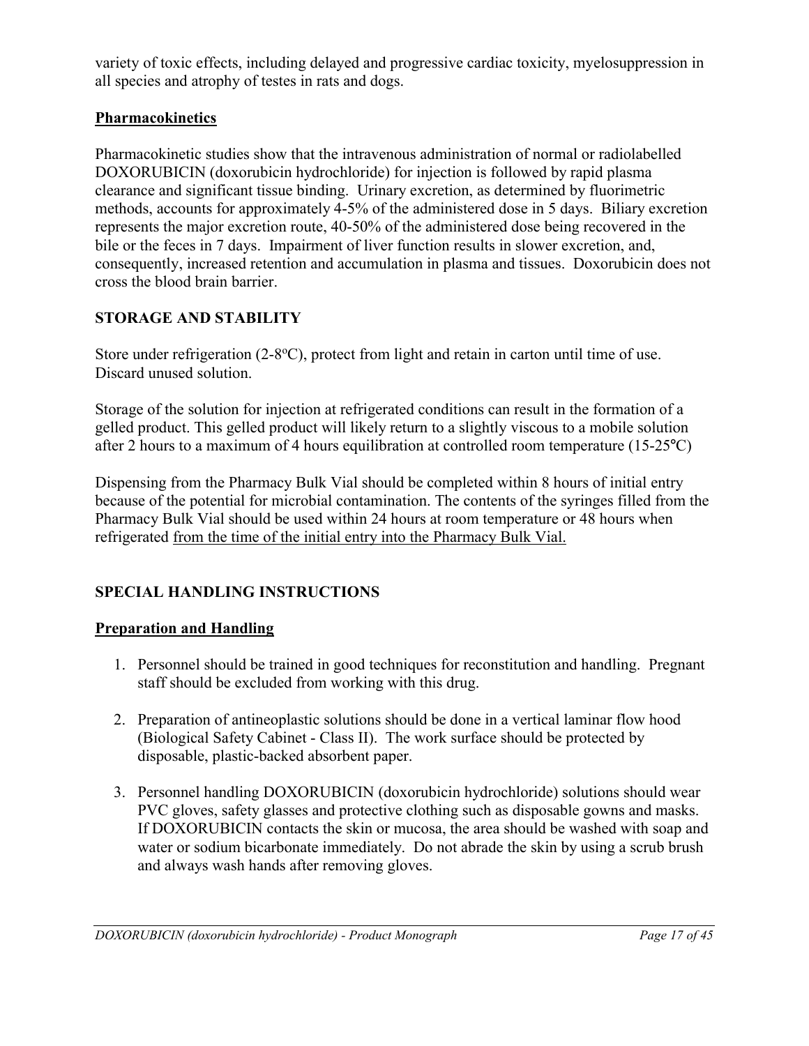variety of toxic effects, including delayed and progressive cardiac toxicity, myelosuppression in all species and atrophy of testes in rats and dogs.

### Pharmacokinetics

Pharmacokinetic studies show that the intravenous administration of normal or radiolabelled DOXORUBICIN (doxorubicin hydrochloride) for injection is followed by rapid plasma clearance and significant tissue binding. Urinary excretion, as determined by fluorimetric methods, accounts for approximately 4-5% of the administered dose in 5 days. Biliary excretion represents the major excretion route, 40-50% of the administered dose being recovered in the bile or the feces in 7 days. Impairment of liver function results in slower excretion, and, consequently, increased retention and accumulation in plasma and tissues. Doxorubicin does not cross the blood brain barrier.

## STORAGE AND STABILITY

Store under refrigeration (2-8°C), protect from light and retain in carton until time of use. Discard unused solution.

Storage of the solution for injection at refrigerated conditions can result in the formation of a gelled product. This gelled product will likely return to a slightly viscous to a mobile solution after 2 hours to a maximum of 4 hours equilibration at controlled room temperature (15-25°C)

Dispensing from the Pharmacy Bulk Vial should be completed within 8 hours of initial entry because of the potential for microbial contamination. The contents of the syringes filled from the Pharmacy Bulk Vial should be used within 24 hours at room temperature or 48 hours when refrigerated <u>from the time of the initial entry into the Pharmacy Bulk Vial.</u>

## SPECIAL HANDLING INSTRUCTIONS

### Preparation and Handling

1. Personnel should be trained in good techniques for reconstitution and handling. Pregnant staff should be excluded from working with this drug.

2. Preparation of antineoplastic solutions should be done in a vertical laminar flow hood (Biological Safety Cabinet - Class II). The work surface should be protected by disposable, plastic-backed absorbent paper.

3. Personnel handling DOXORUBICIN (doxorubicin hydrochloride) solutions should wear PVC gloves, safety glasses and protective clothing such as disposable gowns and masks. If DOXORUBICIN contacts the skin or mucosa, the area should be washed with soap and water or sodium bicarbonate immediately. Do not abrade the skin by using a scrub brush and always wash hands after removing gloves.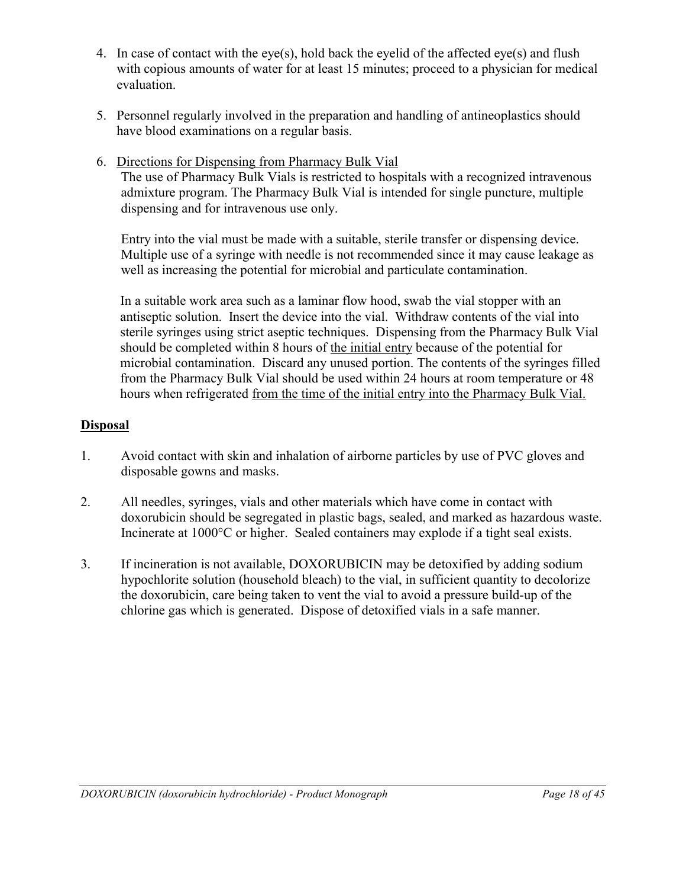4. In case of contact with the eye(s), hold back the eyelid of the affected eye(s) and flush with copious amounts of water for at least 15 minutes; proceed to a physician for medical evaluation.

5. Personnel regularly involved in the preparation and handling of antineoplastics should have blood examinations on a regular basis.

6. <u>Directions for Dispensing from Pharmacy Bulk Vial</u>

   The use of Pharmacy Bulk Vials is restricted to hospitals with a recognized intravenous admixture program. The Pharmacy Bulk Vial is intended for single puncture, multiple dispensing and for intravenous use only.

   Entry into the vial must be made with a suitable, sterile transfer or dispensing device. Multiple use of a syringe with needle is not recommended since it may cause leakage as well as increasing the potential for microbial and particulate contamination.

   In a suitable work area such as a laminar flow hood, swab the vial stopper with an antiseptic solution. Insert the device into the vial. Withdraw contents of the vial into sterile syringes using strict aseptic techniques. Dispensing from the Pharmacy Bulk Vial should be completed within 8 hours of <u>the initial entry</u> because of the potential for microbial contamination. Discard any unused portion. The contents of the syringes filled from the Pharmacy Bulk Vial should be used within 24 hours at room temperature or 48 hours when refrigerated <u>from the time of the initial entry into the Pharmacy Bulk Vial.</u>

**<u>Disposal</u>**

1. Avoid contact with skin and inhalation of airborne particles by use of PVC gloves and disposable gowns and masks.

2. All needles, syringes, vials and other materials which have come in contact with doxorubicin should be segregated in plastic bags, sealed, and marked as hazardous waste. Incinerate at 1000°C or higher. Sealed containers may explode if a tight seal exists.

3. If incineration is not available, DOXORUBICIN may be detoxified by adding sodium hypochlorite solution (household bleach) to the vial, in sufficient quantity to decolorize the doxorubicin, care being taken to vent the vial to avoid a pressure build-up of the chlorine gas which is generated. Dispose of detoxified vials in a safe manner.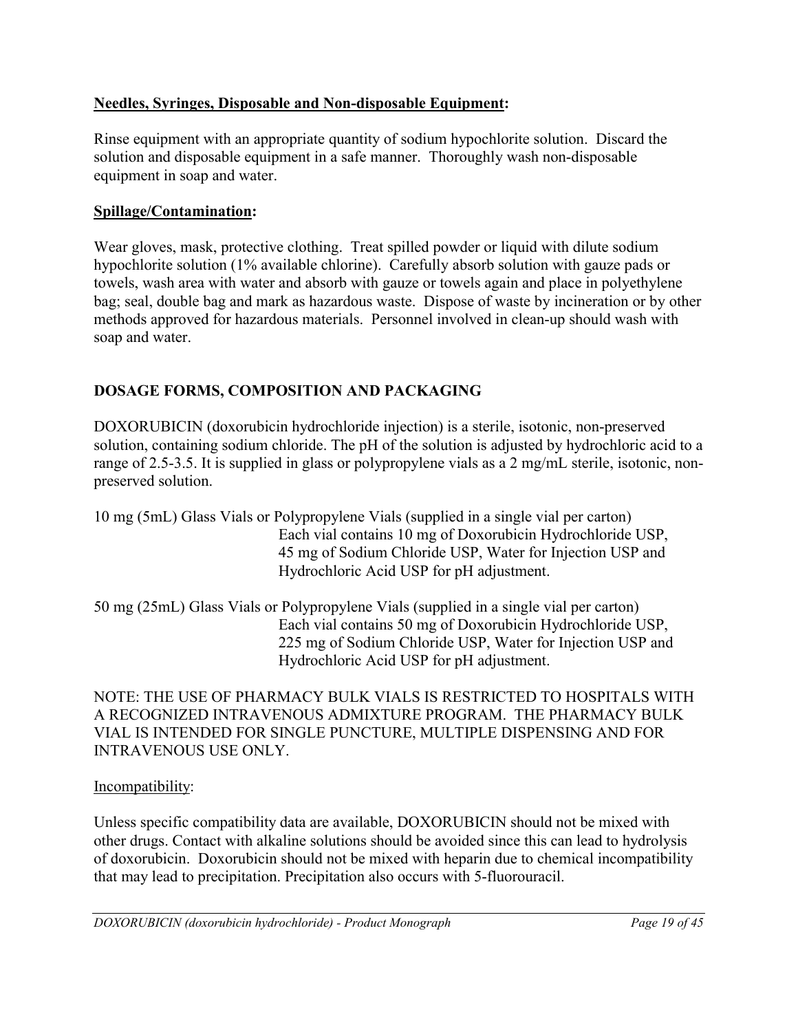**Needles, Syringes, Disposable and Non-disposable Equipment:**

Rinse equipment with an appropriate quantity of sodium hypochlorite solution. Discard the solution and disposable equipment in a safe manner. Thoroughly wash non-disposable equipment in soap and water.

**Spillage/Contamination:**

Wear gloves, mask, protective clothing. Treat spilled powder or liquid with dilute sodium hypochlorite solution (1% available chlorine). Carefully absorb solution with gauze pads or towels, wash area with water and absorb with gauze or towels again and place in polyethylene bag; seal, double bag and mark as hazardous waste. Dispose of waste by incineration or by other methods approved for hazardous materials. Personnel involved in clean-up should wash with soap and water.

## DOSAGE FORMS, COMPOSITION AND PACKAGING

DOXORUBICIN (doxorubicin hydrochloride injection) is a sterile, isotonic, non-preserved solution, containing sodium chloride. The pH of the solution is adjusted by hydrochloric acid to a range of 2.5-3.5. It is supplied in glass or polypropylene vials as a 2 mg/mL sterile, isotonic, non-preserved solution.

10 mg (5mL) Glass Vials or Polypropylene Vials (supplied in a single vial per carton)
Each vial contains 10 mg of Doxorubicin Hydrochloride USP, 45 mg of Sodium Chloride USP, Water for Injection USP and Hydrochloric Acid USP for pH adjustment.

50 mg (25mL) Glass Vials or Polypropylene Vials (supplied in a single vial per carton)
Each vial contains 50 mg of Doxorubicin Hydrochloride USP, 225 mg of Sodium Chloride USP, Water for Injection USP and Hydrochloric Acid USP for pH adjustment.

NOTE: THE USE OF PHARMACY BULK VIALS IS RESTRICTED TO HOSPITALS WITH A RECOGNIZED INTRAVENOUS ADMIXTURE PROGRAM. THE PHARMACY BULK VIAL IS INTENDED FOR SINGLE PUNCTURE, MULTIPLE DISPENSING AND FOR INTRAVENOUS USE ONLY.

Incompatibility:

Unless specific compatibility data are available, DOXORUBICIN should not be mixed with other drugs. Contact with alkaline solutions should be avoided since this can lead to hydrolysis of doxorubicin. Doxorubicin should not be mixed with heparin due to chemical incompatibility that may lead to precipitation. Precipitation also occurs with 5-fluorouracil.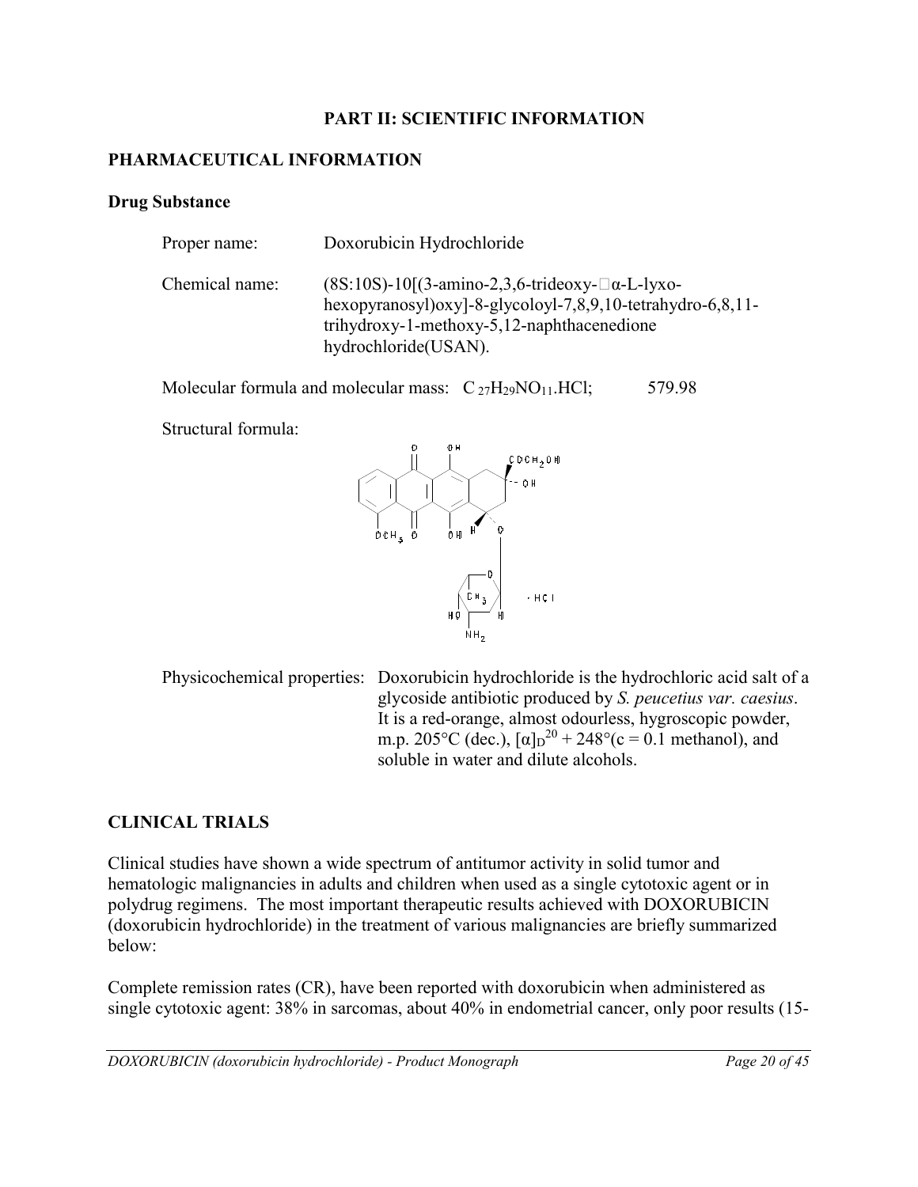## PART II: SCIENTIFIC INFORMATION

### PHARMACEUTICAL INFORMATION

#### Drug Substance

Proper name: Doxorubicin Hydrochloride

Chemical name: (8S:10S)-10[(3-amino-2,3,6-trideoxy-α-L-lyxo-hexopyranosyl)oxy]-8-glycoloyl-7,8,9,10-tetrahydro-6,8,11-trihydroxy-1-methoxy-5,12-naphthacenedione hydrochloride(USAN).

Molecular formula and molecular mass: $C_{27}H_{29}NO_{11}.HCl$; 579.98

Structural formula:

Physicochemical properties: Doxorubicin hydrochloride is the hydrochloric acid salt of a glycoside antibiotic produced by *S. peucetius var. caesius*. It is a red-orange, almost odourless, hygroscopic powder, m.p. 205°C (dec.), $[\alpha]_D^{20}$ + 248°(c = 0.1 methanol), and soluble in water and dilute alcohols.

### CLINICAL TRIALS

Clinical studies have shown a wide spectrum of antitumor activity in solid tumor and hematologic malignancies in adults and children when used as a single cytotoxic agent or in polydrug regimens. The most important therapeutic results achieved with DOXORUBICIN (doxorubicin hydrochloride) in the treatment of various malignancies are briefly summarized below:

Complete remission rates (CR), have been reported with doxorubicin when administered as single cytotoxic agent: 38% in sarcomas, about 40% in endometrial cancer, only poor results (15-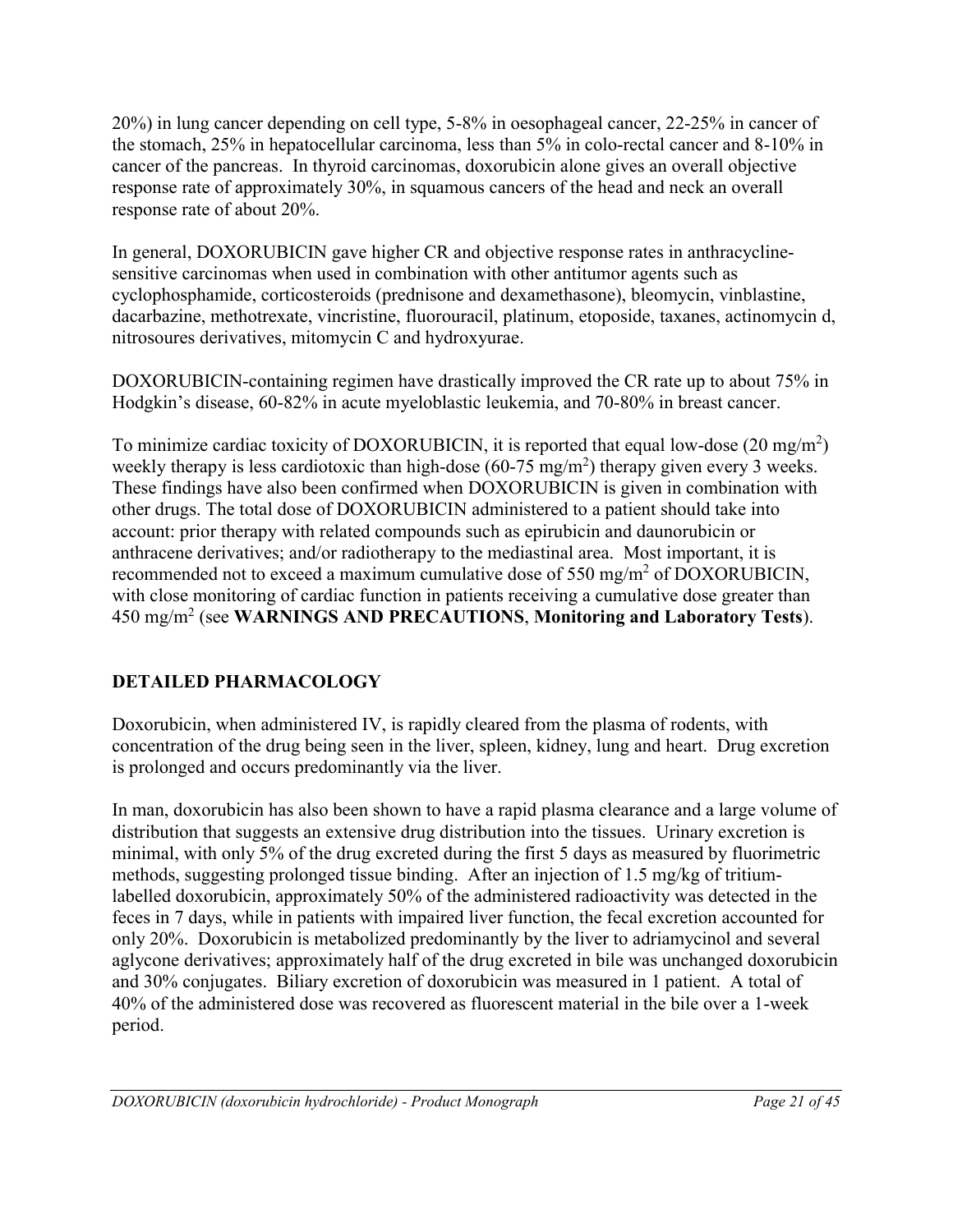20%) in lung cancer depending on cell type, 5-8% in oesophageal cancer, 22-25% in cancer of the stomach, 25% in hepatocellular carcinoma, less than 5% in colo-rectal cancer and 8-10% in cancer of the pancreas. In thyroid carcinomas, doxorubicin alone gives an overall objective response rate of approximately 30%, in squamous cancers of the head and neck an overall response rate of about 20%.

In general, DOXORUBICIN gave higher CR and objective response rates in anthracycline-sensitive carcinomas when used in combination with other antitumor agents such as cyclophosphamide, corticosteroids (prednisone and dexamethasone), bleomycin, vinblastine, dacarbazine, methotrexate, vincristine, fluorouracil, platinum, etoposide, taxanes, actinomycin d, nitrosoures derivatives, mitomycin C and hydroxyurae.

DOXORUBICIN-containing regimen have drastically improved the CR rate up to about 75% in Hodgkin's disease, 60-82% in acute myeloblastic leukemia, and 70-80% in breast cancer.

To minimize cardiac toxicity of DOXORUBICIN, it is reported that equal low-dose (20 mg/m$^2$) weekly therapy is less cardiotoxic than high-dose (60-75 mg/m$^2$) therapy given every 3 weeks. These findings have also been confirmed when DOXORUBICIN is given in combination with other drugs. The total dose of DOXORUBICIN administered to a patient should take into account: prior therapy with related compounds such as epirubicin and daunorubicin or anthracene derivatives; and/or radiotherapy to the mediastinal area. Most important, it is recommended not to exceed a maximum cumulative dose of 550 mg/m$^2$ of DOXORUBICIN, with close monitoring of cardiac function in patients receiving a cumulative dose greater than 450 mg/m$^2$ (see **WARNINGS AND PRECAUTIONS**, **Monitoring and Laboratory Tests**).

## DETAILED PHARMACOLOGY

Doxorubicin, when administered IV, is rapidly cleared from the plasma of rodents, with concentration of the drug being seen in the liver, spleen, kidney, lung and heart. Drug excretion is prolonged and occurs predominantly via the liver.

In man, doxorubicin has also been shown to have a rapid plasma clearance and a large volume of distribution that suggests an extensive drug distribution into the tissues. Urinary excretion is minimal, with only 5% of the drug excreted during the first 5 days as measured by fluorimetric methods, suggesting prolonged tissue binding. After an injection of 1.5 mg/kg of tritium-labelled doxorubicin, approximately 50% of the administered radioactivity was detected in the feces in 7 days, while in patients with impaired liver function, the fecal excretion accounted for only 20%. Doxorubicin is metabolized predominantly by the liver to adriamycinol and several aglycone derivatives; approximately half of the drug excreted in bile was unchanged doxorubicin and 30% conjugates. Biliary excretion of doxorubicin was measured in 1 patient. A total of 40% of the administered dose was recovered as fluorescent material in the bile over a 1-week period.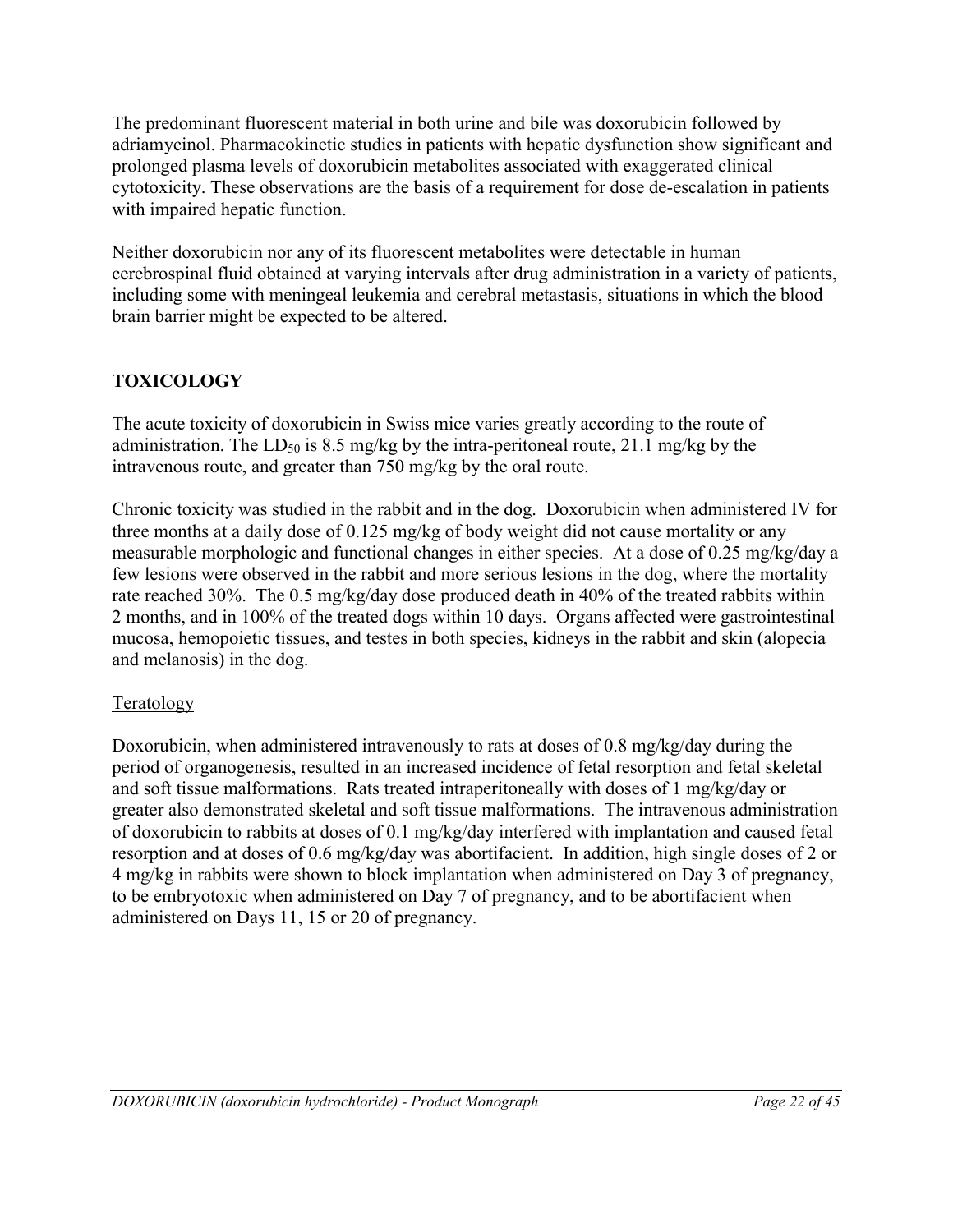The predominant fluorescent material in both urine and bile was doxorubicin followed by adriamycinol. Pharmacokinetic studies in patients with hepatic dysfunction show significant and prolonged plasma levels of doxorubicin metabolites associated with exaggerated clinical cytotoxicity. These observations are the basis of a requirement for dose de-escalation in patients with impaired hepatic function.

Neither doxorubicin nor any of its fluorescent metabolites were detectable in human cerebrospinal fluid obtained at varying intervals after drug administration in a variety of patients, including some with meningeal leukemia and cerebral metastasis, situations in which the blood brain barrier might be expected to be altered.

## TOXICOLOGY

The acute toxicity of doxorubicin in Swiss mice varies greatly according to the route of administration. The $LD_{50}$ is 8.5 mg/kg by the intra-peritoneal route, 21.1 mg/kg by the intravenous route, and greater than 750 mg/kg by the oral route.

Chronic toxicity was studied in the rabbit and in the dog. Doxorubicin when administered IV for three months at a daily dose of 0.125 mg/kg of body weight did not cause mortality or any measurable morphologic and functional changes in either species. At a dose of 0.25 mg/kg/day a few lesions were observed in the rabbit and more serious lesions in the dog, where the mortality rate reached 30%. The 0.5 mg/kg/day dose produced death in 40% of the treated rabbits within 2 months, and in 100% of the treated dogs within 10 days. Organs affected were gastrointestinal mucosa, hemopoietic tissues, and testes in both species, kidneys in the rabbit and skin (alopecia and melanosis) in the dog.

### Teratology

Doxorubicin, when administered intravenously to rats at doses of 0.8 mg/kg/day during the period of organogenesis, resulted in an increased incidence of fetal resorption and fetal skeletal and soft tissue malformations. Rats treated intraperitoneally with doses of 1 mg/kg/day or greater also demonstrated skeletal and soft tissue malformations. The intravenous administration of doxorubicin to rabbits at doses of 0.1 mg/kg/day interfered with implantation and caused fetal resorption and at doses of 0.6 mg/kg/day was abortifacient. In addition, high single doses of 2 or 4 mg/kg in rabbits were shown to block implantation when administered on Day 3 of pregnancy, to be embryotoxic when administered on Day 7 of pregnancy, and to be abortifacient when administered on Days 11, 15 or 20 of pregnancy.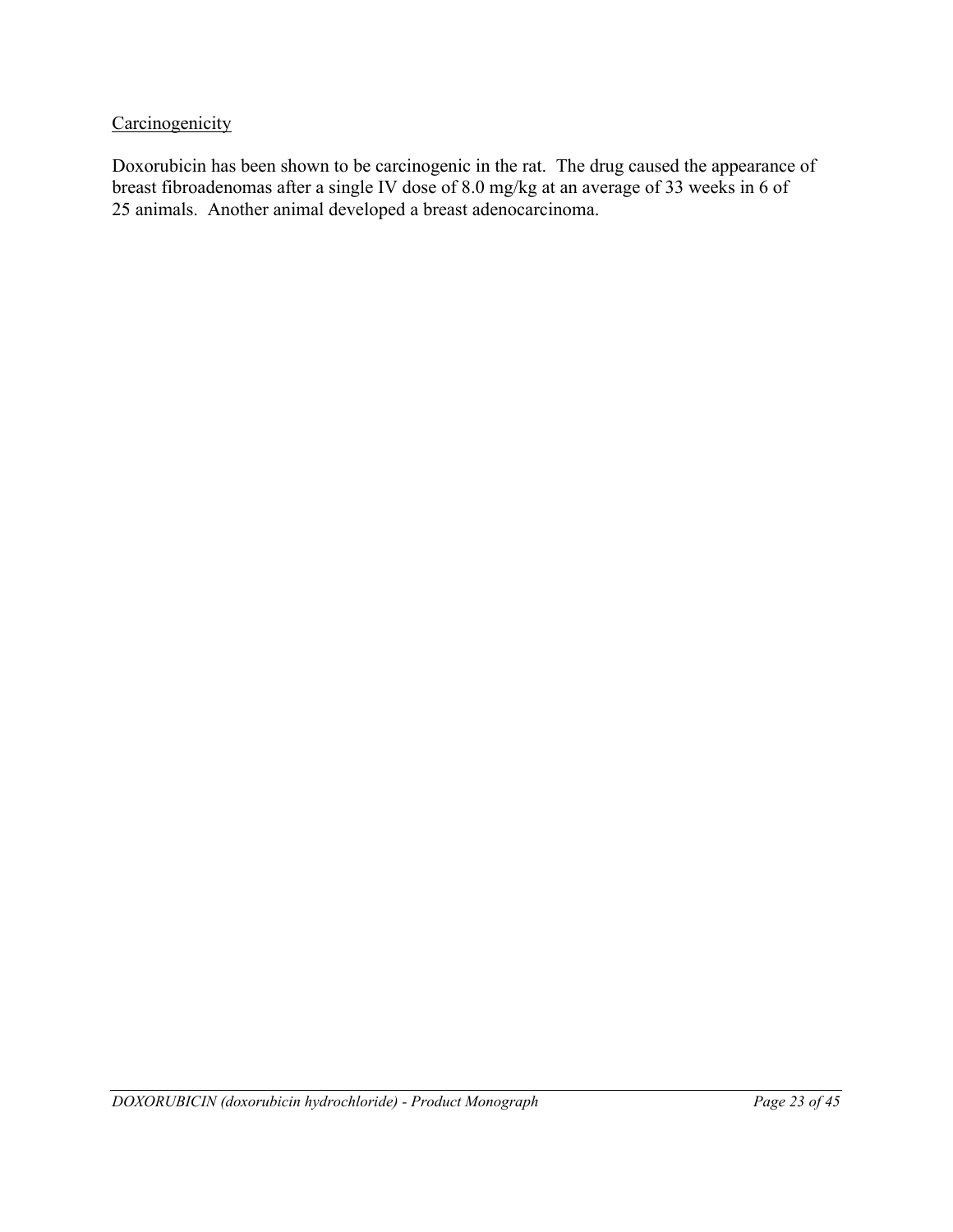<u>Carcinogenicity</u>

Doxorubicin has been shown to be carcinogenic in the rat. The drug caused the appearance of breast fibroadenomas after a single IV dose of 8.0 mg/kg at an average of 33 weeks in 6 of 25 animals. Another animal developed a breast adenocarcinoma.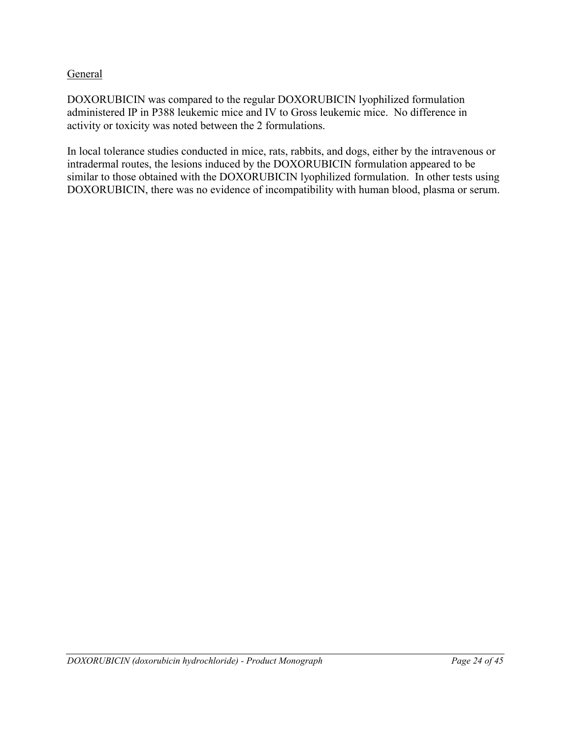<u>General</u>

DOXORUBICIN was compared to the regular DOXORUBICIN lyophilized formulation administered IP in P388 leukemic mice and IV to Gross leukemic mice. No difference in activity or toxicity was noted between the 2 formulations.

In local tolerance studies conducted in mice, rats, rabbits, and dogs, either by the intravenous or intradermal routes, the lesions induced by the DOXORUBICIN formulation appeared to be similar to those obtained with the DOXORUBICIN lyophilized formulation. In other tests using DOXORUBICIN, there was no evidence of incompatibility with human blood, plasma or serum.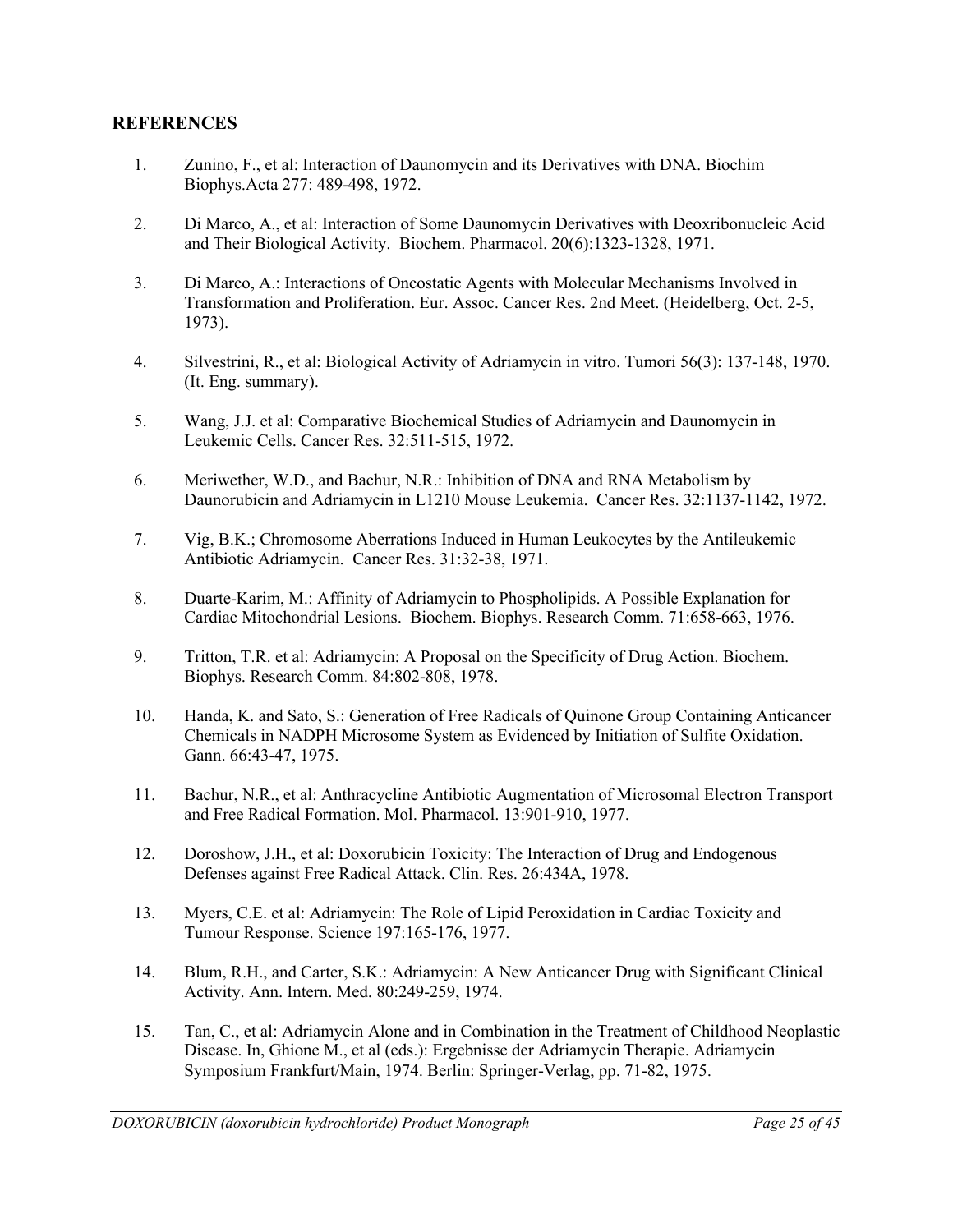## REFERENCES

1. Zunino, F., et al: Interaction of Daunomycin and its Derivatives with DNA. Biochim Biophys.Acta 277: 489-498, 1972.

2. Di Marco, A., et al: Interaction of Some Daunomycin Derivatives with Deoxribonucleic Acid and Their Biological Activity. Biochem. Pharmacol. 20(6):1323-1328, 1971.

3. Di Marco, A.: Interactions of Oncostatic Agents with Molecular Mechanisms Involved in Transformation and Proliferation. Eur. Assoc. Cancer Res. 2nd Meet. (Heidelberg, Oct. 2-5, 1973).

4. Silvestrini, R., et al: Biological Activity of Adriamycin in vitro. Tumori 56(3): 137-148, 1970. (It. Eng. summary).

5. Wang, J.J. et al: Comparative Biochemical Studies of Adriamycin and Daunomycin in Leukemic Cells. Cancer Res. 32:511-515, 1972.

6. Meriwether, W.D., and Bachur, N.R.: Inhibition of DNA and RNA Metabolism by Daunorubicin and Adriamycin in L1210 Mouse Leukemia. Cancer Res. 32:1137-1142, 1972.

7. Vig, B.K.; Chromosome Aberrations Induced in Human Leukocytes by the Antileukemic Antibiotic Adriamycin. Cancer Res. 31:32-38, 1971.

8. Duarte-Karim, M.: Affinity of Adriamycin to Phospholipids. A Possible Explanation for Cardiac Mitochondrial Lesions. Biochem. Biophys. Research Comm. 71:658-663, 1976.

9. Tritton, T.R. et al: Adriamycin: A Proposal on the Specificity of Drug Action. Biochem. Biophys. Research Comm. 84:802-808, 1978.

10. Handa, K. and Sato, S.: Generation of Free Radicals of Quinone Group Containing Anticancer Chemicals in NADPH Microsome System as Evidenced by Initiation of Sulfite Oxidation. Gann. 66:43-47, 1975.

11. Bachur, N.R., et al: Anthracycline Antibiotic Augmentation of Microsomal Electron Transport and Free Radical Formation. Mol. Pharmacol. 13:901-910, 1977.

12. Doroshow, J.H., et al: Doxorubicin Toxicity: The Interaction of Drug and Endogenous Defenses against Free Radical Attack. Clin. Res. 26:434A, 1978.

13. Myers, C.E. et al: Adriamycin: The Role of Lipid Peroxidation in Cardiac Toxicity and Tumour Response. Science 197:165-176, 1977.

14. Blum, R.H., and Carter, S.K.: Adriamycin: A New Anticancer Drug with Significant Clinical Activity. Ann. Intern. Med. 80:249-259, 1974.

15. Tan, C., et al: Adriamycin Alone and in Combination in the Treatment of Childhood Neoplastic Disease. In, Ghione M., et al (eds.): Ergebnisse der Adriamycin Therapie. Adriamycin Symposium Frankfurt/Main, 1974. Berlin: Springer-Verlag, pp. 71-82, 1975.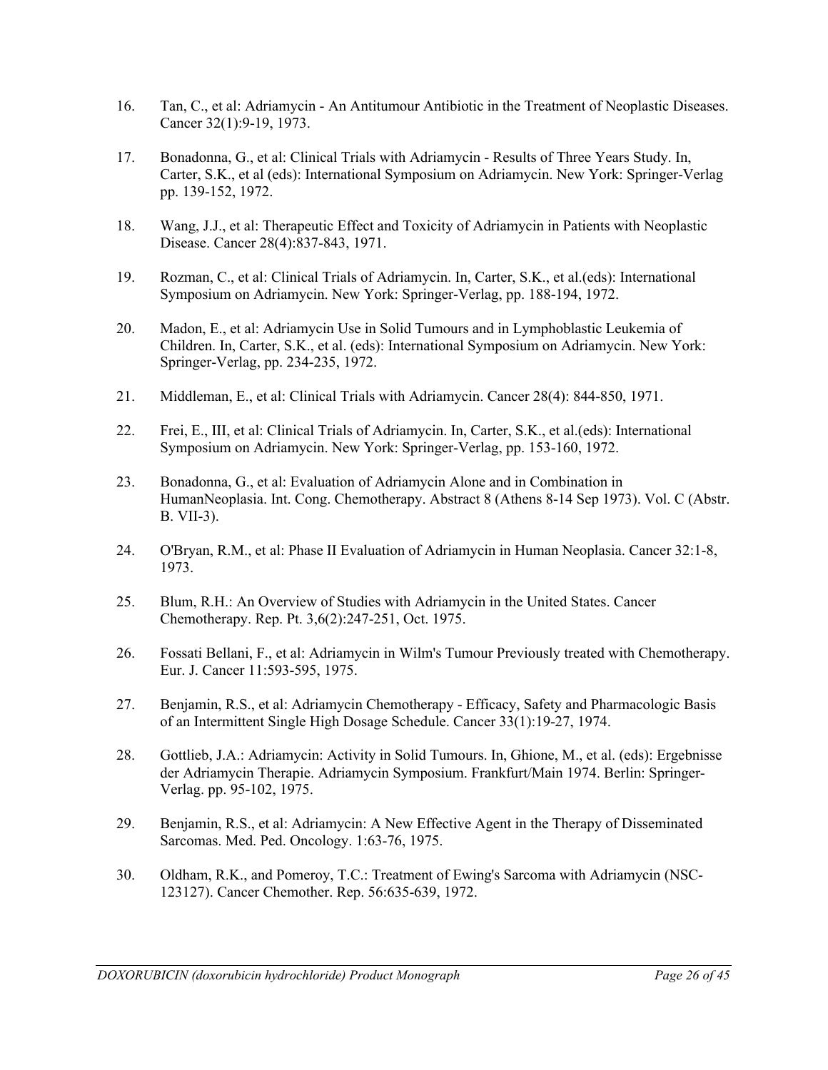16. Tan, C., et al: Adriamycin - An Antitumour Antibiotic in the Treatment of Neoplastic Diseases. Cancer 32(1):9-19, 1973.

17. Bonadonna, G., et al: Clinical Trials with Adriamycin - Results of Three Years Study. In, Carter, S.K., et al (eds): International Symposium on Adriamycin. New York: Springer-Verlag pp. 139-152, 1972.

18. Wang, J.J., et al: Therapeutic Effect and Toxicity of Adriamycin in Patients with Neoplastic Disease. Cancer 28(4):837-843, 1971.

19. Rozman, C., et al: Clinical Trials of Adriamycin. In, Carter, S.K., et al.(eds): International Symposium on Adriamycin. New York: Springer-Verlag, pp. 188-194, 1972.

20. Madon, E., et al: Adriamycin Use in Solid Tumours and in Lymphoblastic Leukemia of Children. In, Carter, S.K., et al. (eds): International Symposium on Adriamycin. New York: Springer-Verlag, pp. 234-235, 1972.

21. Middleman, E., et al: Clinical Trials with Adriamycin. Cancer 28(4): 844-850, 1971.

22. Frei, E., III, et al: Clinical Trials of Adriamycin. In, Carter, S.K., et al.(eds): International Symposium on Adriamycin. New York: Springer-Verlag, pp. 153-160, 1972.

23. Bonadonna, G., et al: Evaluation of Adriamycin Alone and in Combination in HumanNeoplasia. Int. Cong. Chemotherapy. Abstract 8 (Athens 8-14 Sep 1973). Vol. C (Abstr. B. VII-3).

24. O'Bryan, R.M., et al: Phase II Evaluation of Adriamycin in Human Neoplasia. Cancer 32:1-8, 1973.

25. Blum, R.H.: An Overview of Studies with Adriamycin in the United States. Cancer Chemotherapy. Rep. Pt. 3,6(2):247-251, Oct. 1975.

26. Fossati Bellani, F., et al: Adriamycin in Wilm's Tumour Previously treated with Chemotherapy. Eur. J. Cancer 11:593-595, 1975.

27. Benjamin, R.S., et al: Adriamycin Chemotherapy - Efficacy, Safety and Pharmacologic Basis of an Intermittent Single High Dosage Schedule. Cancer 33(1):19-27, 1974.

28. Gottlieb, J.A.: Adriamycin: Activity in Solid Tumours. In, Ghione, M., et al. (eds): Ergebnisse der Adriamycin Therapie. Adriamycin Symposium. Frankfurt/Main 1974. Berlin: Springer-Verlag. pp. 95-102, 1975.

29. Benjamin, R.S., et al: Adriamycin: A New Effective Agent in the Therapy of Disseminated Sarcomas. Med. Ped. Oncology. 1:63-76, 1975.

30. Oldham, R.K., and Pomeroy, T.C.: Treatment of Ewing's Sarcoma with Adriamycin (NSC-123127). Cancer Chemother. Rep. 56:635-639, 1972.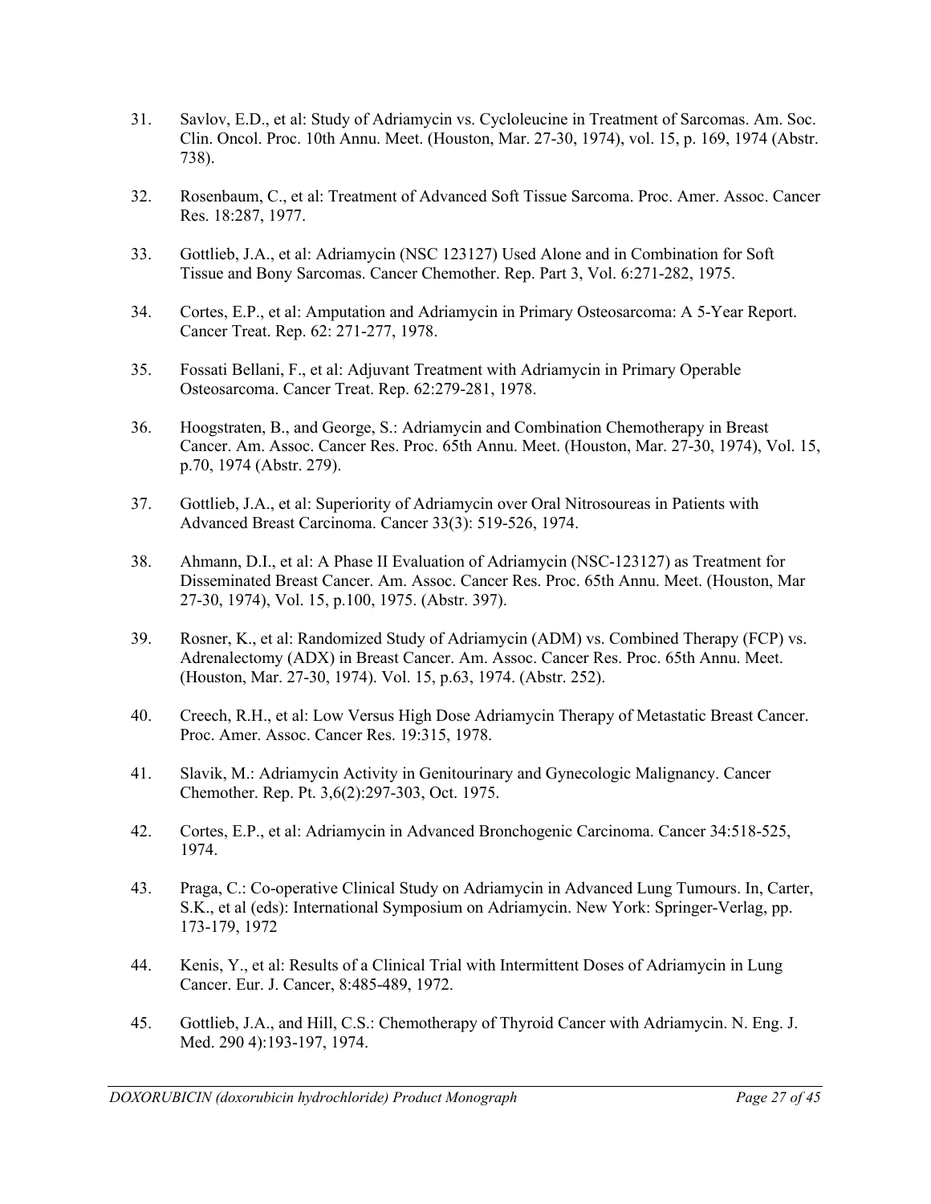31. Savlov, E.D., et al: Study of Adriamycin vs. Cycloleucine in Treatment of Sarcomas. Am. Soc. Clin. Oncol. Proc. 10th Annu. Meet. (Houston, Mar. 27-30, 1974), vol. 15, p. 169, 1974 (Abstr. 738).

32. Rosenbaum, C., et al: Treatment of Advanced Soft Tissue Sarcoma. Proc. Amer. Assoc. Cancer Res. 18:287, 1977.

33. Gottlieb, J.A., et al: Adriamycin (NSC 123127) Used Alone and in Combination for Soft Tissue and Bony Sarcomas. Cancer Chemother. Rep. Part 3, Vol. 6:271-282, 1975.

34. Cortes, E.P., et al: Amputation and Adriamycin in Primary Osteosarcoma: A 5-Year Report. Cancer Treat. Rep. 62: 271-277, 1978.

35. Fossati Bellani, F., et al: Adjuvant Treatment with Adriamycin in Primary Operable Osteosarcoma. Cancer Treat. Rep. 62:279-281, 1978.

36. Hoogstraten, B., and George, S.: Adriamycin and Combination Chemotherapy in Breast Cancer. Am. Assoc. Cancer Res. Proc. 65th Annu. Meet. (Houston, Mar. 27-30, 1974), Vol. 15, p.70, 1974 (Abstr. 279).

37. Gottlieb, J.A., et al: Superiority of Adriamycin over Oral Nitrosoureas in Patients with Advanced Breast Carcinoma. Cancer 33(3): 519-526, 1974.

38. Ahmann, D.I., et al: A Phase II Evaluation of Adriamycin (NSC-123127) as Treatment for Disseminated Breast Cancer. Am. Assoc. Cancer Res. Proc. 65th Annu. Meet. (Houston, Mar 27-30, 1974), Vol. 15, p.100, 1975. (Abstr. 397).

39. Rosner, K., et al: Randomized Study of Adriamycin (ADM) vs. Combined Therapy (FCP) vs. Adrenalectomy (ADX) in Breast Cancer. Am. Assoc. Cancer Res. Proc. 65th Annu. Meet. (Houston, Mar. 27-30, 1974). Vol. 15, p.63, 1974. (Abstr. 252).

40. Creech, R.H., et al: Low Versus High Dose Adriamycin Therapy of Metastatic Breast Cancer. Proc. Amer. Assoc. Cancer Res. 19:315, 1978.

41. Slavik, M.: Adriamycin Activity in Genitourinary and Gynecologic Malignancy. Cancer Chemother. Rep. Pt. 3,6(2):297-303, Oct. 1975.

42. Cortes, E.P., et al: Adriamycin in Advanced Bronchogenic Carcinoma. Cancer 34:518-525, 1974.

43. Praga, C.: Co-operative Clinical Study on Adriamycin in Advanced Lung Tumours. In, Carter, S.K., et al (eds): International Symposium on Adriamycin. New York: Springer-Verlag, pp. 173-179, 1972

44. Kenis, Y., et al: Results of a Clinical Trial with Intermittent Doses of Adriamycin in Lung Cancer. Eur. J. Cancer, 8:485-489, 1972.

45. Gottlieb, J.A., and Hill, C.S.: Chemotherapy of Thyroid Cancer with Adriamycin. N. Eng. J. Med. 290 4):193-197, 1974.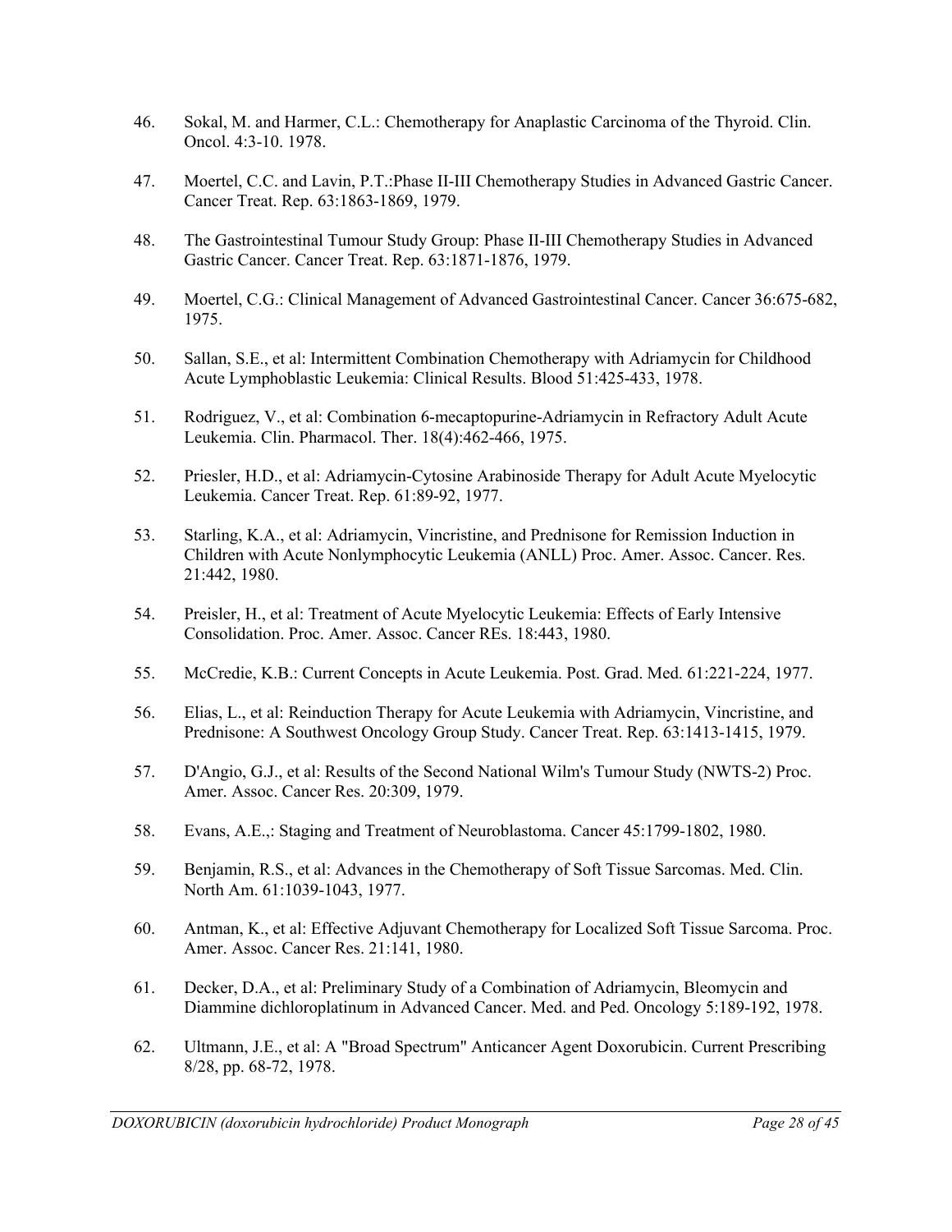46. Sokal, M. and Harmer, C.L.: Chemotherapy for Anaplastic Carcinoma of the Thyroid. Clin. Oncol. 4:3-10. 1978.

47. Moertel, C.C. and Lavin, P.T.:Phase II-III Chemotherapy Studies in Advanced Gastric Cancer. Cancer Treat. Rep. 63:1863-1869, 1979.

48. The Gastrointestinal Tumour Study Group: Phase II-III Chemotherapy Studies in Advanced Gastric Cancer. Cancer Treat. Rep. 63:1871-1876, 1979.

49. Moertel, C.G.: Clinical Management of Advanced Gastrointestinal Cancer. Cancer 36:675-682, 1975.

50. Sallan, S.E., et al: Intermittent Combination Chemotherapy with Adriamycin for Childhood Acute Lymphoblastic Leukemia: Clinical Results. Blood 51:425-433, 1978.

51. Rodriguez, V., et al: Combination 6-mecaptopurine-Adriamycin in Refractory Adult Acute Leukemia. Clin. Pharmacol. Ther. 18(4):462-466, 1975.

52. Priesler, H.D., et al: Adriamycin-Cytosine Arabinoside Therapy for Adult Acute Myelocytic Leukemia. Cancer Treat. Rep. 61:89-92, 1977.

53. Starling, K.A., et al: Adriamycin, Vincristine, and Prednisone for Remission Induction in Children with Acute Nonlymphocytic Leukemia (ANLL) Proc. Amer. Assoc. Cancer. Res. 21:442, 1980.

54. Preisler, H., et al: Treatment of Acute Myelocytic Leukemia: Effects of Early Intensive Consolidation. Proc. Amer. Assoc. Cancer REs. 18:443, 1980.

55. McCredie, K.B.: Current Concepts in Acute Leukemia. Post. Grad. Med. 61:221-224, 1977.

56. Elias, L., et al: Reinduction Therapy for Acute Leukemia with Adriamycin, Vincristine, and Prednisone: A Southwest Oncology Group Study. Cancer Treat. Rep. 63:1413-1415, 1979.

57. D'Angio, G.J., et al: Results of the Second National Wilm's Tumour Study (NWTS-2) Proc. Amer. Assoc. Cancer Res. 20:309, 1979.

58. Evans, A.E.,: Staging and Treatment of Neuroblastoma. Cancer 45:1799-1802, 1980.

59. Benjamin, R.S., et al: Advances in the Chemotherapy of Soft Tissue Sarcomas. Med. Clin. North Am. 61:1039-1043, 1977.

60. Antman, K., et al: Effective Adjuvant Chemotherapy for Localized Soft Tissue Sarcoma. Proc. Amer. Assoc. Cancer Res. 21:141, 1980.

61. Decker, D.A., et al: Preliminary Study of a Combination of Adriamycin, Bleomycin and Diammine dichloroplatinum in Advanced Cancer. Med. and Ped. Oncology 5:189-192, 1978.

62. Ultmann, J.E., et al: A "Broad Spectrum" Anticancer Agent Doxorubicin. Current Prescribing 8/28, pp. 68-72, 1978.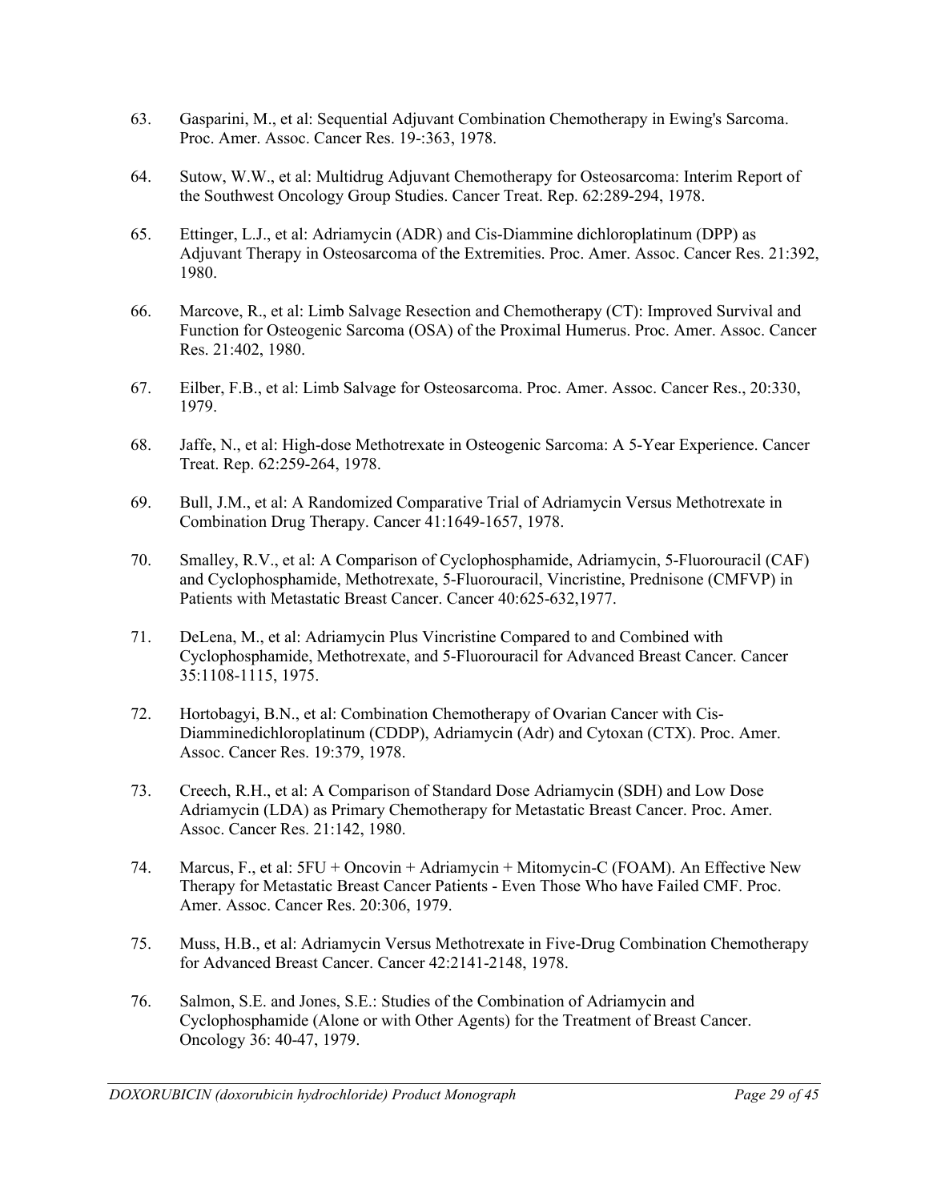63. Gasparini, M., et al: Sequential Adjuvant Combination Chemotherapy in Ewing's Sarcoma. Proc. Amer. Assoc. Cancer Res. 19-:363, 1978.

64. Sutow, W.W., et al: Multidrug Adjuvant Chemotherapy for Osteosarcoma: Interim Report of the Southwest Oncology Group Studies. Cancer Treat. Rep. 62:289-294, 1978.

65. Ettinger, L.J., et al: Adriamycin (ADR) and Cis-Diammine dichloroplatinum (DPP) as Adjuvant Therapy in Osteosarcoma of the Extremities. Proc. Amer. Assoc. Cancer Res. 21:392, 1980.

66. Marcove, R., et al: Limb Salvage Resection and Chemotherapy (CT): Improved Survival and Function for Osteogenic Sarcoma (OSA) of the Proximal Humerus. Proc. Amer. Assoc. Cancer Res. 21:402, 1980.

67. Eilber, F.B., et al: Limb Salvage for Osteosarcoma. Proc. Amer. Assoc. Cancer Res., 20:330, 1979.

68. Jaffe, N., et al: High-dose Methotrexate in Osteogenic Sarcoma: A 5-Year Experience. Cancer Treat. Rep. 62:259-264, 1978.

69. Bull, J.M., et al: A Randomized Comparative Trial of Adriamycin Versus Methotrexate in Combination Drug Therapy. Cancer 41:1649-1657, 1978.

70. Smalley, R.V., et al: A Comparison of Cyclophosphamide, Adriamycin, 5-Fluorouracil (CAF) and Cyclophosphamide, Methotrexate, 5-Fluorouracil, Vincristine, Prednisone (CMFVP) in Patients with Metastatic Breast Cancer. Cancer 40:625-632,1977.

71. DeLena, M., et al: Adriamycin Plus Vincristine Compared to and Combined with Cyclophosphamide, Methotrexate, and 5-Fluorouracil for Advanced Breast Cancer. Cancer 35:1108-1115, 1975.

72. Hortobagyi, B.N., et al: Combination Chemotherapy of Ovarian Cancer with Cis-Diamminedichloroplatinum (CDDP), Adriamycin (Adr) and Cytoxan (CTX). Proc. Amer. Assoc. Cancer Res. 19:379, 1978.

73. Creech, R.H., et al: A Comparison of Standard Dose Adriamycin (SDH) and Low Dose Adriamycin (LDA) as Primary Chemotherapy for Metastatic Breast Cancer. Proc. Amer. Assoc. Cancer Res. 21:142, 1980.

74. Marcus, F., et al: 5FU + Oncovin + Adriamycin + Mitomycin-C (FOAM). An Effective New Therapy for Metastatic Breast Cancer Patients - Even Those Who have Failed CMF. Proc. Amer. Assoc. Cancer Res. 20:306, 1979.

75. Muss, H.B., et al: Adriamycin Versus Methotrexate in Five-Drug Combination Chemotherapy for Advanced Breast Cancer. Cancer 42:2141-2148, 1978.

76. Salmon, S.E. and Jones, S.E.: Studies of the Combination of Adriamycin and Cyclophosphamide (Alone or with Other Agents) for the Treatment of Breast Cancer. Oncology 36: 40-47, 1979.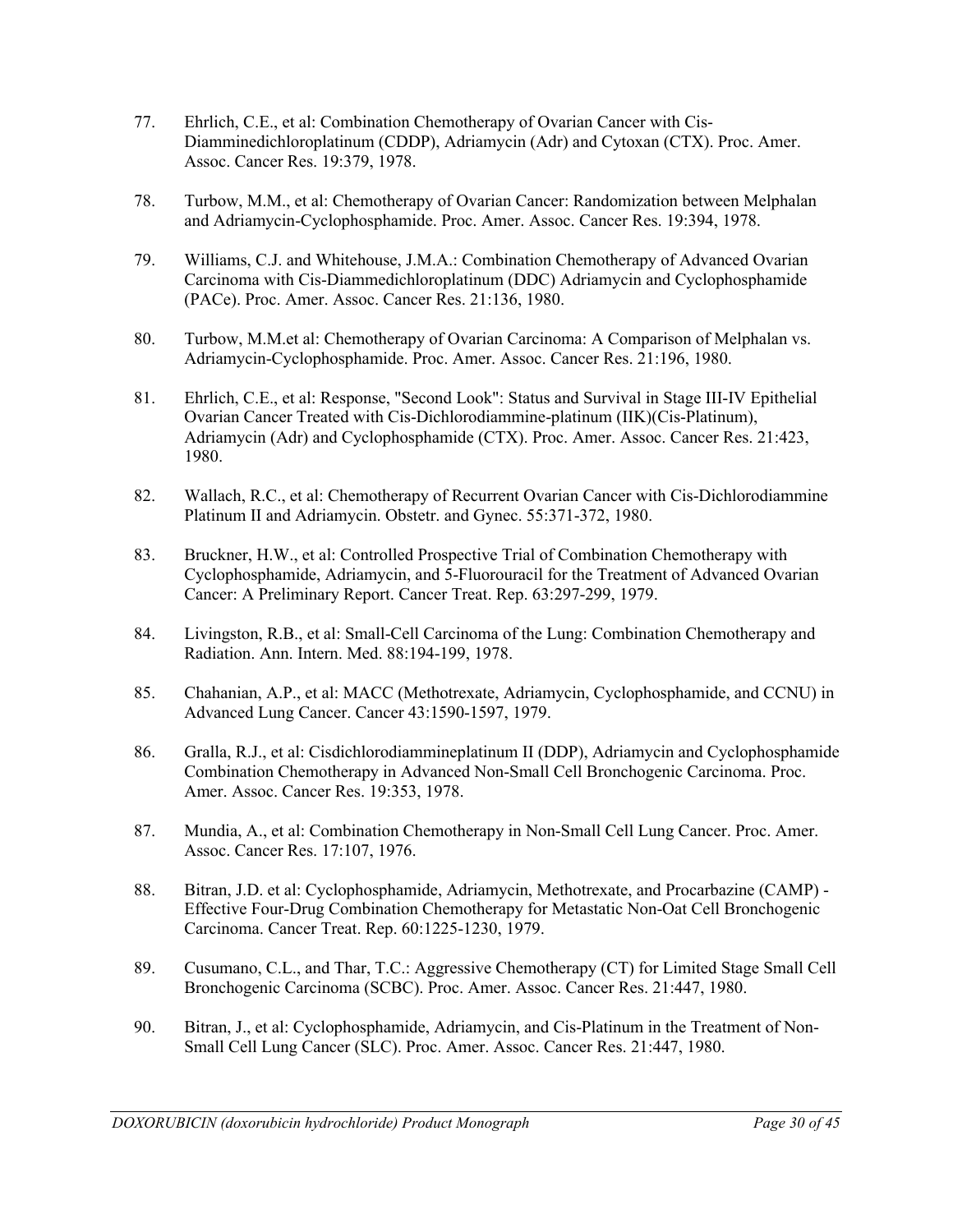77. Ehrlich, C.E., et al: Combination Chemotherapy of Ovarian Cancer with Cis-Diamminedichloroplatinum (CDDP), Adriamycin (Adr) and Cytoxan (CTX). Proc. Amer. Assoc. Cancer Res. 19:379, 1978.

78. Turbow, M.M., et al: Chemotherapy of Ovarian Cancer: Randomization between Melphalan and Adriamycin-Cyclophosphamide. Proc. Amer. Assoc. Cancer Res. 19:394, 1978.

79. Williams, C.J. and Whitehouse, J.M.A.: Combination Chemotherapy of Advanced Ovarian Carcinoma with Cis-Diammedichloroplatinum (DDC) Adriamycin and Cyclophosphamide (PACe). Proc. Amer. Assoc. Cancer Res. 21:136, 1980.

80. Turbow, M.M.et al: Chemotherapy of Ovarian Carcinoma: A Comparison of Melphalan vs. Adriamycin-Cyclophosphamide. Proc. Amer. Assoc. Cancer Res. 21:196, 1980.

81. Ehrlich, C.E., et al: Response, "Second Look": Status and Survival in Stage III-IV Epithelial Ovarian Cancer Treated with Cis-Dichlorodiammine-platinum (IIK)(Cis-Platinum), Adriamycin (Adr) and Cyclophosphamide (CTX). Proc. Amer. Assoc. Cancer Res. 21:423, 1980.

82. Wallach, R.C., et al: Chemotherapy of Recurrent Ovarian Cancer with Cis-Dichlorodiammine Platinum II and Adriamycin. Obstetr. and Gynec. 55:371-372, 1980.

83. Bruckner, H.W., et al: Controlled Prospective Trial of Combination Chemotherapy with Cyclophosphamide, Adriamycin, and 5-Fluorouracil for the Treatment of Advanced Ovarian Cancer: A Preliminary Report. Cancer Treat. Rep. 63:297-299, 1979.

84. Livingston, R.B., et al: Small-Cell Carcinoma of the Lung: Combination Chemotherapy and Radiation. Ann. Intern. Med. 88:194-199, 1978.

85. Chahanian, A.P., et al: MACC (Methotrexate, Adriamycin, Cyclophosphamide, and CCNU) in Advanced Lung Cancer. Cancer 43:1590-1597, 1979.

86. Gralla, R.J., et al: Cisdichlorodiammineplatinum II (DDP), Adriamycin and Cyclophosphamide Combination Chemotherapy in Advanced Non-Small Cell Bronchogenic Carcinoma. Proc. Amer. Assoc. Cancer Res. 19:353, 1978.

87. Mundia, A., et al: Combination Chemotherapy in Non-Small Cell Lung Cancer. Proc. Amer. Assoc. Cancer Res. 17:107, 1976.

88. Bitran, J.D. et al: Cyclophosphamide, Adriamycin, Methotrexate, and Procarbazine (CAMP) - Effective Four-Drug Combination Chemotherapy for Metastatic Non-Oat Cell Bronchogenic Carcinoma. Cancer Treat. Rep. 60:1225-1230, 1979.

89. Cusumano, C.L., and Thar, T.C.: Aggressive Chemotherapy (CT) for Limited Stage Small Cell Bronchogenic Carcinoma (SCBC). Proc. Amer. Assoc. Cancer Res. 21:447, 1980.

90. Bitran, J., et al: Cyclophosphamide, Adriamycin, and Cis-Platinum in the Treatment of Non-Small Cell Lung Cancer (SLC). Proc. Amer. Assoc. Cancer Res. 21:447, 1980.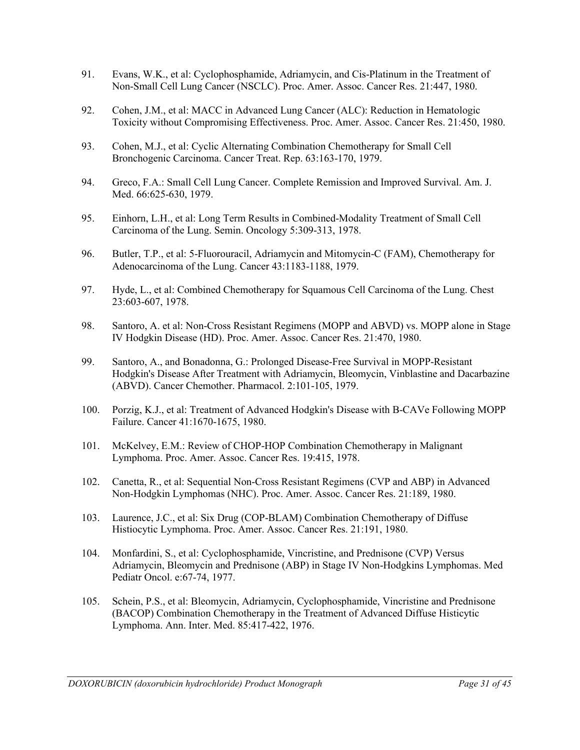91. Evans, W.K., et al: Cyclophosphamide, Adriamycin, and Cis-Platinum in the Treatment of Non-Small Cell Lung Cancer (NSCLC). Proc. Amer. Assoc. Cancer Res. 21:447, 1980.

92. Cohen, J.M., et al: MACC in Advanced Lung Cancer (ALC): Reduction in Hematologic Toxicity without Compromising Effectiveness. Proc. Amer. Assoc. Cancer Res. 21:450, 1980.

93. Cohen, M.J., et al: Cyclic Alternating Combination Chemotherapy for Small Cell Bronchogenic Carcinoma. Cancer Treat. Rep. 63:163-170, 1979.

94. Greco, F.A.: Small Cell Lung Cancer. Complete Remission and Improved Survival. Am. J. Med. 66:625-630, 1979.

95. Einhorn, L.H., et al: Long Term Results in Combined-Modality Treatment of Small Cell Carcinoma of the Lung. Semin. Oncology 5:309-313, 1978.

96. Butler, T.P., et al: 5-Fluorouracil, Adriamycin and Mitomycin-C (FAM), Chemotherapy for Adenocarcinoma of the Lung. Cancer 43:1183-1188, 1979.

97. Hyde, L., et al: Combined Chemotherapy for Squamous Cell Carcinoma of the Lung. Chest 23:603-607, 1978.

98. Santoro, A. et al: Non-Cross Resistant Regimens (MOPP and ABVD) vs. MOPP alone in Stage IV Hodgkin Disease (HD). Proc. Amer. Assoc. Cancer Res. 21:470, 1980.

99. Santoro, A., and Bonadonna, G.: Prolonged Disease-Free Survival in MOPP-Resistant Hodgkin's Disease After Treatment with Adriamycin, Bleomycin, Vinblastine and Dacarbazine (ABVD). Cancer Chemother. Pharmacol. 2:101-105, 1979.

100. Porzig, K.J., et al: Treatment of Advanced Hodgkin's Disease with B-CAVe Following MOPP Failure. Cancer 41:1670-1675, 1980.

101. McKelvey, E.M.: Review of CHOP-HOP Combination Chemotherapy in Malignant Lymphoma. Proc. Amer. Assoc. Cancer Res. 19:415, 1978.

102. Canetta, R., et al: Sequential Non-Cross Resistant Regimens (CVP and ABP) in Advanced Non-Hodgkin Lymphomas (NHC). Proc. Amer. Assoc. Cancer Res. 21:189, 1980.

103. Laurence, J.C., et al: Six Drug (COP-BLAM) Combination Chemotherapy of Diffuse Histiocytic Lymphoma. Proc. Amer. Assoc. Cancer Res. 21:191, 1980.

104. Monfardini, S., et al: Cyclophosphamide, Vincristine, and Prednisone (CVP) Versus Adriamycin, Bleomycin and Prednisone (ABP) in Stage IV Non-Hodgkins Lymphomas. Med Pediatr Oncol. e:67-74, 1977.

105. Schein, P.S., et al: Bleomycin, Adriamycin, Cyclophosphamide, Vincristine and Prednisone (BACOP) Combination Chemotherapy in the Treatment of Advanced Diffuse Histicytic Lymphoma. Ann. Inter. Med. 85:417-422, 1976.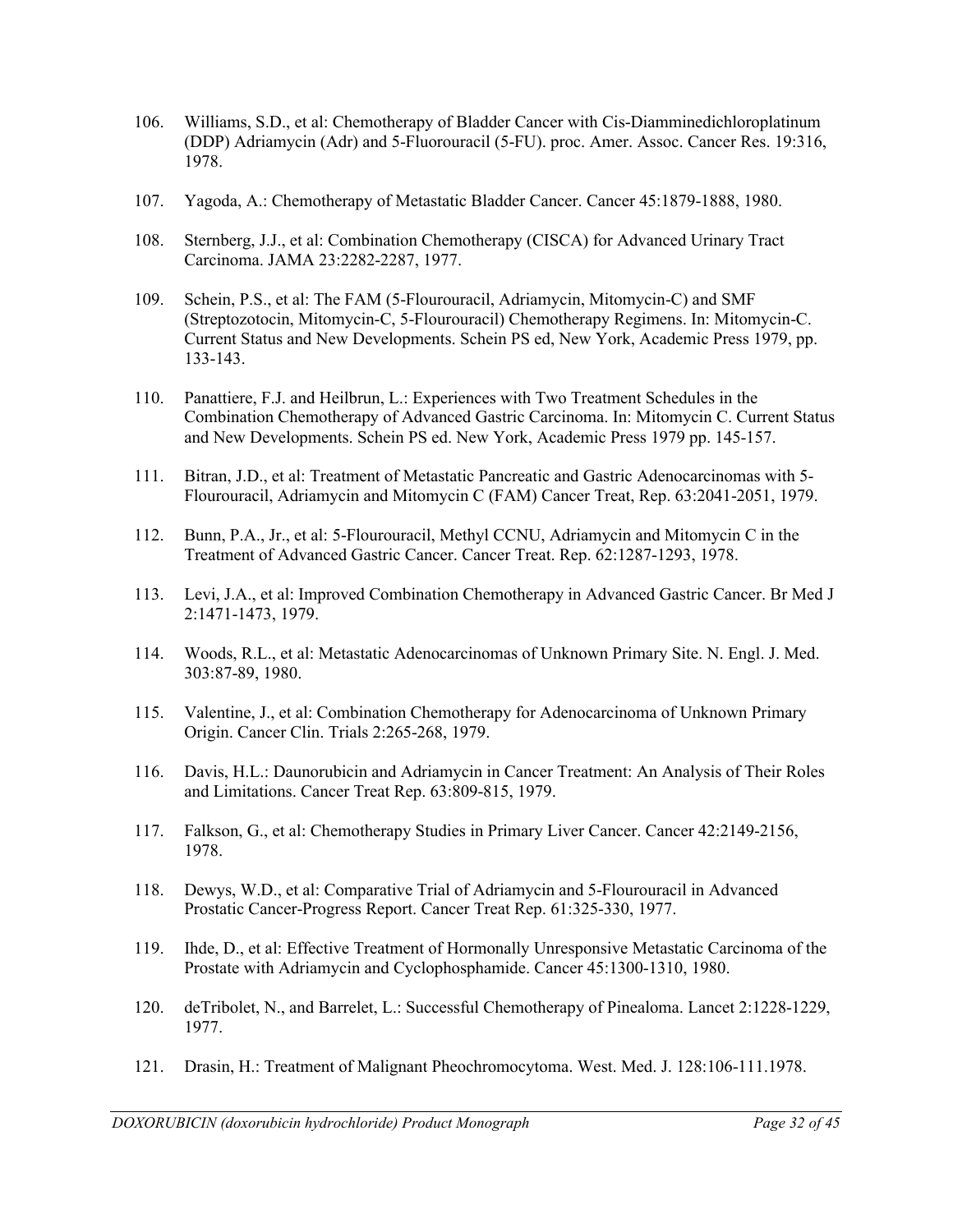106. Williams, S.D., et al: Chemotherapy of Bladder Cancer with Cis-Diamminedichloroplatinum (DDP) Adriamycin (Adr) and 5-Fluorouracil (5-FU). proc. Amer. Assoc. Cancer Res. 19:316, 1978.

107. Yagoda, A.: Chemotherapy of Metastatic Bladder Cancer. Cancer 45:1879-1888, 1980.

108. Sternberg, J.J., et al: Combination Chemotherapy (CISCA) for Advanced Urinary Tract Carcinoma. JAMA 23:2282-2287, 1977.

109. Schein, P.S., et al: The FAM (5-Flourouracil, Adriamycin, Mitomycin-C) and SMF (Streptozotocin, Mitomycin-C, 5-Flourouracil) Chemotherapy Regimens. In: Mitomycin-C. Current Status and New Developments. Schein PS ed, New York, Academic Press 1979, pp. 133-143.

110. Panattiere, F.J. and Heilbrun, L.: Experiences with Two Treatment Schedules in the Combination Chemotherapy of Advanced Gastric Carcinoma. In: Mitomycin C. Current Status and New Developments. Schein PS ed. New York, Academic Press 1979 pp. 145-157.

111. Bitran, J.D., et al: Treatment of Metastatic Pancreatic and Gastric Adenocarcinomas with 5-Flourouracil, Adriamycin and Mitomycin C (FAM) Cancer Treat, Rep. 63:2041-2051, 1979.

112. Bunn, P.A., Jr., et al: 5-Flourouracil, Methyl CCNU, Adriamycin and Mitomycin C in the Treatment of Advanced Gastric Cancer. Cancer Treat. Rep. 62:1287-1293, 1978.

113. Levi, J.A., et al: Improved Combination Chemotherapy in Advanced Gastric Cancer. Br Med J 2:1471-1473, 1979.

114. Woods, R.L., et al: Metastatic Adenocarcinomas of Unknown Primary Site. N. Engl. J. Med. 303:87-89, 1980.

115. Valentine, J., et al: Combination Chemotherapy for Adenocarcinoma of Unknown Primary Origin. Cancer Clin. Trials 2:265-268, 1979.

116. Davis, H.L.: Daunorubicin and Adriamycin in Cancer Treatment: An Analysis of Their Roles and Limitations. Cancer Treat Rep. 63:809-815, 1979.

117. Falkson, G., et al: Chemotherapy Studies in Primary Liver Cancer. Cancer 42:2149-2156, 1978.

118. Dewys, W.D., et al: Comparative Trial of Adriamycin and 5-Flourouracil in Advanced Prostatic Cancer-Progress Report. Cancer Treat Rep. 61:325-330, 1977.

119. Ihde, D., et al: Effective Treatment of Hormonally Unresponsive Metastatic Carcinoma of the Prostate with Adriamycin and Cyclophosphamide. Cancer 45:1300-1310, 1980.

120. deTribolet, N., and Barrelet, L.: Successful Chemotherapy of Pinealoma. Lancet 2:1228-1229, 1977.

121. Drasin, H.: Treatment of Malignant Pheochromocytoma. West. Med. J. 128:106-111.1978.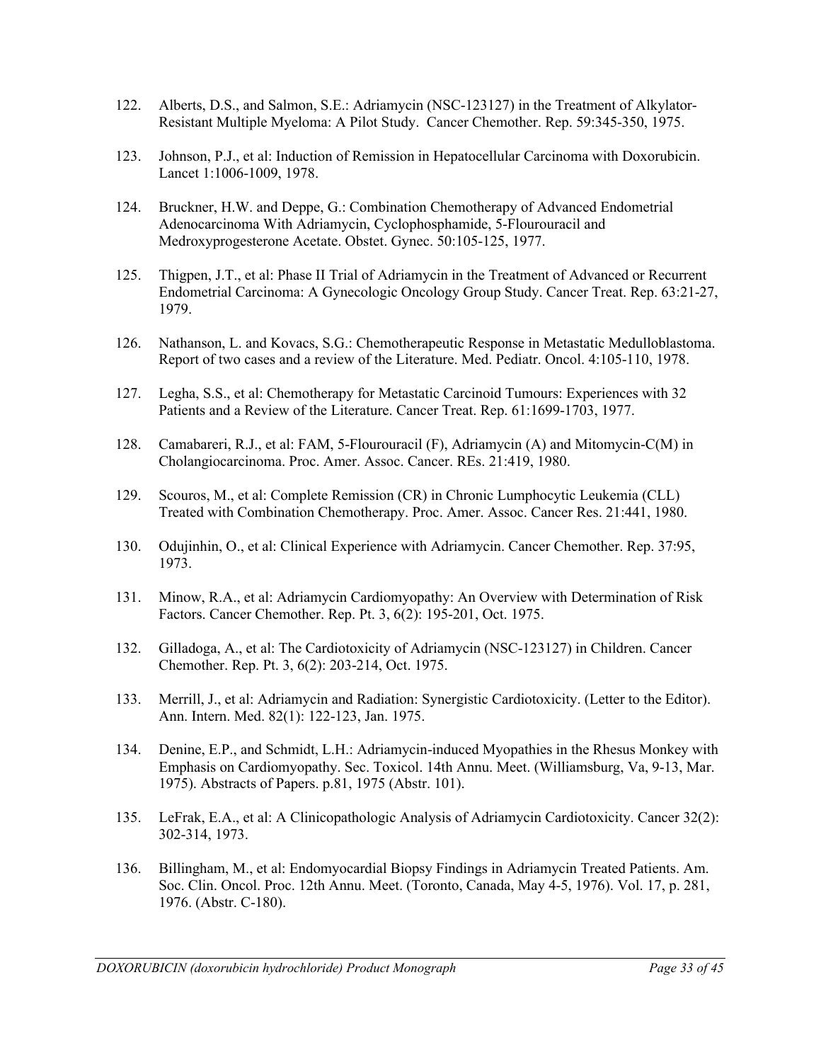122. Alberts, D.S., and Salmon, S.E.: Adriamycin (NSC-123127) in the Treatment of Alkylator-Resistant Multiple Myeloma: A Pilot Study. Cancer Chemother. Rep. 59:345-350, 1975.

123. Johnson, P.J., et al: Induction of Remission in Hepatocellular Carcinoma with Doxorubicin. Lancet 1:1006-1009, 1978.

124. Bruckner, H.W. and Deppe, G.: Combination Chemotherapy of Advanced Endometrial Adenocarcinoma With Adriamycin, Cyclophosphamide, 5-Flourouracil and Medroxyprogesterone Acetate. Obstet. Gynec. 50:105-125, 1977.

125. Thigpen, J.T., et al: Phase II Trial of Adriamycin in the Treatment of Advanced or Recurrent Endometrial Carcinoma: A Gynecologic Oncology Group Study. Cancer Treat. Rep. 63:21-27, 1979.

126. Nathanson, L. and Kovacs, S.G.: Chemotherapeutic Response in Metastatic Medulloblastoma. Report of two cases and a review of the Literature. Med. Pediatr. Oncol. 4:105-110, 1978.

127. Legha, S.S., et al: Chemotherapy for Metastatic Carcinoid Tumours: Experiences with 32 Patients and a Review of the Literature. Cancer Treat. Rep. 61:1699-1703, 1977.

128. Camabareri, R.J., et al: FAM, 5-Flourouracil (F), Adriamycin (A) and Mitomycin-C(M) in Cholangiocarcinoma. Proc. Amer. Assoc. Cancer. REs. 21:419, 1980.

129. Scouros, M., et al: Complete Remission (CR) in Chronic Lumphocytic Leukemia (CLL) Treated with Combination Chemotherapy. Proc. Amer. Assoc. Cancer Res. 21:441, 1980.

130. Odujinhin, O., et al: Clinical Experience with Adriamycin. Cancer Chemother. Rep. 37:95, 1973.

131. Minow, R.A., et al: Adriamycin Cardiomyopathy: An Overview with Determination of Risk Factors. Cancer Chemother. Rep. Pt. 3, 6(2): 195-201, Oct. 1975.

132. Gilladoga, A., et al: The Cardiotoxicity of Adriamycin (NSC-123127) in Children. Cancer Chemother. Rep. Pt. 3, 6(2): 203-214, Oct. 1975.

133. Merrill, J., et al: Adriamycin and Radiation: Synergistic Cardiotoxicity. (Letter to the Editor). Ann. Intern. Med. 82(1): 122-123, Jan. 1975.

134. Denine, E.P., and Schmidt, L.H.: Adriamycin-induced Myopathies in the Rhesus Monkey with Emphasis on Cardiomyopathy. Sec. Toxicol. 14th Annu. Meet. (Williamsburg, Va, 9-13, Mar. 1975). Abstracts of Papers. p.81, 1975 (Abstr. 101).

135. LeFrak, E.A., et al: A Clinicopathologic Analysis of Adriamycin Cardiotoxicity. Cancer 32(2): 302-314, 1973.

136. Billingham, M., et al: Endomyocardial Biopsy Findings in Adriamycin Treated Patients. Am. Soc. Clin. Oncol. Proc. 12th Annu. Meet. (Toronto, Canada, May 4-5, 1976). Vol. 17, p. 281, 1976. (Abstr. C-180).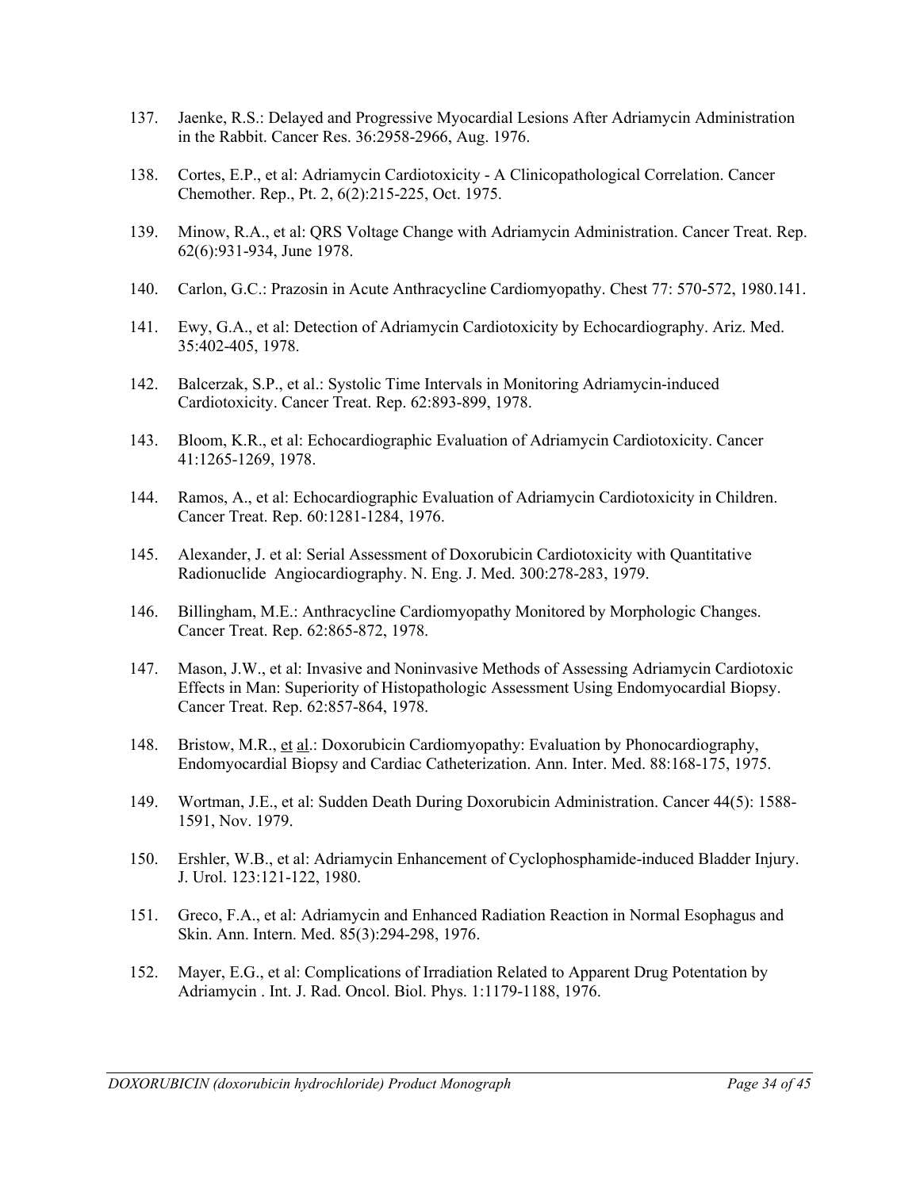137. Jaenke, R.S.: Delayed and Progressive Myocardial Lesions After Adriamycin Administration in the Rabbit. Cancer Res. 36:2958-2966, Aug. 1976.

138. Cortes, E.P., et al: Adriamycin Cardiotoxicity - A Clinicopathological Correlation. Cancer Chemother. Rep., Pt. 2, 6(2):215-225, Oct. 1975.

139. Minow, R.A., et al: QRS Voltage Change with Adriamycin Administration. Cancer Treat. Rep. 62(6):931-934, June 1978.

140. Carlon, G.C.: Prazosin in Acute Anthracycline Cardiomyopathy. Chest 77: 570-572, 1980.141.

141. Ewy, G.A., et al: Detection of Adriamycin Cardiotoxicity by Echocardiography. Ariz. Med. 35:402-405, 1978.

142. Balcerzak, S.P., et al.: Systolic Time Intervals in Monitoring Adriamycin-induced Cardiotoxicity. Cancer Treat. Rep. 62:893-899, 1978.

143. Bloom, K.R., et al: Echocardiographic Evaluation of Adriamycin Cardiotoxicity. Cancer 41:1265-1269, 1978.

144. Ramos, A., et al: Echocardiographic Evaluation of Adriamycin Cardiotoxicity in Children. Cancer Treat. Rep. 60:1281-1284, 1976.

145. Alexander, J. et al: Serial Assessment of Doxorubicin Cardiotoxicity with Quantitative Radionuclide Angiocardiography. N. Eng. J. Med. 300:278-283, 1979.

146. Billingham, M.E.: Anthracycline Cardiomyopathy Monitored by Morphologic Changes. Cancer Treat. Rep. 62:865-872, 1978.

147. Mason, J.W., et al: Invasive and Noninvasive Methods of Assessing Adriamycin Cardiotoxic Effects in Man: Superiority of Histopathologic Assessment Using Endomyocardial Biopsy. Cancer Treat. Rep. 62:857-864, 1978.

148. Bristow, M.R., et al.: Doxorubicin Cardiomyopathy: Evaluation by Phonocardiography, Endomyocardial Biopsy and Cardiac Catheterization. Ann. Inter. Med. 88:168-175, 1975.

149. Wortman, J.E., et al: Sudden Death During Doxorubicin Administration. Cancer 44(5): 1588-1591, Nov. 1979.

150. Ershler, W.B., et al: Adriamycin Enhancement of Cyclophosphamide-induced Bladder Injury. J. Urol. 123:121-122, 1980.

151. Greco, F.A., et al: Adriamycin and Enhanced Radiation Reaction in Normal Esophagus and Skin. Ann. Intern. Med. 85(3):294-298, 1976.

152. Mayer, E.G., et al: Complications of Irradiation Related to Apparent Drug Potentation by Adriamycin . Int. J. Rad. Oncol. Biol. Phys. 1:1179-1188, 1976.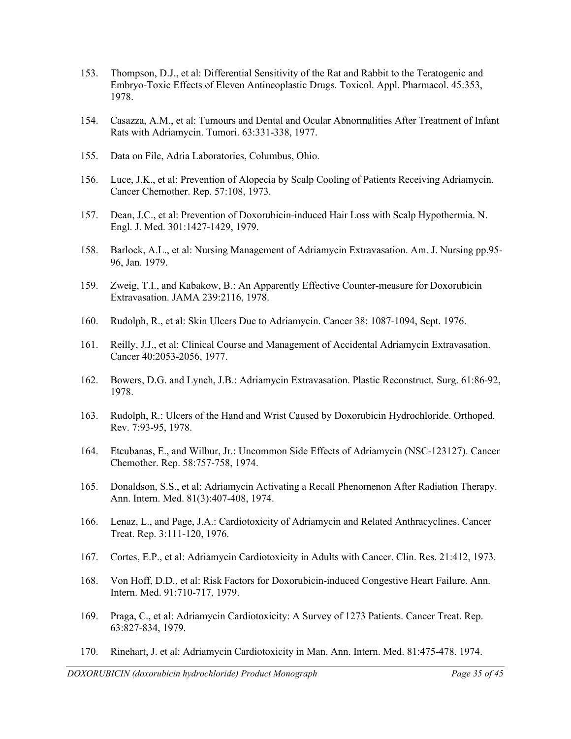153. Thompson, D.J., et al: Differential Sensitivity of the Rat and Rabbit to the Teratogenic and Embryo-Toxic Effects of Eleven Antineoplastic Drugs. Toxicol. Appl. Pharmacol. 45:353, 1978.

154. Casazza, A.M., et al: Tumours and Dental and Ocular Abnormalities After Treatment of Infant Rats with Adriamycin. Tumori. 63:331-338, 1977.

155. Data on File, Adria Laboratories, Columbus, Ohio.

156. Luce, J.K., et al: Prevention of Alopecia by Scalp Cooling of Patients Receiving Adriamycin. Cancer Chemother. Rep. 57:108, 1973.

157. Dean, J.C., et al: Prevention of Doxorubicin-induced Hair Loss with Scalp Hypothermia. N. Engl. J. Med. 301:1427-1429, 1979.

158. Barlock, A.L., et al: Nursing Management of Adriamycin Extravasation. Am. J. Nursing pp.95-96, Jan. 1979.

159. Zweig, T.I., and Kabakow, B.: An Apparently Effective Counter-measure for Doxorubicin Extravasation. JAMA 239:2116, 1978.

160. Rudolph, R., et al: Skin Ulcers Due to Adriamycin. Cancer 38: 1087-1094, Sept. 1976.

161. Reilly, J.J., et al: Clinical Course and Management of Accidental Adriamycin Extravasation. Cancer 40:2053-2056, 1977.

162. Bowers, D.G. and Lynch, J.B.: Adriamycin Extravasation. Plastic Reconstruct. Surg. 61:86-92, 1978.

163. Rudolph, R.: Ulcers of the Hand and Wrist Caused by Doxorubicin Hydrochloride. Orthoped. Rev. 7:93-95, 1978.

164. Etcubanas, E., and Wilbur, Jr.: Uncommon Side Effects of Adriamycin (NSC-123127). Cancer Chemother. Rep. 58:757-758, 1974.

165. Donaldson, S.S., et al: Adriamycin Activating a Recall Phenomenon After Radiation Therapy. Ann. Intern. Med. 81(3):407-408, 1974.

166. Lenaz, L., and Page, J.A.: Cardiotoxicity of Adriamycin and Related Anthracyclines. Cancer Treat. Rep. 3:111-120, 1976.

167. Cortes, E.P., et al: Adriamycin Cardiotoxicity in Adults with Cancer. Clin. Res. 21:412, 1973.

168. Von Hoff, D.D., et al: Risk Factors for Doxorubicin-induced Congestive Heart Failure. Ann. Intern. Med. 91:710-717, 1979.

169. Praga, C., et al: Adriamycin Cardiotoxicity: A Survey of 1273 Patients. Cancer Treat. Rep. 63:827-834, 1979.

170. Rinehart, J. et al: Adriamycin Cardiotoxicity in Man. Ann. Intern. Med. 81:475-478. 1974.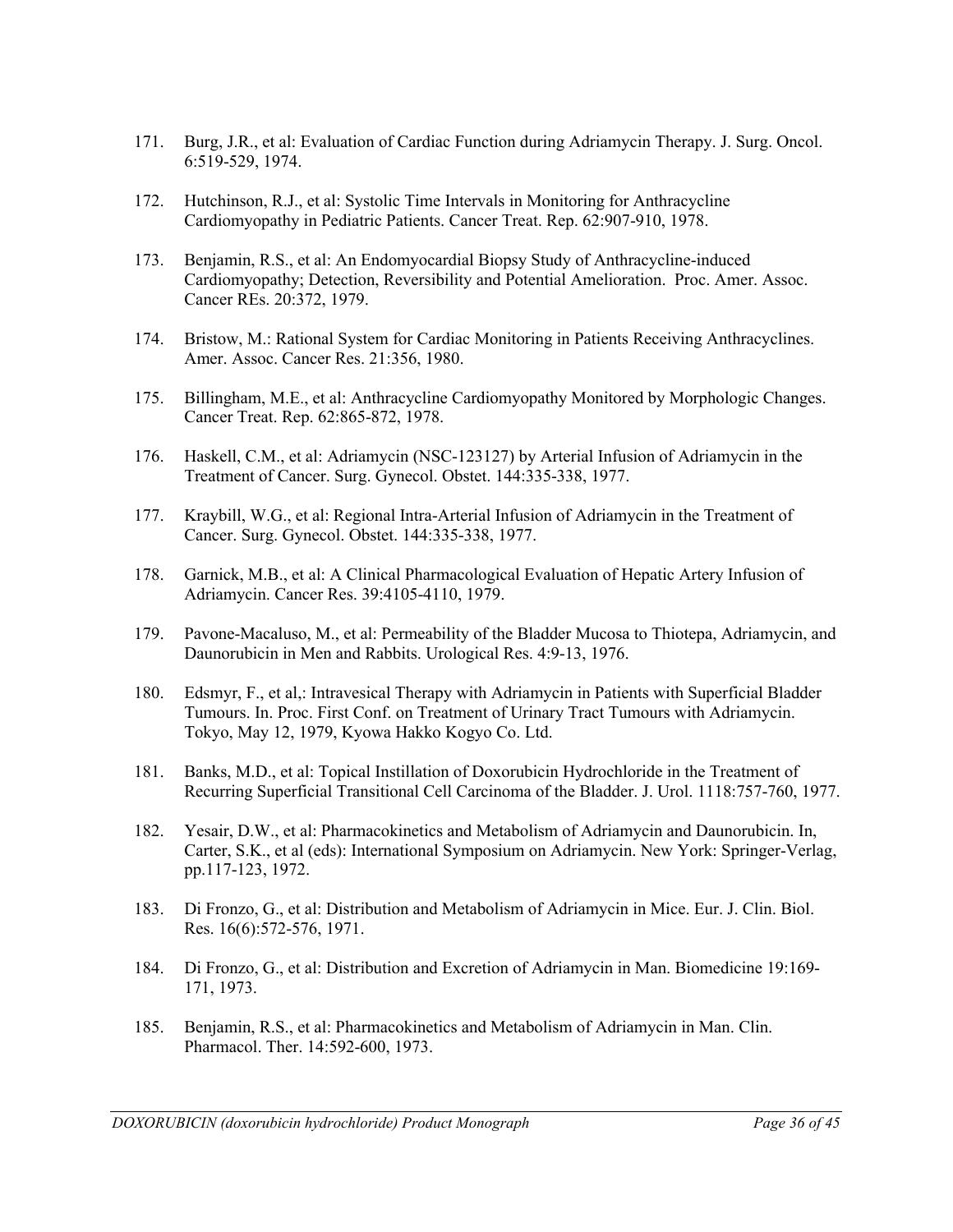171. Burg, J.R., et al: Evaluation of Cardiac Function during Adriamycin Therapy. J. Surg. Oncol. 6:519-529, 1974.

172. Hutchinson, R.J., et al: Systolic Time Intervals in Monitoring for Anthracycline Cardiomyopathy in Pediatric Patients. Cancer Treat. Rep. 62:907-910, 1978.

173. Benjamin, R.S., et al: An Endomyocardial Biopsy Study of Anthracycline-induced Cardiomyopathy; Detection, Reversibility and Potential Amelioration. Proc. Amer. Assoc. Cancer REs. 20:372, 1979.

174. Bristow, M.: Rational System for Cardiac Monitoring in Patients Receiving Anthracyclines. Amer. Assoc. Cancer Res. 21:356, 1980.

175. Billingham, M.E., et al: Anthracycline Cardiomyopathy Monitored by Morphologic Changes. Cancer Treat. Rep. 62:865-872, 1978.

176. Haskell, C.M., et al: Adriamycin (NSC-123127) by Arterial Infusion of Adriamycin in the Treatment of Cancer. Surg. Gynecol. Obstet. 144:335-338, 1977.

177. Kraybill, W.G., et al: Regional Intra-Arterial Infusion of Adriamycin in the Treatment of Cancer. Surg. Gynecol. Obstet. 144:335-338, 1977.

178. Garnick, M.B., et al: A Clinical Pharmacological Evaluation of Hepatic Artery Infusion of Adriamycin. Cancer Res. 39:4105-4110, 1979.

179. Pavone-Macaluso, M., et al: Permeability of the Bladder Mucosa to Thiotepa, Adriamycin, and Daunorubicin in Men and Rabbits. Urological Res. 4:9-13, 1976.

180. Edsmyr, F., et al,: Intravesical Therapy with Adriamycin in Patients with Superficial Bladder Tumours. In. Proc. First Conf. on Treatment of Urinary Tract Tumours with Adriamycin. Tokyo, May 12, 1979, Kyowa Hakko Kogyo Co. Ltd.

181. Banks, M.D., et al: Topical Instillation of Doxorubicin Hydrochloride in the Treatment of Recurring Superficial Transitional Cell Carcinoma of the Bladder. J. Urol. 1118:757-760, 1977.

182. Yesair, D.W., et al: Pharmacokinetics and Metabolism of Adriamycin and Daunorubicin. In, Carter, S.K., et al (eds): International Symposium on Adriamycin. New York: Springer-Verlag, pp.117-123, 1972.

183. Di Fronzo, G., et al: Distribution and Metabolism of Adriamycin in Mice. Eur. J. Clin. Biol. Res. 16(6):572-576, 1971.

184. Di Fronzo, G., et al: Distribution and Excretion of Adriamycin in Man. Biomedicine 19:169-171, 1973.

185. Benjamin, R.S., et al: Pharmacokinetics and Metabolism of Adriamycin in Man. Clin. Pharmacol. Ther. 14:592-600, 1973.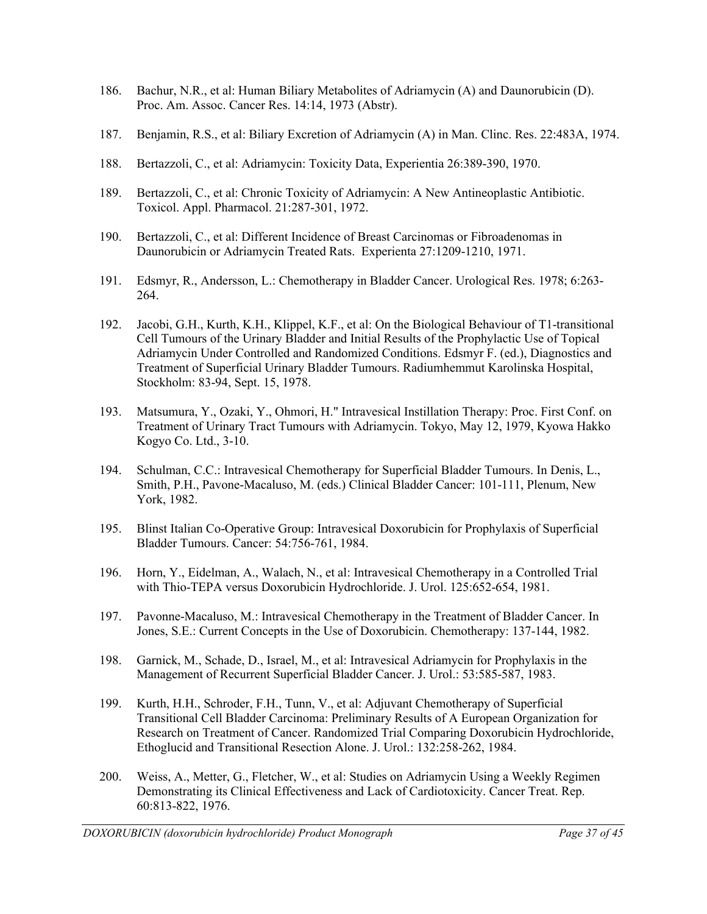186. Bachur, N.R., et al: Human Biliary Metabolites of Adriamycin (A) and Daunorubicin (D). Proc. Am. Assoc. Cancer Res. 14:14, 1973 (Abstr).

187. Benjamin, R.S., et al: Biliary Excretion of Adriamycin (A) in Man. Clinc. Res. 22:483A, 1974.

188. Bertazzoli, C., et al: Adriamycin: Toxicity Data, Experientia 26:389-390, 1970.

189. Bertazzoli, C., et al: Chronic Toxicity of Adriamycin: A New Antineoplastic Antibiotic. Toxicol. Appl. Pharmacol. 21:287-301, 1972.

190. Bertazzoli, C., et al: Different Incidence of Breast Carcinomas or Fibroadenomas in Daunorubicin or Adriamycin Treated Rats. Experienta 27:1209-1210, 1971.

191. Edsmyr, R., Andersson, L.: Chemotherapy in Bladder Cancer. Urological Res. 1978; 6:263-264.

192. Jacobi, G.H., Kurth, K.H., Klippel, K.F., et al: On the Biological Behaviour of T1-transitional Cell Tumours of the Urinary Bladder and Initial Results of the Prophylactic Use of Topical Adriamycin Under Controlled and Randomized Conditions. Edsmyr F. (ed.), Diagnostics and Treatment of Superficial Urinary Bladder Tumours. Radiumhemmut Karolinska Hospital, Stockholm: 83-94, Sept. 15, 1978.

193. Matsumura, Y., Ozaki, Y., Ohmori, H." Intravesical Instillation Therapy: Proc. First Conf. on Treatment of Urinary Tract Tumours with Adriamycin. Tokyo, May 12, 1979, Kyowa Hakko Kogyo Co. Ltd., 3-10.

194. Schulman, C.C.: Intravesical Chemotherapy for Superficial Bladder Tumours. In Denis, L., Smith, P.H., Pavone-Macaluso, M. (eds.) Clinical Bladder Cancer: 101-111, Plenum, New York, 1982.

195. Blinst Italian Co-Operative Group: Intravesical Doxorubicin for Prophylaxis of Superficial Bladder Tumours. Cancer: 54:756-761, 1984.

196. Horn, Y., Eidelman, A., Walach, N., et al: Intravesical Chemotherapy in a Controlled Trial with Thio-TEPA versus Doxorubicin Hydrochloride. J. Urol. 125:652-654, 1981.

197. Pavonne-Macaluso, M.: Intravesical Chemotherapy in the Treatment of Bladder Cancer. In Jones, S.E.: Current Concepts in the Use of Doxorubicin. Chemotherapy: 137-144, 1982.

198. Garnick, M., Schade, D., Israel, M., et al: Intravesical Adriamycin for Prophylaxis in the Management of Recurrent Superficial Bladder Cancer. J. Urol.: 53:585-587, 1983.

199. Kurth, H.H., Schroder, F.H., Tunn, V., et al: Adjuvant Chemotherapy of Superficial Transitional Cell Bladder Carcinoma: Preliminary Results of A European Organization for Research on Treatment of Cancer. Randomized Trial Comparing Doxorubicin Hydrochloride, Ethoglucid and Transitional Resection Alone. J. Urol.: 132:258-262, 1984.

200. Weiss, A., Metter, G., Fletcher, W., et al: Studies on Adriamycin Using a Weekly Regimen Demonstrating its Clinical Effectiveness and Lack of Cardiotoxicity. Cancer Treat. Rep. 60:813-822, 1976.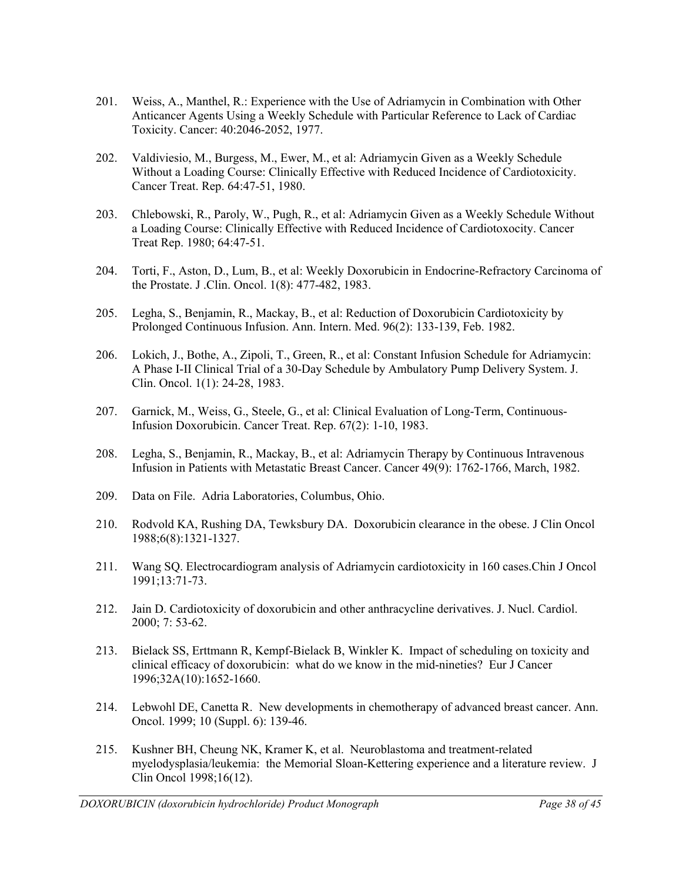201. Weiss, A., Manthel, R.: Experience with the Use of Adriamycin in Combination with Other Anticancer Agents Using a Weekly Schedule with Particular Reference to Lack of Cardiac Toxicity. Cancer: 40:2046-2052, 1977.

202. Valdiviesio, M., Burgess, M., Ewer, M., et al: Adriamycin Given as a Weekly Schedule Without a Loading Course: Clinically Effective with Reduced Incidence of Cardiotoxicity. Cancer Treat. Rep. 64:47-51, 1980.

203. Chlebowski, R., Paroly, W., Pugh, R., et al: Adriamycin Given as a Weekly Schedule Without a Loading Course: Clinically Effective with Reduced Incidence of Cardiotoxocity. Cancer Treat Rep. 1980; 64:47-51.

204. Torti, F., Aston, D., Lum, B., et al: Weekly Doxorubicin in Endocrine-Refractory Carcinoma of the Prostate. J .Clin. Oncol. 1(8): 477-482, 1983.

205. Legha, S., Benjamin, R., Mackay, B., et al: Reduction of Doxorubicin Cardiotoxicity by Prolonged Continuous Infusion. Ann. Intern. Med. 96(2): 133-139, Feb. 1982.

206. Lokich, J., Bothe, A., Zipoli, T., Green, R., et al: Constant Infusion Schedule for Adriamycin: A Phase I-II Clinical Trial of a 30-Day Schedule by Ambulatory Pump Delivery System. J. Clin. Oncol. 1(1): 24-28, 1983.

207. Garnick, M., Weiss, G., Steele, G., et al: Clinical Evaluation of Long-Term, Continuous-Infusion Doxorubicin. Cancer Treat. Rep. 67(2): 1-10, 1983.

208. Legha, S., Benjamin, R., Mackay, B., et al: Adriamycin Therapy by Continuous Intravenous Infusion in Patients with Metastatic Breast Cancer. Cancer 49(9): 1762-1766, March, 1982.

209. Data on File. Adria Laboratories, Columbus, Ohio.

210. Rodvold KA, Rushing DA, Tewksbury DA. Doxorubicin clearance in the obese. J Clin Oncol 1988;6(8):1321-1327.

211. Wang SQ. Electrocardiogram analysis of Adriamycin cardiotoxicity in 160 cases.Chin J Oncol 1991;13:71-73.

212. Jain D. Cardiotoxicity of doxorubicin and other anthracycline derivatives. J. Nucl. Cardiol. 2000; 7: 53-62.

213. Bielack SS, Erttmann R, Kempf-Bielack B, Winkler K. Impact of scheduling on toxicity and clinical efficacy of doxorubicin: what do we know in the mid-nineties? Eur J Cancer 1996;32A(10):1652-1660.

214. Lebwohl DE, Canetta R. New developments in chemotherapy of advanced breast cancer. Ann. Oncol. 1999; 10 (Suppl. 6): 139-46.

215. Kushner BH, Cheung NK, Kramer K, et al. Neuroblastoma and treatment-related myelodysplasia/leukemia: the Memorial Sloan-Kettering experience and a literature review. J Clin Oncol 1998;16(12).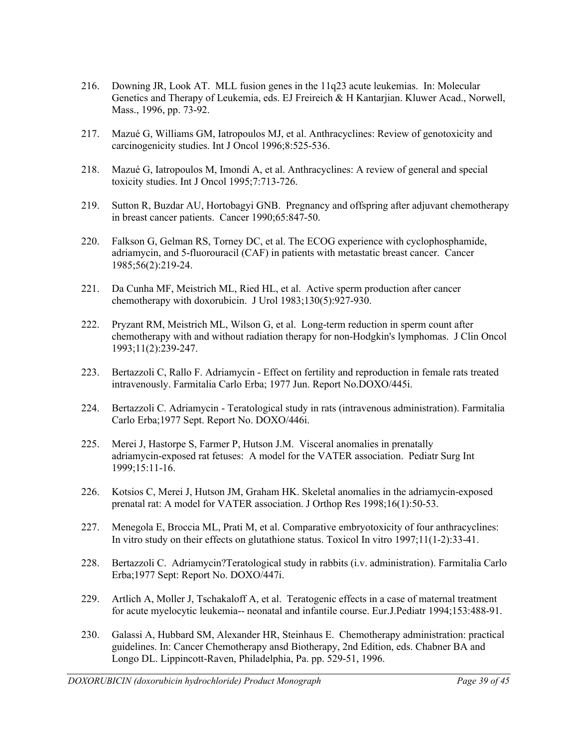216. Downing JR, Look AT. MLL fusion genes in the 11q23 acute leukemias. In: Molecular Genetics and Therapy of Leukemia, eds. EJ Freireich & H Kantarjian. Kluwer Acad., Norwell, Mass., 1996, pp. 73-92.

217. Mazué G, Williams GM, Iatropoulos MJ, et al. Anthracyclines: Review of genotoxicity and carcinogenicity studies. Int J Oncol 1996;8:525-536.

218. Mazué G, Iatropoulos M, Imondi A, et al. Anthracyclines: A review of general and special toxicity studies. Int J Oncol 1995;7:713-726.

219. Sutton R, Buzdar AU, Hortobagyi GNB. Pregnancy and offspring after adjuvant chemotherapy in breast cancer patients. Cancer 1990;65:847-50.

220. Falkson G, Gelman RS, Torney DC, et al. The ECOG experience with cyclophosphamide, adriamycin, and 5-fluorouracil (CAF) in patients with metastatic breast cancer. Cancer 1985;56(2):219-24.

221. Da Cunha MF, Meistrich ML, Ried HL, et al. Active sperm production after cancer chemotherapy with doxorubicin. J Urol 1983;130(5):927-930.

222. Pryzant RM, Meistrich ML, Wilson G, et al. Long-term reduction in sperm count after chemotherapy with and without radiation therapy for non-Hodgkin's lymphomas. J Clin Oncol 1993;11(2):239-247.

223. Bertazzoli C, Rallo F. Adriamycin - Effect on fertility and reproduction in female rats treated intravenously. Farmitalia Carlo Erba; 1977 Jun. Report No.DOXO/445i.

224. Bertazzoli C. Adriamycin - Teratological study in rats (intravenous administration). Farmitalia Carlo Erba;1977 Sept. Report No. DOXO/446i.

225. Merei J, Hastorpe S, Farmer P, Hutson J.M. Visceral anomalies in prenatally adriamycin-exposed rat fetuses: A model for the VATER association. Pediatr Surg Int 1999;15:11-16.

226. Kotsios C, Merei J, Hutson JM, Graham HK. Skeletal anomalies in the adriamycin-exposed prenatal rat: A model for VATER association. J Orthop Res 1998;16(1):50-53.

227. Menegola E, Broccia ML, Prati M, et al. Comparative embryotoxicity of four anthracyclines: In vitro study on their effects on glutathione status. Toxicol In vitro 1997;11(1-2):33-41.

228. Bertazzoli C. Adriamycin?Teratological study in rabbits (i.v. administration). Farmitalia Carlo Erba;1977 Sept: Report No. DOXO/447i.

229. Artlich A, Moller J, Tschakaloff A, et al. Teratogenic effects in a case of maternal treatment for acute myelocytic leukemia-- neonatal and infantile course. Eur.J.Pediatr 1994;153:488-91.

230. Galassi A, Hubbard SM, Alexander HR, Steinhaus E. Chemotherapy administration: practical guidelines. In: Cancer Chemotherapy ansd Biotherapy, 2nd Edition, eds. Chabner BA and Longo DL. Lippincott-Raven, Philadelphia, Pa. pp. 529-51, 1996.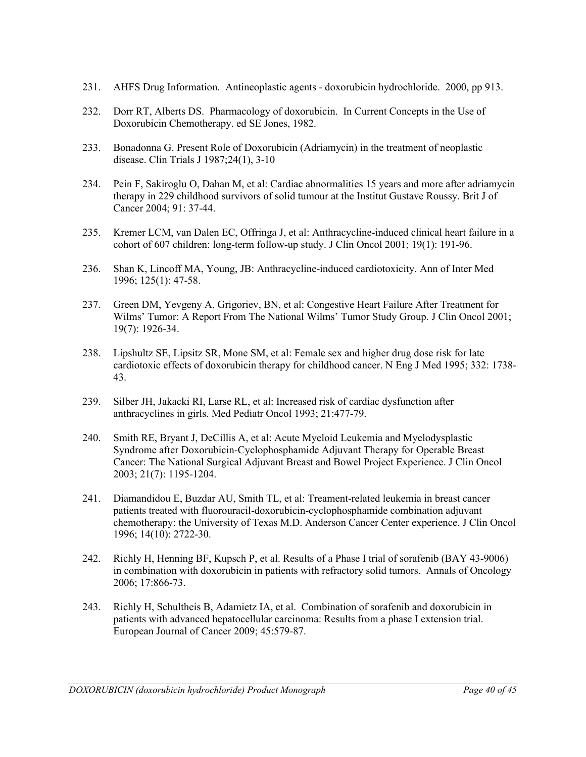231. AHFS Drug Information. Antineoplastic agents - doxorubicin hydrochloride. 2000, pp 913.

232. Dorr RT, Alberts DS. Pharmacology of doxorubicin. In Current Concepts in the Use of Doxorubicin Chemotherapy. ed SE Jones, 1982.

233. Bonadonna G. Present Role of Doxorubicin (Adriamycin) in the treatment of neoplastic disease. Clin Trials J 1987;24(1), 3-10

234. Pein F, Sakiroglu O, Dahan M, et al: Cardiac abnormalities 15 years and more after adriamycin therapy in 229 childhood survivors of solid tumour at the Institut Gustave Roussy. Brit J of Cancer 2004; 91: 37-44.

235. Kremer LCM, van Dalen EC, Offringa J, et al: Anthracycline-induced clinical heart failure in a cohort of 607 children: long-term follow-up study. J Clin Oncol 2001; 19(1): 191-96.

236. Shan K, Lincoff MA, Young, JB: Anthracycline-induced cardiotoxicity. Ann of Inter Med 1996; 125(1): 47-58.

237. Green DM, Yevgeny A, Grigoriev, BN, et al: Congestive Heart Failure After Treatment for Wilms' Tumor: A Report From The National Wilms' Tumor Study Group. J Clin Oncol 2001; 19(7): 1926-34.

238. Lipshultz SE, Lipsitz SR, Mone SM, et al: Female sex and higher drug dose risk for late cardiotoxic effects of doxorubicin therapy for childhood cancer. N Eng J Med 1995; 332: 1738-43.

239. Silber JH, Jakacki RI, Larse RL, et al: Increased risk of cardiac dysfunction after anthracyclines in girls. Med Pediatr Oncol 1993; 21:477-79.

240. Smith RE, Bryant J, DeCillis A, et al: Acute Myeloid Leukemia and Myelodysplastic Syndrome after Doxorubicin-Cyclophosphamide Adjuvant Therapy for Operable Breast Cancer: The National Surgical Adjuvant Breast and Bowel Project Experience. J Clin Oncol 2003; 21(7): 1195-1204.

241. Diamandidou E, Buzdar AU, Smith TL, et al: Treament-related leukemia in breast cancer patients treated with fluorouracil-doxorubicin-cyclophosphamide combination adjuvant chemotherapy: the University of Texas M.D. Anderson Cancer Center experience. J Clin Oncol 1996; 14(10): 2722-30.

242. Richly H, Henning BF, Kupsch P, et al. Results of a Phase I trial of sorafenib (BAY 43-9006) in combination with doxorubicin in patients with refractory solid tumors. Annals of Oncology 2006; 17:866-73.

243. Richly H, Schultheis B, Adamietz IA, et al. Combination of sorafenib and doxorubicin in patients with advanced hepatocellular carcinoma: Results from a phase I extension trial. European Journal of Cancer 2009; 45:579-87.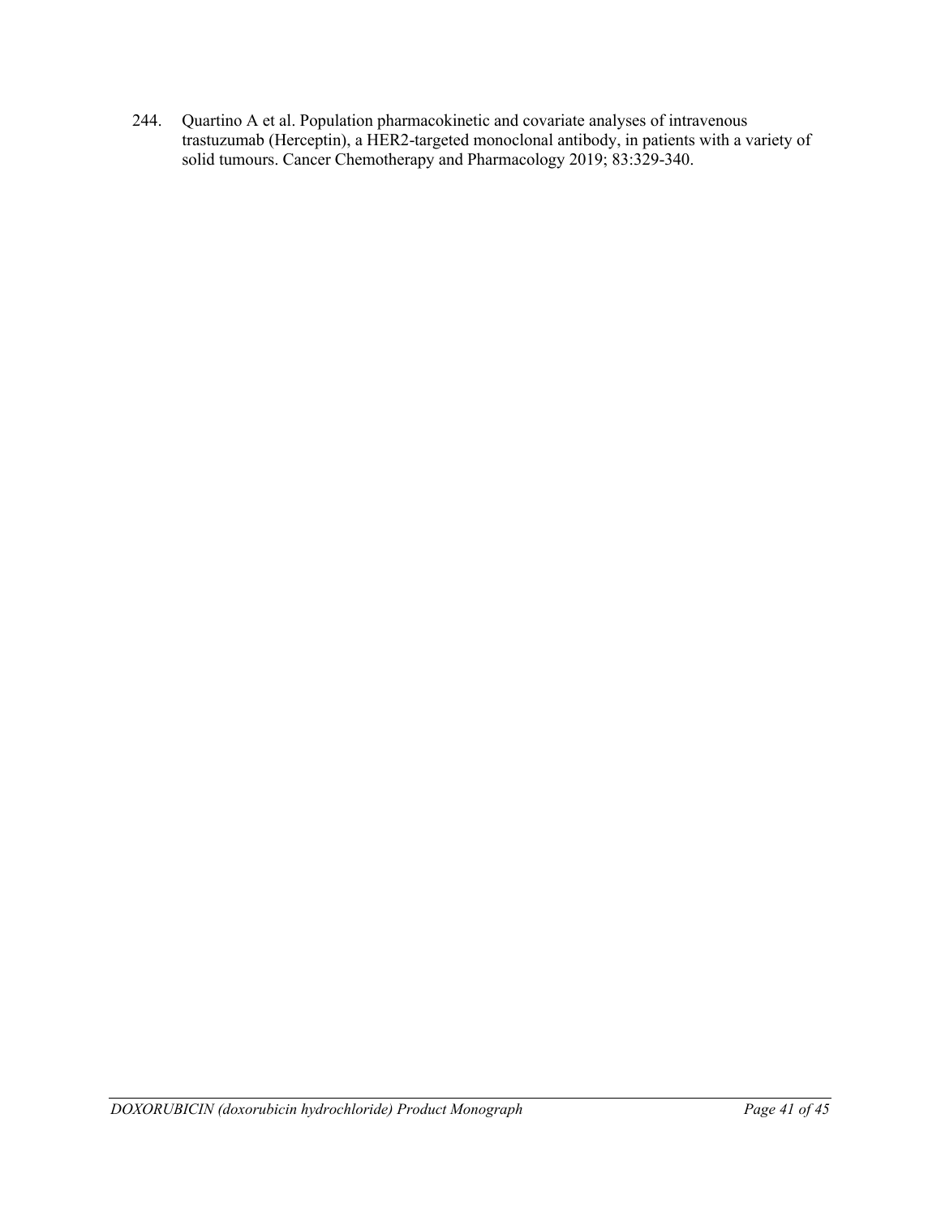244. Quartino A et al. Population pharmacokinetic and covariate analyses of intravenous trastuzumab (Herceptin), a HER2-targeted monoclonal antibody, in patients with a variety of solid tumours. Cancer Chemotherapy and Pharmacology 2019; 83:329-340.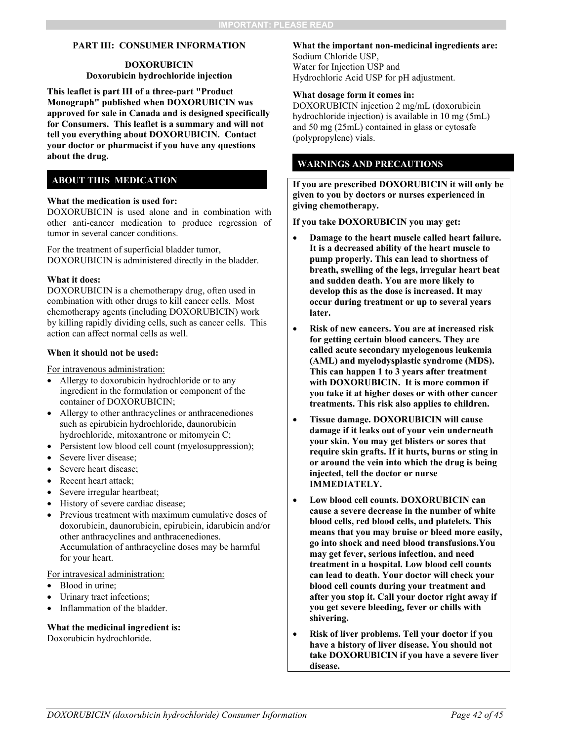**IMPORTANT: PLEASE READ**

## PART III: CONSUMER INFORMATION

**DOXORUBICIN**
**Doxorubicin hydrochloride injection**

**This leaflet is part III of a three-part "Product Monograph" published when DOXORUBICIN was approved for sale in Canada and is designed specifically for Consumers. This leaflet is a summary and will not tell you everything about DOXORUBICIN. Contact your doctor or pharmacist if you have any questions about the drug.**

### ABOUT THIS MEDICATION

**What the medication is used for:**
DOXORUBICIN is used alone and in combination with other anti-cancer medication to produce regression of tumor in several cancer conditions.

For the treatment of superficial bladder tumor, DOXORUBICIN is administered directly in the bladder.

**What it does:**
DOXORUBICIN is a chemotherapy drug, often used in combination with other drugs to kill cancer cells. Most chemotherapy agents (including DOXORUBICIN) work by killing rapidly dividing cells, such as cancer cells. This action can affect normal cells as well.

**When it should not be used:**

For intravenous administration:

- Allergy to doxorubicin hydrochloride or to any ingredient in the formulation or component of the container of DOXORUBICIN;
- Allergy to other anthracyclines or anthracenediones such as epirubicin hydrochloride, daunorubicin hydrochloride, mitoxantrone or mitomycin C;
- Persistent low blood cell count (myelosuppression);
- Severe liver disease;
- Severe heart disease;
- Recent heart attack;
- Severe irregular heartbeat;
- History of severe cardiac disease;
- Previous treatment with maximum cumulative doses of doxorubicin, daunorubicin, epirubicin, idarubicin and/or other anthracyclines and anthracenediones. Accumulation of anthracycline doses may be harmful for your heart.

For intravesical administration:

- Blood in urine;
- Urinary tract infections;
- Inflammation of the bladder.

**What the medicinal ingredient is:**
Doxorubicin hydrochloride.

**What the important non-medicinal ingredients are:**
Sodium Chloride USP,
Water for Injection USP and
Hydrochloric Acid USP for pH adjustment.

**What dosage form it comes in:**
DOXORUBICIN injection 2 mg/mL (doxorubicin hydrochloride injection) is available in 10 mg (5mL) and 50 mg (25mL) contained in glass or cytosafe (polypropylene) vials.

### WARNINGS AND PRECAUTIONS

**If you are prescribed DOXORUBICIN it will only be given to you by doctors or nurses experienced in giving chemotherapy.**

**If you take DOXORUBICIN you may get:**

- **Damage to the heart muscle called heart failure. It is a decreased ability of the heart muscle to pump properly. This can lead to shortness of breath, swelling of the legs, irregular heart beat and sudden death. You are more likely to develop this as the dose is increased. It may occur during treatment or up to several years later.**
- **Risk of new cancers. You are at increased risk for getting certain blood cancers. They are called acute secondary myelogenous leukemia (AML) and myelodysplastic syndrome (MDS). This can happen 1 to 3 years after treatment with DOXORUBICIN. It is more common if you take it at higher doses or with other cancer treatments. This risk also applies to children.**
- **Tissue damage. DOXORUBICIN will cause damage if it leaks out of your vein underneath your skin. You may get blisters or sores that require skin grafts. If it hurts, burns or sting in or around the vein into which the drug is being injected, tell the doctor or nurse IMMEDIATELY.**
- **Low blood cell counts. DOXORUBICIN can cause a severe decrease in the number of white blood cells, red blood cells, and platelets. This means that you may bruise or bleed more easily, go into shock and need blood transfusions.You may get fever, serious infection, and need treatment in a hospital. Low blood cell counts can lead to death. Your doctor will check your blood cell counts during your treatment and after you stop it. Call your doctor right away if you get severe bleeding, fever or chills with shivering.**
- **Risk of liver problems. Tell your doctor if you have a history of liver disease. You should not take DOXORUBICIN if you have a severe liver disease.**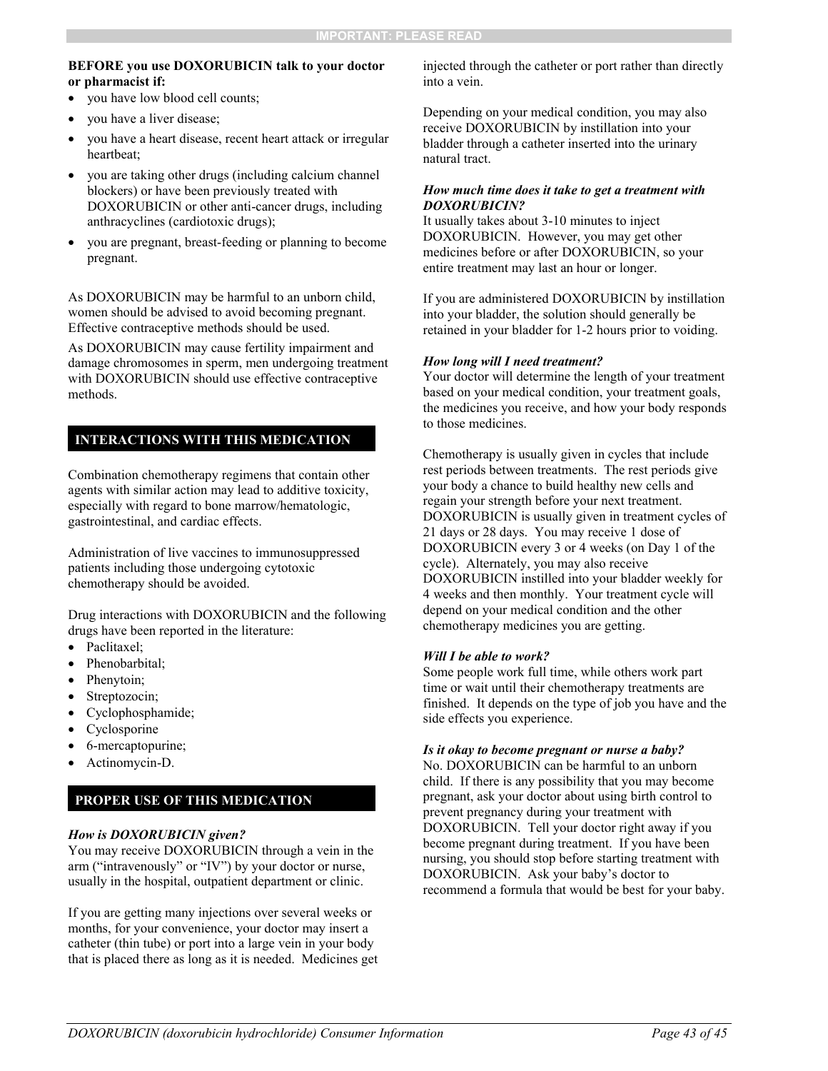**BEFORE you use DOXORUBICIN talk to your doctor or pharmacist if:**

- you have low blood cell counts;
- you have a liver disease;
- you have a heart disease, recent heart attack or irregular heartbeat;
- you are taking other drugs (including calcium channel blockers) or have been previously treated with DOXORUBICIN or other anti-cancer drugs, including anthracyclines (cardiotoxic drugs);
- you are pregnant, breast-feeding or planning to become pregnant.

As DOXORUBICIN may be harmful to an unborn child, women should be advised to avoid becoming pregnant. Effective contraceptive methods should be used.

As DOXORUBICIN may cause fertility impairment and damage chromosomes in sperm, men undergoing treatment with DOXORUBICIN should use effective contraceptive methods.

## INTERACTIONS WITH THIS MEDICATION

Combination chemotherapy regimens that contain other agents with similar action may lead to additive toxicity, especially with regard to bone marrow/hematologic, gastrointestinal, and cardiac effects.

Administration of live vaccines to immunosuppressed patients including those undergoing cytotoxic chemotherapy should be avoided.

Drug interactions with DOXORUBICIN and the following drugs have been reported in the literature:

- Paclitaxel;
- Phenobarbital;
- Phenytoin;
- Streptozocin;
- Cyclophosphamide;
- Cyclosporine
- 6-mercaptopurine;
- Actinomycin-D.

## PROPER USE OF THIS MEDICATION

***How is DOXORUBICIN given?***
You may receive DOXORUBICIN through a vein in the arm (“intravenously” or “IV”) by your doctor or nurse, usually in the hospital, outpatient department or clinic.

If you are getting many injections over several weeks or months, for your convenience, your doctor may insert a catheter (thin tube) or port into a large vein in your body that is placed there as long as it is needed. Medicines get injected through the catheter or port rather than directly into a vein.

Depending on your medical condition, you may also receive DOXORUBICIN by instillation into your bladder through a catheter inserted into the urinary natural tract.

***How much time does it take to get a treatment with DOXORUBICIN?***
It usually takes about 3-10 minutes to inject DOXORUBICIN. However, you may get other medicines before or after DOXORUBICIN, so your entire treatment may last an hour or longer.

If you are administered DOXORUBICIN by instillation into your bladder, the solution should generally be retained in your bladder for 1-2 hours prior to voiding.

***How long will I need treatment?***
Your doctor will determine the length of your treatment based on your medical condition, your treatment goals, the medicines you receive, and how your body responds to those medicines.

Chemotherapy is usually given in cycles that include rest periods between treatments. The rest periods give your body a chance to build healthy new cells and regain your strength before your next treatment. DOXORUBICIN is usually given in treatment cycles of 21 days or 28 days. You may receive 1 dose of DOXORUBICIN every 3 or 4 weeks (on Day 1 of the cycle). Alternately, you may also receive DOXORUBICIN instilled into your bladder weekly for 4 weeks and then monthly. Your treatment cycle will depend on your medical condition and the other chemotherapy medicines you are getting.

***Will I be able to work?***
Some people work full time, while others work part time or wait until their chemotherapy treatments are finished. It depends on the type of job you have and the side effects you experience.

***Is it okay to become pregnant or nurse a baby?***
No. DOXORUBICIN can be harmful to an unborn child. If there is any possibility that you may become pregnant, ask your doctor about using birth control to prevent pregnancy during your treatment with DOXORUBICIN. Tell your doctor right away if you become pregnant during treatment. If you have been nursing, you should stop before starting treatment with DOXORUBICIN. Ask your baby’s doctor to recommend a formula that would be best for your baby.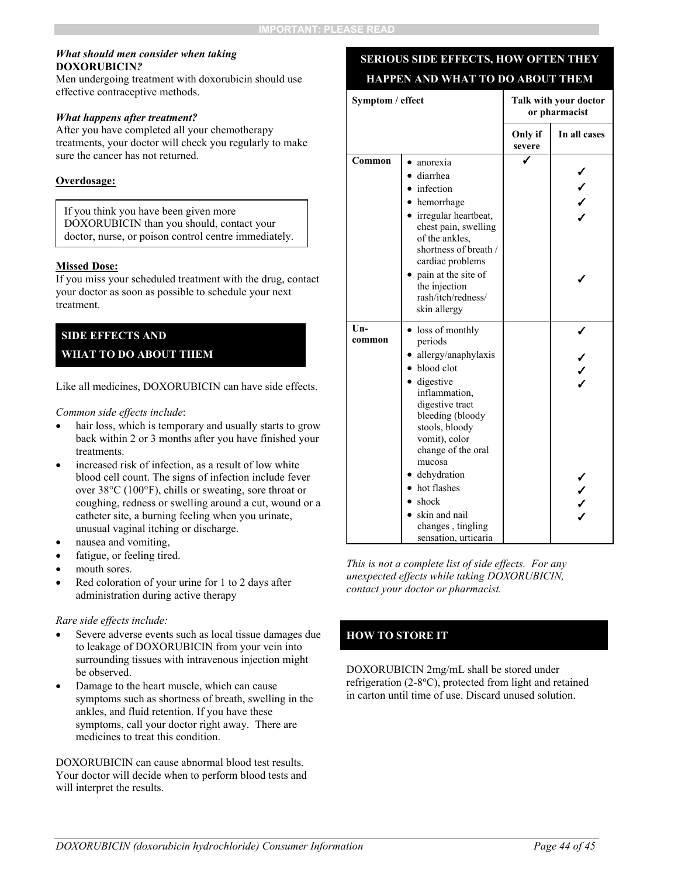### *What should men consider when taking* **DOXORUBICIN***?*

Men undergoing treatment with doxorubicin should use effective contraceptive methods.

### *What happens after treatment?*

After you have completed all your chemotherapy treatments, your doctor will check you regularly to make sure the cancer has not returned.

**Overdosage:**

If you think you have been given more DOXORUBICIN than you should, contact your doctor, nurse, or poison control centre immediately.

**Missed Dose:**

If you miss your scheduled treatment with the drug, contact your doctor as soon as possible to schedule your next treatment.

## SIDE EFFECTS AND WHAT TO DO ABOUT THEM

Like all medicines, DOXORUBICIN can have side effects.

*Common side effects include*:

- hair loss, which is temporary and usually starts to grow back within 2 or 3 months after you have finished your treatments.
- increased risk of infection, as a result of low white blood cell count. The signs of infection include fever over 38°C (100°F), chills or sweating, sore throat or coughing, redness or swelling around a cut, wound or a catheter site, a burning feeling when you urinate, unusual vaginal itching or discharge.
- nausea and vomiting,
- fatigue, or feeling tired.
- mouth sores.
- Red coloration of your urine for 1 to 2 days after administration during active therapy

*Rare side effects include:*

- Severe adverse events such as local tissue damages due to leakage of DOXORUBICIN from your vein into surrounding tissues with intravenous injection might be observed.
- Damage to the heart muscle, which can cause symptoms such as shortness of breath, swelling in the ankles, and fluid retention. If you have these symptoms, call your doctor right away. There are medicines to treat this condition.

DOXORUBICIN can cause abnormal blood test results. Your doctor will decide when to perform blood tests and will interpret the results.

## SERIOUS SIDE EFFECTS, HOW OFTEN THEY HAPPEN AND WHAT TO DO ABOUT THEM

| Symptom / effect | | Talk with your doctor or pharmacist | |
|---|---|---|---|
| | | Only if severe | In all cases |
| **Common** | anorexia | ✓ | |
| | diarrhea | | ✓ |
| | infection | | ✓ |
| | hemorrhage | | ✓ |
| | irregular heartbeat, chest pain, swelling of the ankles, shortness of breath / cardiac problems | | ✓ |
| | pain at the site of the injection rash/itch/redness/ skin allergy | | ✓ |
| **Un-common** | loss of monthly periods | | ✓ |
| | allergy/anaphylaxis | | ✓ |
| | blood clot | | ✓ |
| | digestive inflammation, digestive tract bleeding (bloody stools, bloody vomit), color change of the oral mucosa | | ✓ |
| | dehydration | | ✓ |
| | hot flashes | | ✓ |
| | shock | | ✓ |
| | skin and nail changes , tingling sensation, urticaria | | ✓ |

*This is not a complete list of side effects. For any unexpected effects while taking DOXORUBICIN, contact your doctor or pharmacist.*

## HOW TO STORE IT

DOXORUBICIN 2mg/mL shall be stored under refrigeration (2-8°C), protected from light and retained in carton until time of use. Discard unused solution.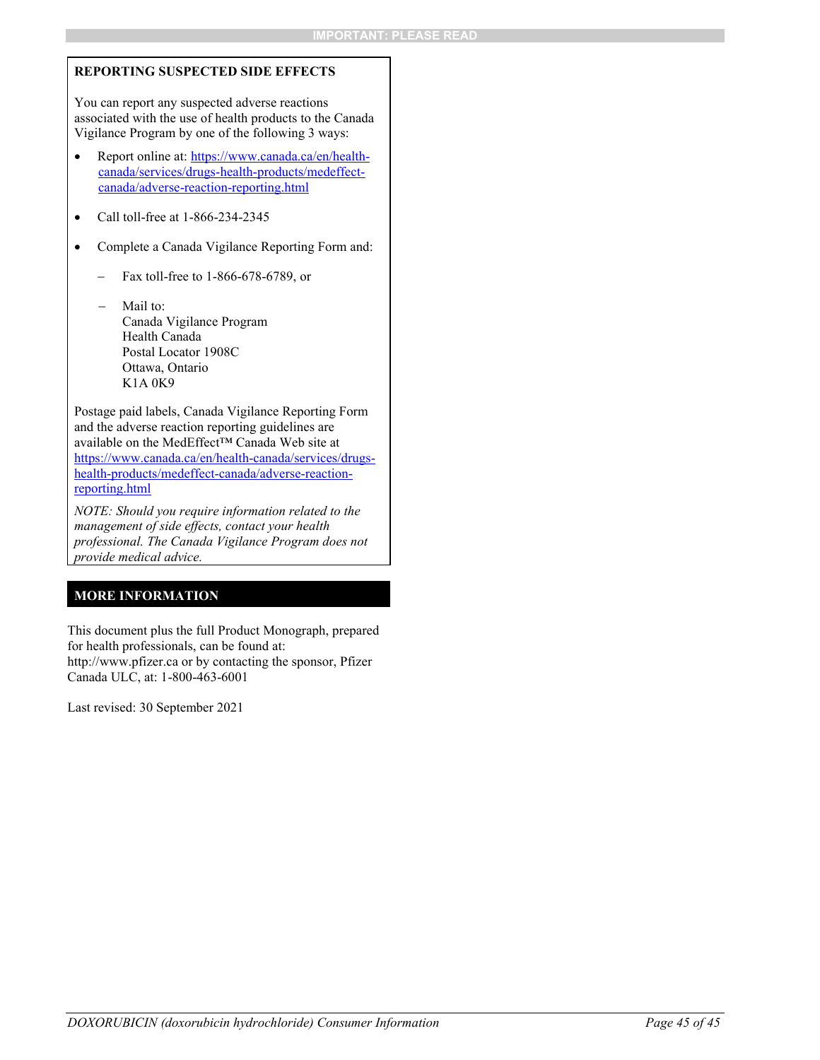## REPORTING SUSPECTED SIDE EFFECTS

You can report any suspected adverse reactions associated with the use of health products to the Canada Vigilance Program by one of the following 3 ways:

- Report online at: https://www.canada.ca/en/health-canada/services/drugs-health-products/medeffect-canada/adverse-reaction-reporting.html
- Call toll-free at 1-866-234-2345
- Complete a Canada Vigilance Reporting Form and:
  - Fax toll-free to 1-866-678-6789, or
  - Mail to:
    Canada Vigilance Program
    Health Canada
    Postal Locator 1908C
    Ottawa, Ontario
    K1A 0K9

Postage paid labels, Canada Vigilance Reporting Form and the adverse reaction reporting guidelines are available on the MedEffect™ Canada Web site at https://www.canada.ca/en/health-canada/services/drugs-health-products/medeffect-canada/adverse-reaction-reporting.html

*NOTE: Should you require information related to the management of side effects, contact your health professional. The Canada Vigilance Program does not provide medical advice.*

## MORE INFORMATION

This document plus the full Product Monograph, prepared for health professionals, can be found at: http://www.pfizer.ca or by contacting the sponsor, Pfizer Canada ULC, at: 1-800-463-6001

Last revised: 30 September 2021